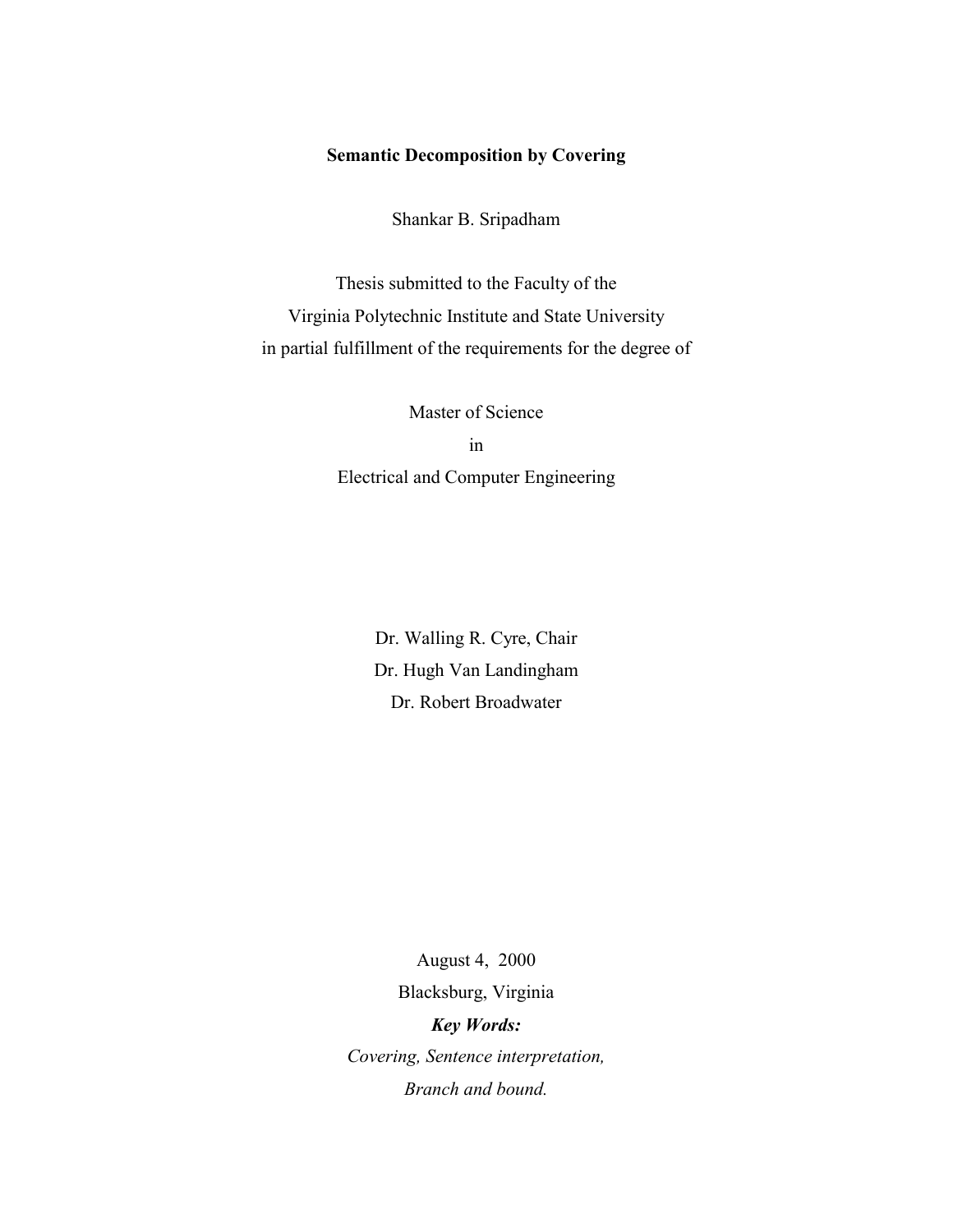# Semantic Decomposition by Covering

Shankar B. Sripadham

Thesis submitted to the Faculty of the
Virginia Polytechnic Institute and State University
in partial fulfillment of the requirements for the degree of

Master of Science
in
Electrical and Computer Engineering

Dr. Walling R. Cyre, Chair
Dr. Hugh Van Landingham
Dr. Robert Broadwater

August 4, 2000
Blacksburg, Virginia

***Key Words:***
*Covering, Sentence interpretation,*
*Branch and bound.*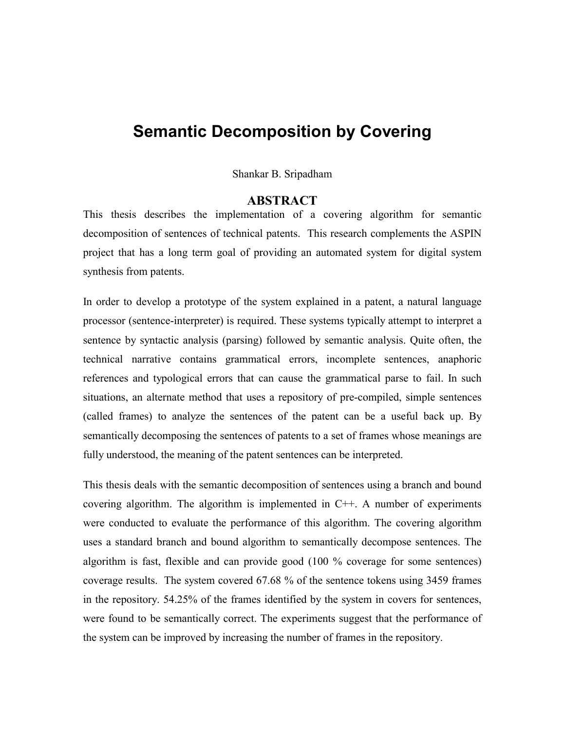# Semantic Decomposition by Covering

Shankar B. Sripadham

## ABSTRACT

This thesis describes the implementation of a covering algorithm for semantic decomposition of sentences of technical patents. This research complements the ASPIN project that has a long term goal of providing an automated system for digital system synthesis from patents.

In order to develop a prototype of the system explained in a patent, a natural language processor (sentence-interpreter) is required. These systems typically attempt to interpret a sentence by syntactic analysis (parsing) followed by semantic analysis. Quite often, the technical narrative contains grammatical errors, incomplete sentences, anaphoric references and typological errors that can cause the grammatical parse to fail. In such situations, an alternate method that uses a repository of pre-compiled, simple sentences (called frames) to analyze the sentences of the patent can be a useful back up. By semantically decomposing the sentences of patents to a set of frames whose meanings are fully understood, the meaning of the patent sentences can be interpreted.

This thesis deals with the semantic decomposition of sentences using a branch and bound covering algorithm. The algorithm is implemented in C++. A number of experiments were conducted to evaluate the performance of this algorithm. The covering algorithm uses a standard branch and bound algorithm to semantically decompose sentences. The algorithm is fast, flexible and can provide good (100 % coverage for some sentences) coverage results. The system covered 67.68 % of the sentence tokens using 3459 frames in the repository. 54.25% of the frames identified by the system in covers for sentences, were found to be semantically correct. The experiments suggest that the performance of the system can be improved by increasing the number of frames in the repository.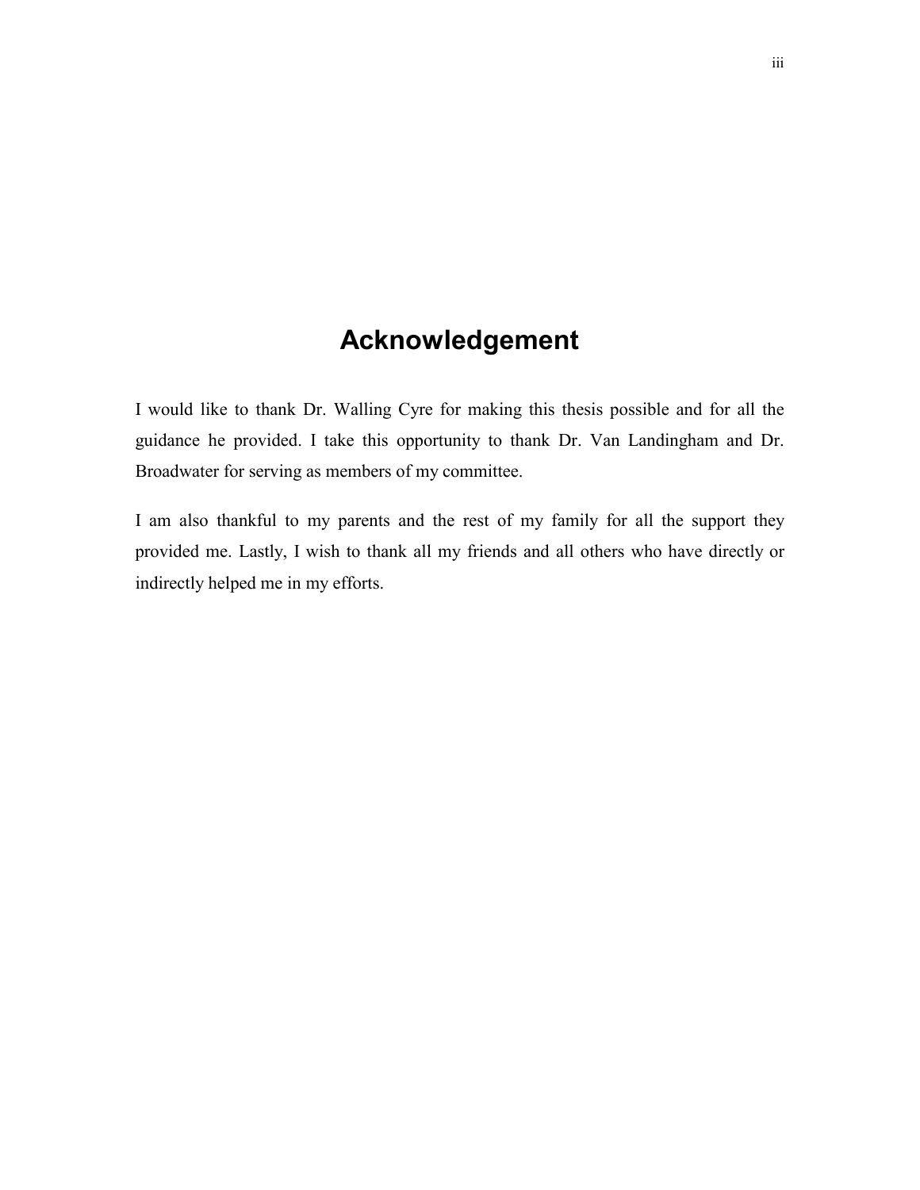# Acknowledgement

I would like to thank Dr. Walling Cyre for making this thesis possible and for all the guidance he provided. I take this opportunity to thank Dr. Van Landingham and Dr. Broadwater for serving as members of my committee.

I am also thankful to my parents and the rest of my family for all the support they provided me. Lastly, I wish to thank all my friends and all others who have directly or indirectly helped me in my efforts.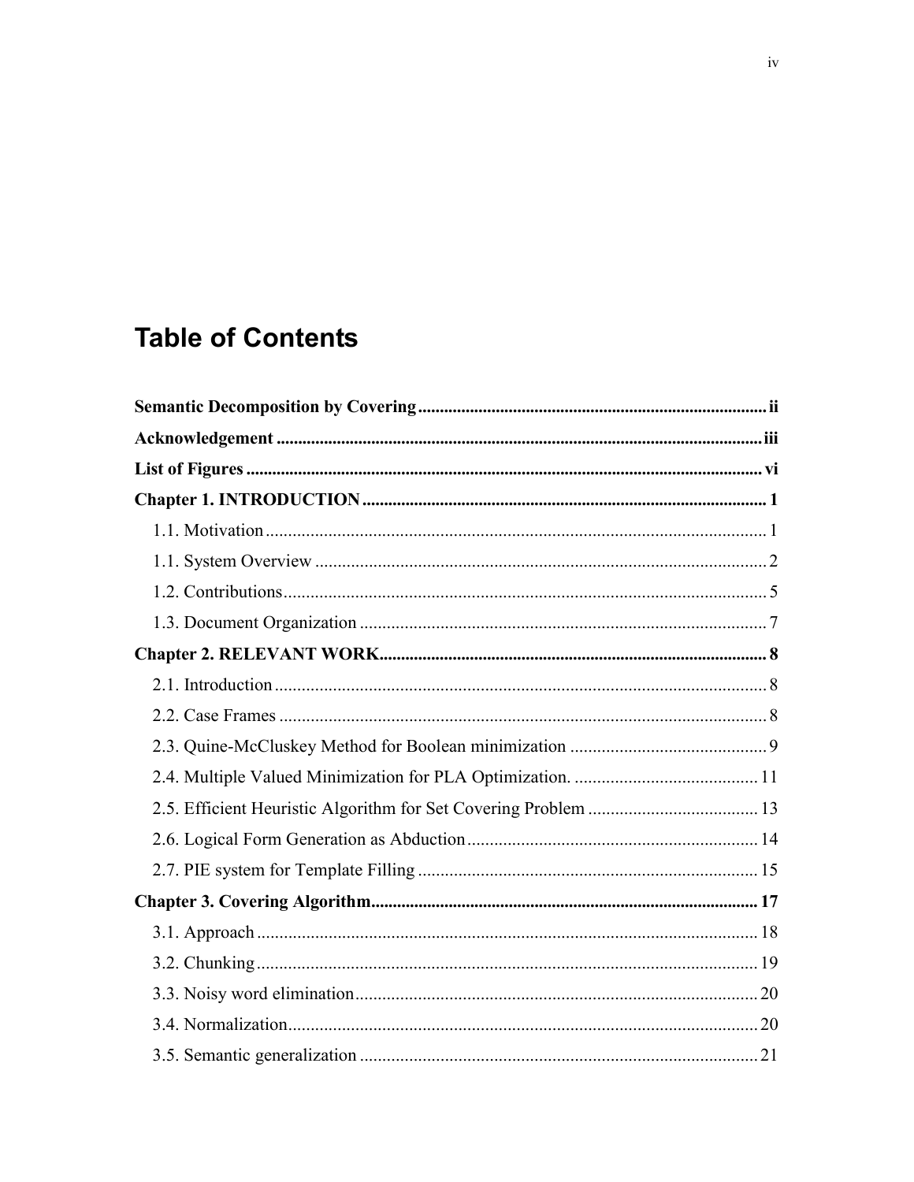# Table of Contents

**Semantic Decomposition by Covering** ................................................ ii

**Acknowledgement** ................................................ iii

**List of Figures** ................................................ vi

**Chapter 1. INTRODUCTION** ................................................ 1

- 1.1. Motivation ................................................ 1
- 1.1. System Overview ................................................ 2
- 1.2. Contributions ................................................ 5
- 1.3. Document Organization ................................................ 7

**Chapter 2. RELEVANT WORK** ................................................ 8

- 2.1. Introduction ................................................ 8
- 2.2. Case Frames ................................................ 8
- 2.3. Quine-McCluskey Method for Boolean minimization ................................................ 9
- 2.4. Multiple Valued Minimization for PLA Optimization. ................................................ 11
- 2.5. Efficient Heuristic Algorithm for Set Covering Problem ................................................ 13
- 2.6. Logical Form Generation as Abduction ................................................ 14
- 2.7. PIE system for Template Filling ................................................ 15

**Chapter 3. Covering Algorithm** ................................................ 17

- 3.1. Approach ................................................ 18
- 3.2. Chunking ................................................ 19
- 3.3. Noisy word elimination ................................................ 20
- 3.4. Normalization ................................................ 20
- 3.5. Semantic generalization ................................................ 21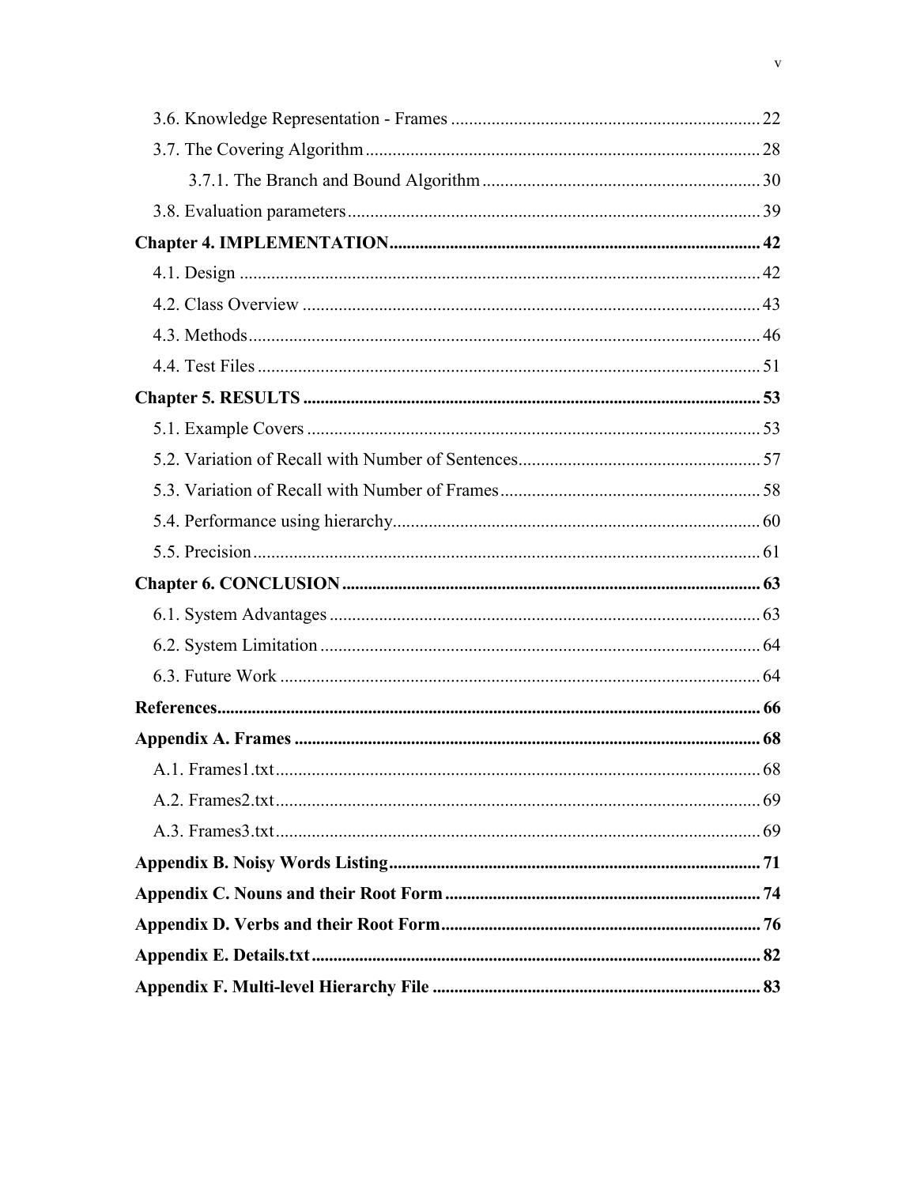3.6. Knowledge Representation - Frames .................................................................... 22

3.7. The Covering Algorithm ....................................................................................... 28

3.7.1. The Branch and Bound Algorithm .............................................................. 30

3.8. Evaluation parameters ........................................................................................... 39

**Chapter 4. IMPLEMENTATION ..................................................................................... 42**

4.1. Design ................................................................................................................... 42

4.2. Class Overview ...................................................................................................... 43

4.3. Methods ................................................................................................................. 46

4.4. Test Files ............................................................................................................... 51

**Chapter 5. RESULTS ........................................................................................................ 53**

5.1. Example Covers .................................................................................................... 53

5.2. Variation of Recall with Number of Sentences ...................................................... 57

5.3. Variation of Recall with Number of Frames .......................................................... 58

5.4. Performance using hierarchy.................................................................................. 60

5.5. Precision ................................................................................................................. 61

**Chapter 6. CONCLUSION ............................................................................................... 63**

6.1. System Advantages ................................................................................................ 63

6.2. System Limitation .................................................................................................. 64

6.3. Future Work ........................................................................................................... 64

**References............................................................................................................................ 66**

**Appendix A. Frames .......................................................................................................... 68**

A.1. Frames1.txt ............................................................................................................ 68

A.2. Frames2.txt ............................................................................................................ 69

A.3. Frames3.txt ............................................................................................................ 69

**Appendix B. Noisy Words Listing ..................................................................................... 71**

**Appendix C. Nouns and their Root Form ........................................................................ 74**

**Appendix D. Verbs and their Root Form .......................................................................... 76**

**Appendix E. Details.txt ...................................................................................................... 82**

**Appendix F. Multi-level Hierarchy File ........................................................................... 83**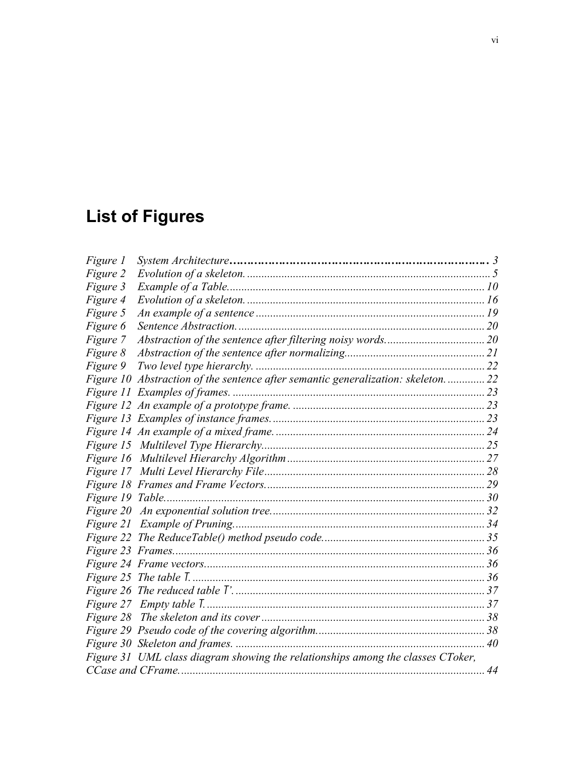# List of Figures

*Figure 1* *System Architecture* ........ 3
*Figure 2* *Evolution of a skeleton.* ........ 5
*Figure 3* *Example of a Table.* ........ 10
*Figure 4* *Evolution of a skeleton.* ........ 16
*Figure 5* *An example of a sentence* ........ 19
*Figure 6* *Sentence Abstraction.* ........ 20
*Figure 7* *Abstraction of the sentence after filtering noisy words.* ........ 20
*Figure 8* *Abstraction of the sentence after normalizing.* ........ 21
*Figure 9* *Two level type hierarchy.* ........ 22
*Figure 10* *Abstraction of the sentence after semantic generalization: skeleton.* ........ 22
*Figure 11* *Examples of frames.* ........ 23
*Figure 12* *An example of a prototype frame.* ........ 23
*Figure 13* *Examples of instance frames.* ........ 23
*Figure 14* *An example of a mixed frame.* ........ 24
*Figure 15* *Multilevel Type Hierarchy.* ........ 25
*Figure 16* *Multilevel Hierarchy Algorithm* ........ 27
*Figure 17* *Multi Level Hierarchy File* ........ 28
*Figure 18* *Frames and Frame Vectors.* ........ 29
*Figure 19* *Table.* ........ 30
*Figure 20* *An exponential solution tree.* ........ 32
*Figure 21* *Example of Pruning.* ........ 34
*Figure 22* *The ReduceTable() method pseudo code.* ........ 35
*Figure 23* *Frames.* ........ 36
*Figure 24* *Frame vectors.* ........ 36
*Figure 25* *The table T.* ........ 36
*Figure 26* *The reduced table T'.* ........ 37
*Figure 27* *Empty table T.* ........ 37
*Figure 28* *The skeleton and its cover* ........ 38
*Figure 29* *Pseudo code of the covering algorithm.* ........ 38
*Figure 30* *Skeleton and frames.* ........ 40
*Figure 31* *UML class diagram showing the relationships among the classes CToker, CCase and CFrame.* ........ 44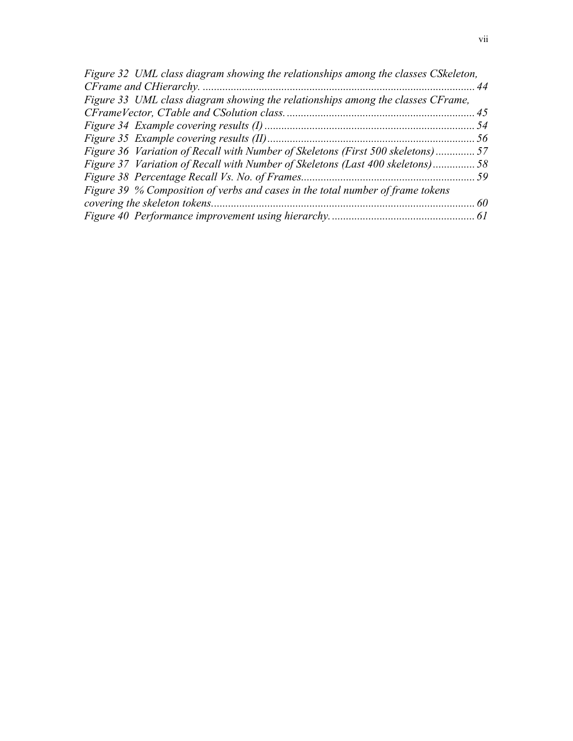*Figure 32 UML class diagram showing the relationships among the classes CSkeleton, CFrame and CHierarchy.* ........ *44*

*Figure 33 UML class diagram showing the relationships among the classes CFrame, CFrameVector, CTable and CSolution class.* ........ *45*

*Figure 34 Example covering results (I)* ........ *54*

*Figure 35 Example covering results (II)* ........ *56*

*Figure 36 Variation of Recall with Number of Skeletons (First 500 skeletons)* ........ *57*

*Figure 37 Variation of Recall with Number of Skeletons (Last 400 skeletons)* ........ *58*

*Figure 38 Percentage Recall Vs. No. of Frames* ........ *59*

*Figure 39 % Composition of verbs and cases in the total number of frame tokens covering the skeleton tokens* ........ *60*

*Figure 40 Performance improvement using hierarchy.* ........ *61*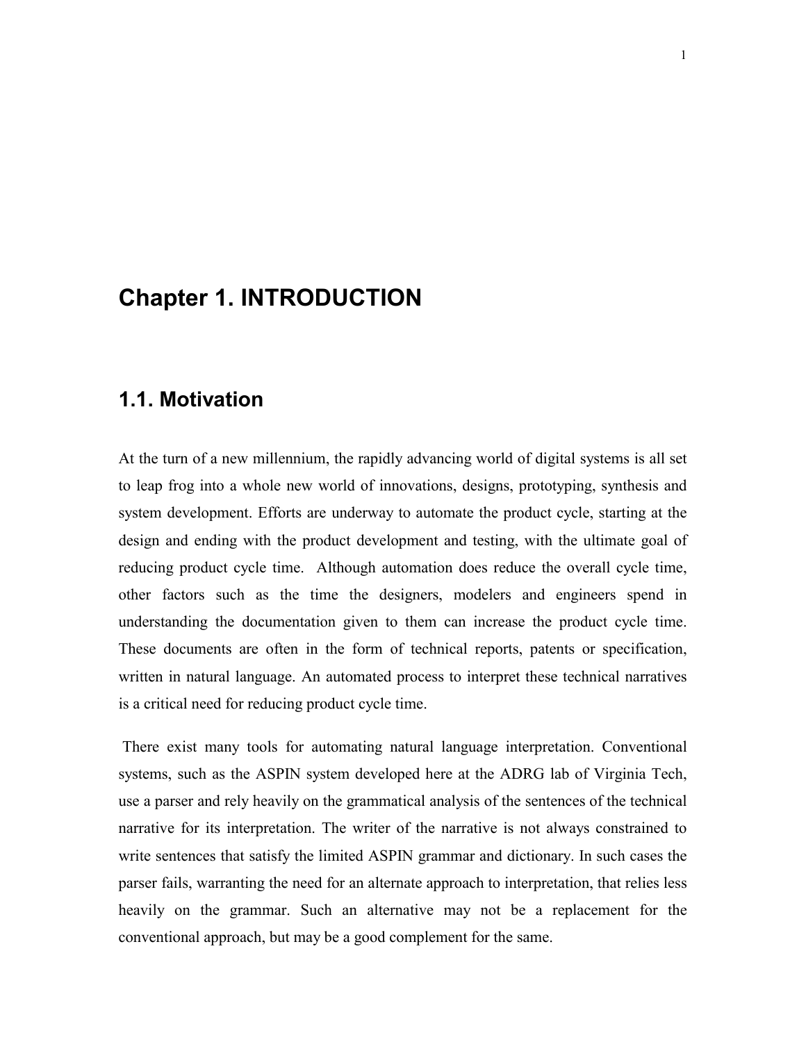# Chapter 1. INTRODUCTION

## 1.1. Motivation

At the turn of a new millennium, the rapidly advancing world of digital systems is all set to leap frog into a whole new world of innovations, designs, prototyping, synthesis and system development. Efforts are underway to automate the product cycle, starting at the design and ending with the product development and testing, with the ultimate goal of reducing product cycle time. Although automation does reduce the overall cycle time, other factors such as the time the designers, modelers and engineers spend in understanding the documentation given to them can increase the product cycle time. These documents are often in the form of technical reports, patents or specification, written in natural language. An automated process to interpret these technical narratives is a critical need for reducing product cycle time.

There exist many tools for automating natural language interpretation. Conventional systems, such as the ASPIN system developed here at the ADRG lab of Virginia Tech, use a parser and rely heavily on the grammatical analysis of the sentences of the technical narrative for its interpretation. The writer of the narrative is not always constrained to write sentences that satisfy the limited ASPIN grammar and dictionary. In such cases the parser fails, warranting the need for an alternate approach to interpretation, that relies less heavily on the grammar. Such an alternative may not be a replacement for the conventional approach, but may be a good complement for the same.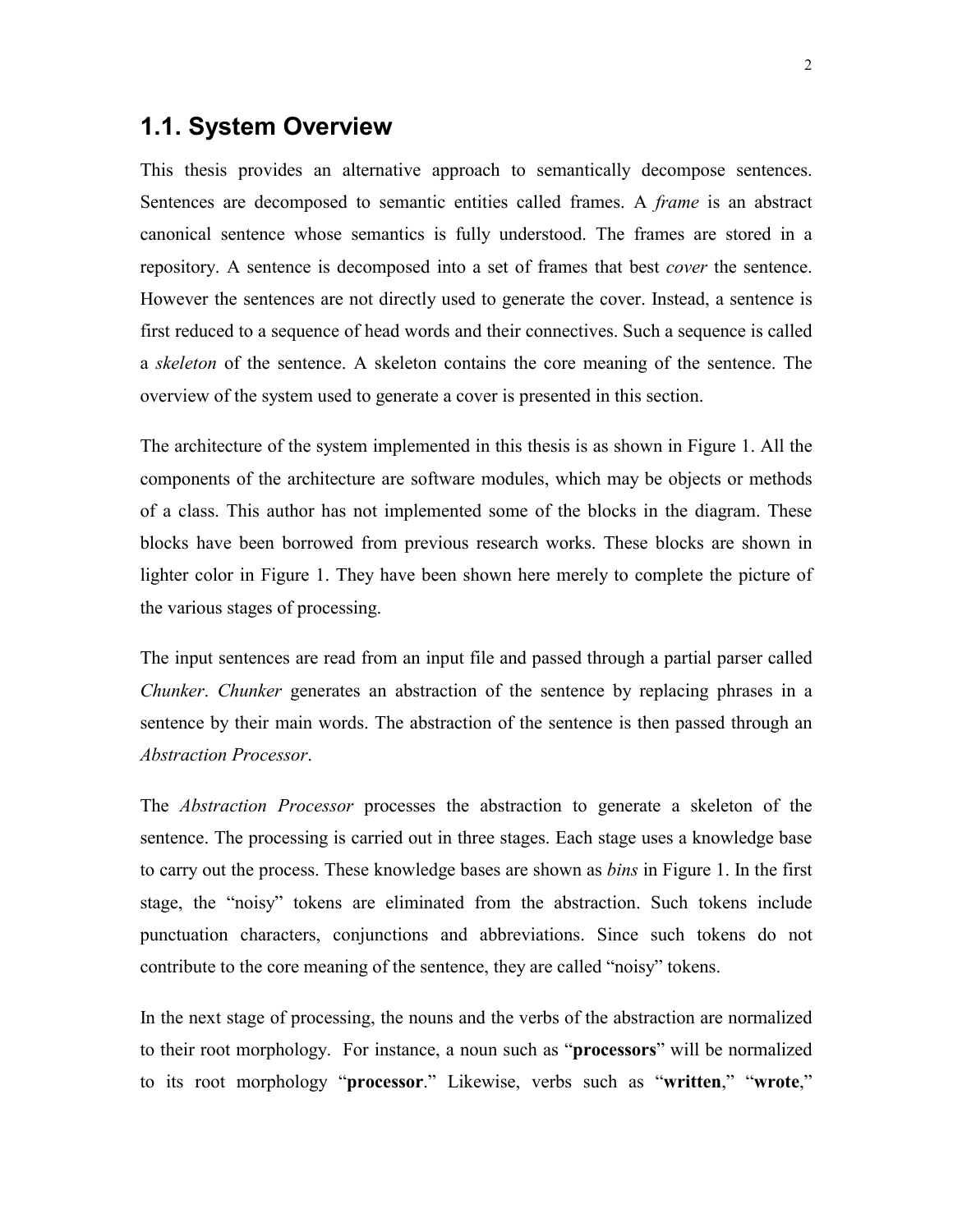## 1.1. System Overview

This thesis provides an alternative approach to semantically decompose sentences. Sentences are decomposed to semantic entities called frames. A *frame* is an abstract canonical sentence whose semantics is fully understood. The frames are stored in a repository. A sentence is decomposed into a set of frames that best *cover* the sentence. However the sentences are not directly used to generate the cover. Instead, a sentence is first reduced to a sequence of head words and their connectives. Such a sequence is called a *skeleton* of the sentence. A skeleton contains the core meaning of the sentence. The overview of the system used to generate a cover is presented in this section.

The architecture of the system implemented in this thesis is as shown in Figure 1. All the components of the architecture are software modules, which may be objects or methods of a class. This author has not implemented some of the blocks in the diagram. These blocks have been borrowed from previous research works. These blocks are shown in lighter color in Figure 1. They have been shown here merely to complete the picture of the various stages of processing.

The input sentences are read from an input file and passed through a partial parser called *Chunker*. *Chunker* generates an abstraction of the sentence by replacing phrases in a sentence by their main words. The abstraction of the sentence is then passed through an *Abstraction Processor*.

The *Abstraction Processor* processes the abstraction to generate a skeleton of the sentence. The processing is carried out in three stages. Each stage uses a knowledge base to carry out the process. These knowledge bases are shown as *bins* in Figure 1. In the first stage, the "noisy" tokens are eliminated from the abstraction. Such tokens include punctuation characters, conjunctions and abbreviations. Since such tokens do not contribute to the core meaning of the sentence, they are called "noisy" tokens.

In the next stage of processing, the nouns and the verbs of the abstraction are normalized to their root morphology. For instance, a noun such as "**processors**" will be normalized to its root morphology "**processor**." Likewise, verbs such as "**written**," "**wrote**,"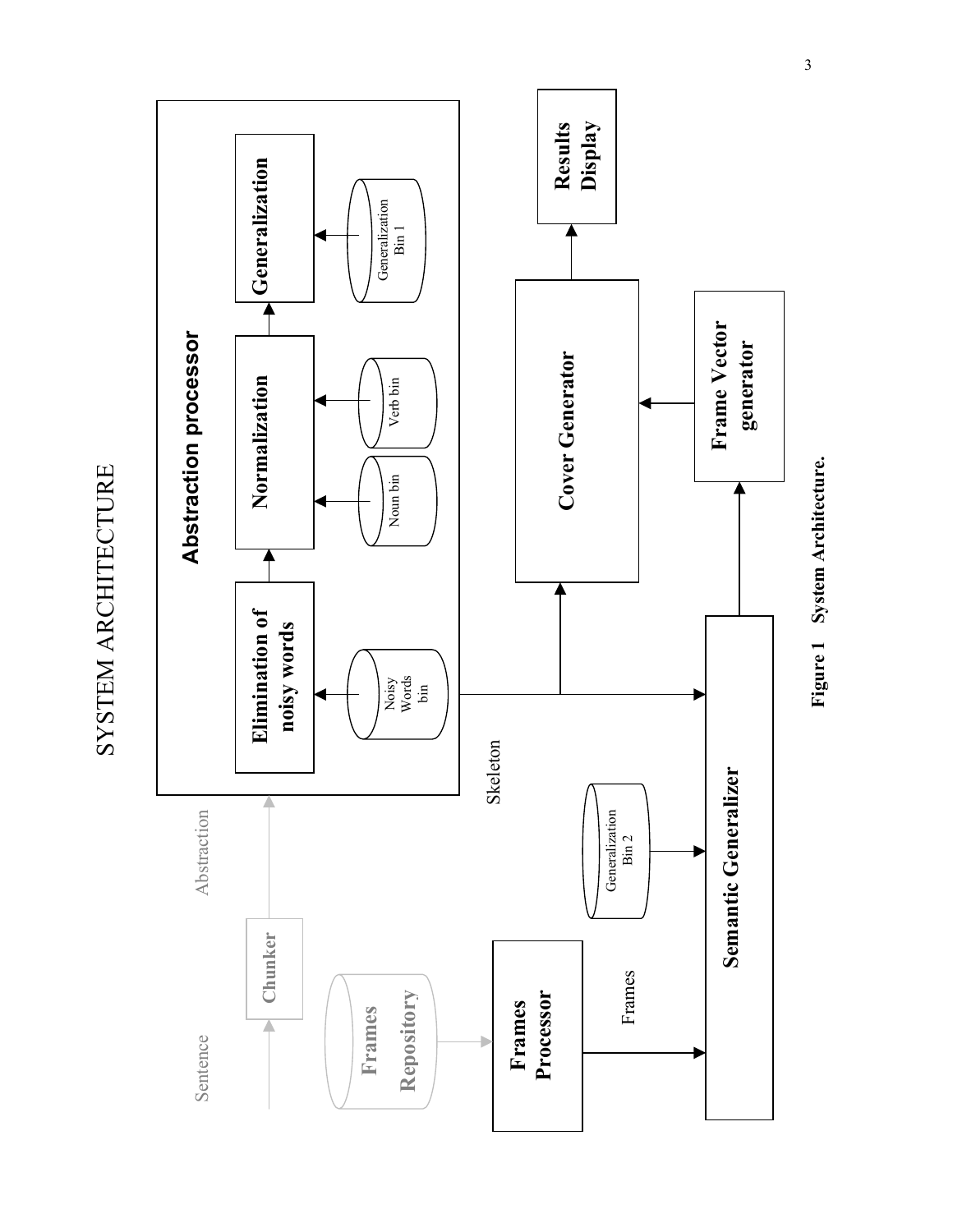# SYSTEM ARCHITECTURE

**Figure 1 System Architecture.**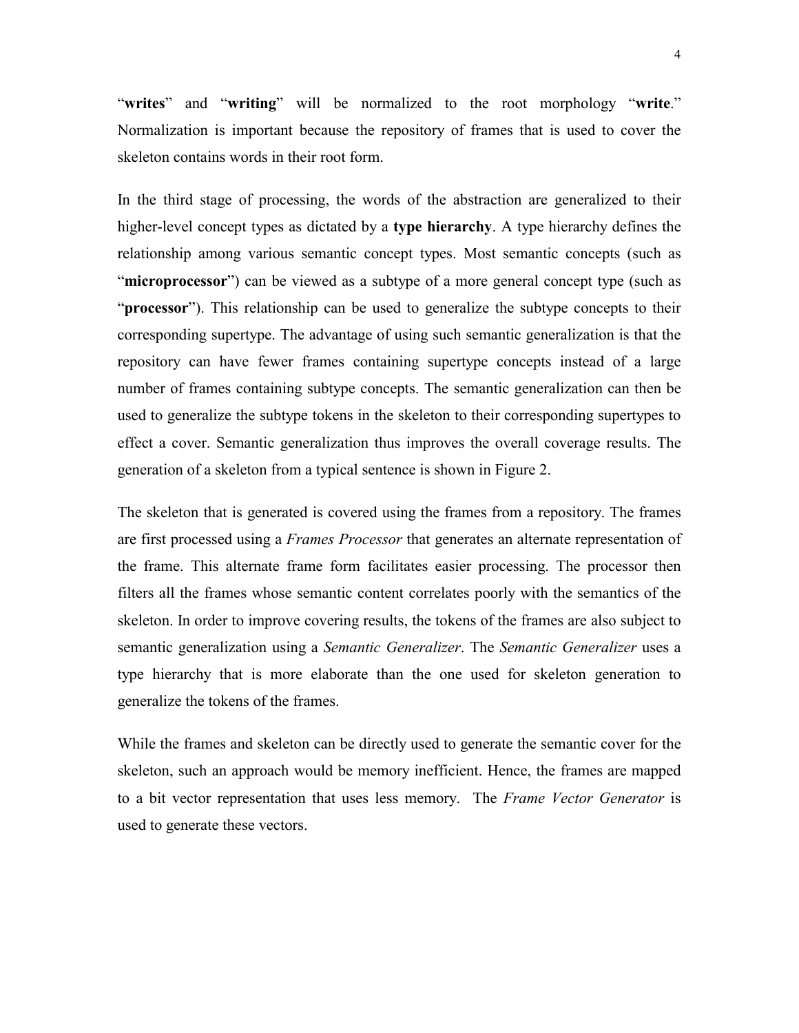"**writes**" and "**writing**" will be normalized to the root morphology "**write**." Normalization is important because the repository of frames that is used to cover the skeleton contains words in their root form.

In the third stage of processing, the words of the abstraction are generalized to their higher-level concept types as dictated by a **type hierarchy**. A type hierarchy defines the relationship among various semantic concept types. Most semantic concepts (such as "**microprocessor**") can be viewed as a subtype of a more general concept type (such as "**processor**"). This relationship can be used to generalize the subtype concepts to their corresponding supertype. The advantage of using such semantic generalization is that the repository can have fewer frames containing supertype concepts instead of a large number of frames containing subtype concepts. The semantic generalization can then be used to generalize the subtype tokens in the skeleton to their corresponding supertypes to effect a cover. Semantic generalization thus improves the overall coverage results. The generation of a skeleton from a typical sentence is shown in Figure 2.

The skeleton that is generated is covered using the frames from a repository. The frames are first processed using a *Frames Processor* that generates an alternate representation of the frame. This alternate frame form facilitates easier processing. The processor then filters all the frames whose semantic content correlates poorly with the semantics of the skeleton. In order to improve covering results, the tokens of the frames are also subject to semantic generalization using a *Semantic Generalizer*. The *Semantic Generalizer* uses a type hierarchy that is more elaborate than the one used for skeleton generation to generalize the tokens of the frames.

While the frames and skeleton can be directly used to generate the semantic cover for the skeleton, such an approach would be memory inefficient. Hence, the frames are mapped to a bit vector representation that uses less memory. The *Frame Vector Generator* is used to generate these vectors.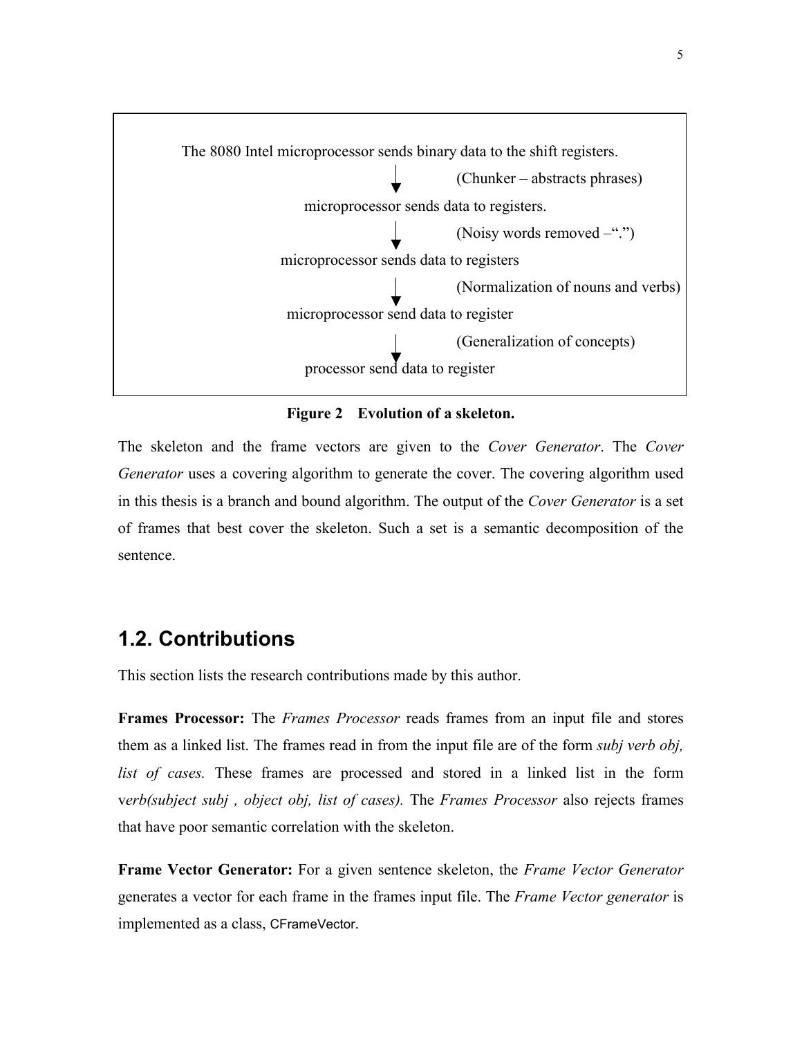```
The 8080 Intel microprocessor sends binary data to the shift registers.
                    ↓          (Chunker – abstracts phrases)
microprocessor sends data to registers.
                    ↓          (Noisy words removed –".")
microprocessor sends data to registers
                    ↓          (Normalization of nouns and verbs)
microprocessor send data to register
                    ↓          (Generalization of concepts)
processor send data to register
```

**Figure 2 Evolution of a skeleton.**

The skeleton and the frame vectors are given to the *Cover Generator*. The *Cover Generator* uses a covering algorithm to generate the cover. The covering algorithm used in this thesis is a branch and bound algorithm. The output of the *Cover Generator* is a set of frames that best cover the skeleton. Such a set is a semantic decomposition of the sentence.

## 1.2. Contributions

This section lists the research contributions made by this author.

**Frames Processor:** The *Frames Processor* reads frames from an input file and stores them as a linked list. The frames read in from the input file are of the form *subj verb obj, list of cases.* These frames are processed and stored in a linked list in the form v*erb(subject subj , object obj, list of cases).* The *Frames Processor* also rejects frames that have poor semantic correlation with the skeleton.

**Frame Vector Generator:** For a given sentence skeleton, the *Frame Vector Generator* generates a vector for each frame in the frames input file. The *Frame Vector generator* is implemented as a class, `CFrameVector`.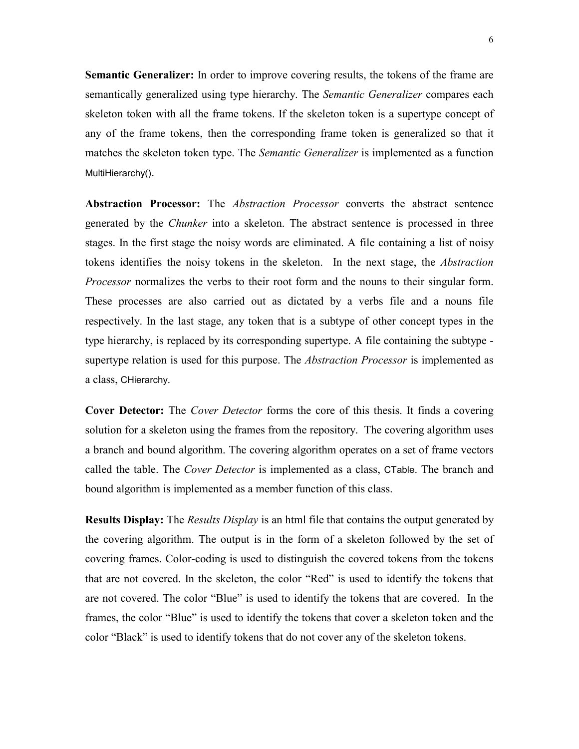**Semantic Generalizer:** In order to improve covering results, the tokens of the frame are semantically generalized using type hierarchy. The *Semantic Generalizer* compares each skeleton token with all the frame tokens. If the skeleton token is a supertype concept of any of the frame tokens, then the corresponding frame token is generalized so that it matches the skeleton token type. The *Semantic Generalizer* is implemented as a function MultiHierarchy().

**Abstraction Processor:** The *Abstraction Processor* converts the abstract sentence generated by the *Chunker* into a skeleton. The abstract sentence is processed in three stages. In the first stage the noisy words are eliminated. A file containing a list of noisy tokens identifies the noisy tokens in the skeleton. In the next stage, the *Abstraction Processor* normalizes the verbs to their root form and the nouns to their singular form. These processes are also carried out as dictated by a verbs file and a nouns file respectively. In the last stage, any token that is a subtype of other concept types in the type hierarchy, is replaced by its corresponding supertype. A file containing the subtype - supertype relation is used for this purpose. The *Abstraction Processor* is implemented as a class, CHierarchy.

**Cover Detector:** The *Cover Detector* forms the core of this thesis. It finds a covering solution for a skeleton using the frames from the repository. The covering algorithm uses a branch and bound algorithm. The covering algorithm operates on a set of frame vectors called the table. The *Cover Detector* is implemented as a class, CTable. The branch and bound algorithm is implemented as a member function of this class.

**Results Display:** The *Results Display* is an html file that contains the output generated by the covering algorithm. The output is in the form of a skeleton followed by the set of covering frames. Color-coding is used to distinguish the covered tokens from the tokens that are not covered. In the skeleton, the color "Red" is used to identify the tokens that are not covered. The color "Blue" is used to identify the tokens that are covered. In the frames, the color "Blue" is used to identify the tokens that cover a skeleton token and the color "Black" is used to identify tokens that do not cover any of the skeleton tokens.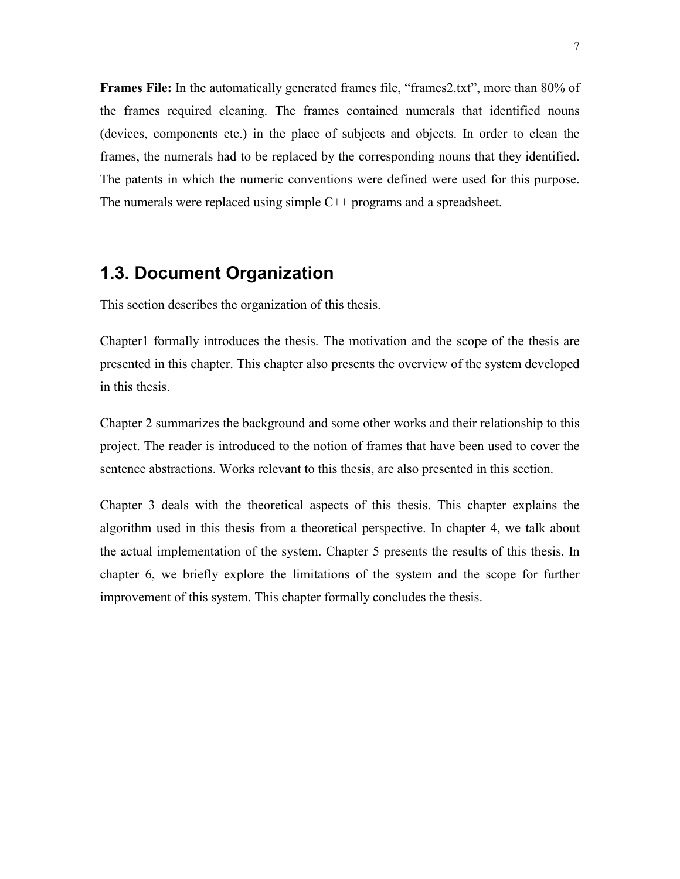**Frames File:** In the automatically generated frames file, "frames2.txt", more than 80% of the frames required cleaning. The frames contained numerals that identified nouns (devices, components etc.) in the place of subjects and objects. In order to clean the frames, the numerals had to be replaced by the corresponding nouns that they identified. The patents in which the numeric conventions were defined were used for this purpose. The numerals were replaced using simple C++ programs and a spreadsheet.

## 1.3. Document Organization

This section describes the organization of this thesis.

Chapter1 formally introduces the thesis. The motivation and the scope of the thesis are presented in this chapter. This chapter also presents the overview of the system developed in this thesis.

Chapter 2 summarizes the background and some other works and their relationship to this project. The reader is introduced to the notion of frames that have been used to cover the sentence abstractions. Works relevant to this thesis, are also presented in this section.

Chapter 3 deals with the theoretical aspects of this thesis. This chapter explains the algorithm used in this thesis from a theoretical perspective. In chapter 4, we talk about the actual implementation of the system. Chapter 5 presents the results of this thesis. In chapter 6, we briefly explore the limitations of the system and the scope for further improvement of this system. This chapter formally concludes the thesis.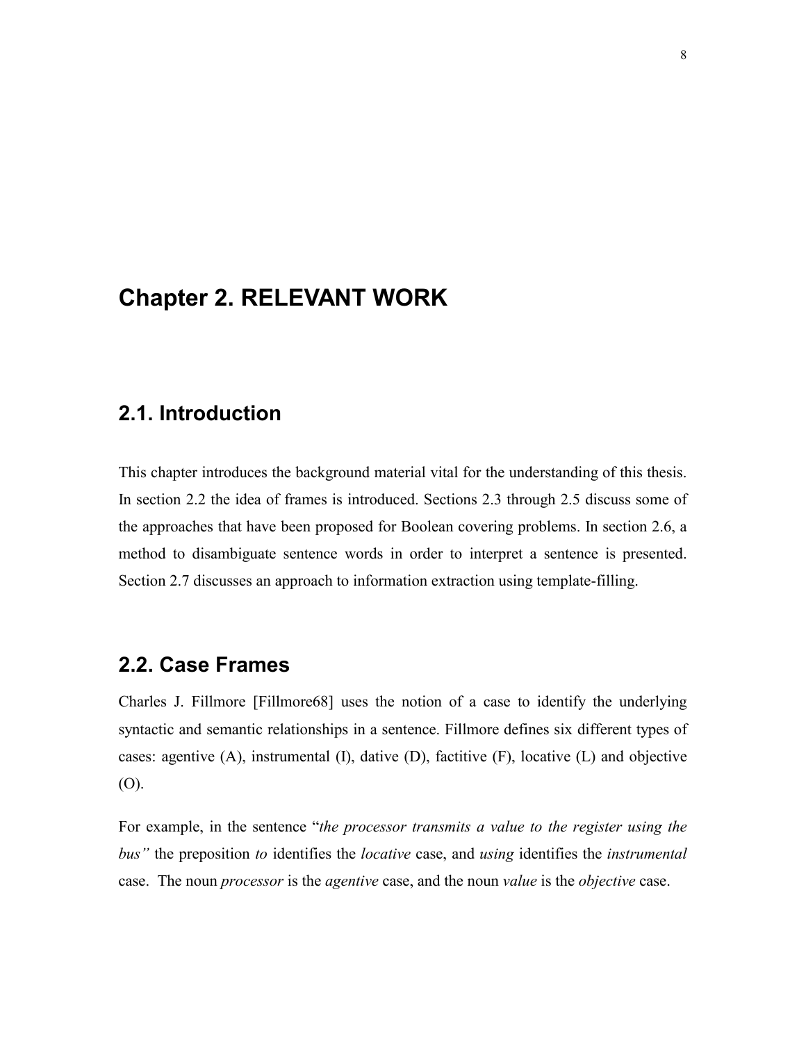# Chapter 2. RELEVANT WORK

## 2.1. Introduction

This chapter introduces the background material vital for the understanding of this thesis. In section 2.2 the idea of frames is introduced. Sections 2.3 through 2.5 discuss some of the approaches that have been proposed for Boolean covering problems. In section 2.6, a method to disambiguate sentence words in order to interpret a sentence is presented. Section 2.7 discusses an approach to information extraction using template-filling.

## 2.2. Case Frames

Charles J. Fillmore [Fillmore68] uses the notion of a case to identify the underlying syntactic and semantic relationships in a sentence. Fillmore defines six different types of cases: agentive (A), instrumental (I), dative (D), factitive (F), locative (L) and objective (O).

For example, in the sentence "*the processor transmits a value to the register using the bus"* the preposition *to* identifies the *locative* case, and *using* identifies the *instrumental* case. The noun *processor* is the *agentive* case, and the noun *value* is the *objective* case.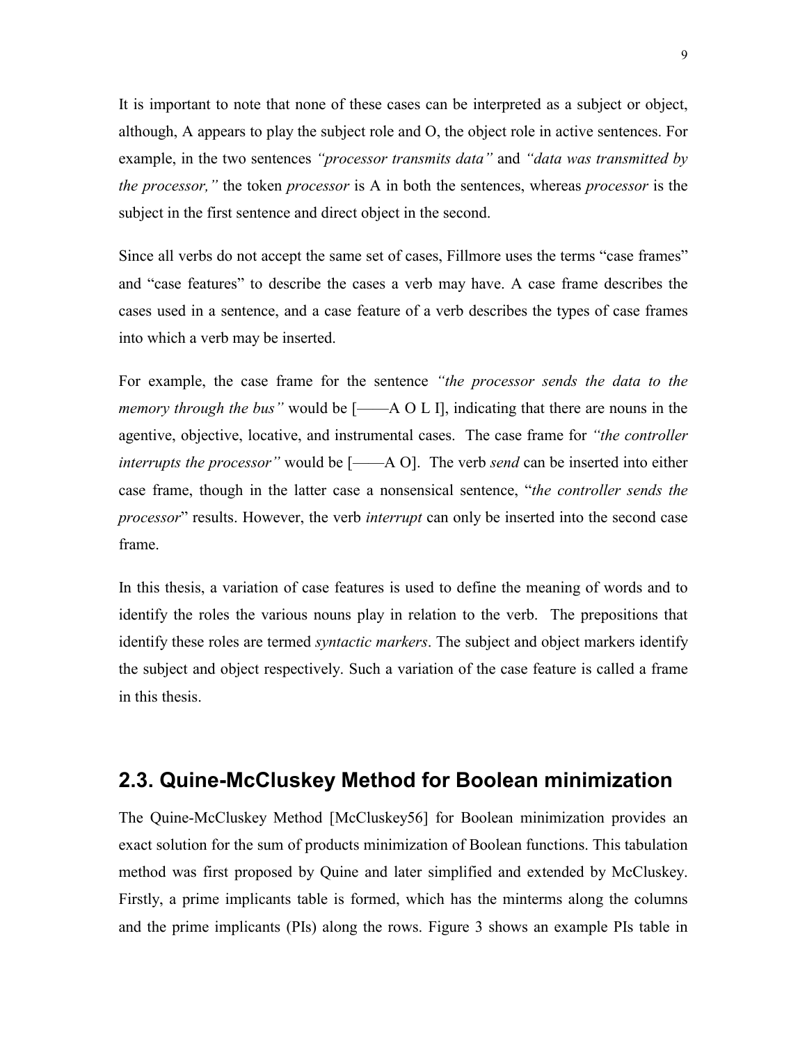It is important to note that none of these cases can be interpreted as a subject or object, although, A appears to play the subject role and O, the object role in active sentences. For example, in the two sentences *"processor transmits data"* and *"data was transmitted by the processor,"* the token *processor* is A in both the sentences, whereas *processor* is the subject in the first sentence and direct object in the second.

Since all verbs do not accept the same set of cases, Fillmore uses the terms "case frames" and "case features" to describe the cases a verb may have. A case frame describes the cases used in a sentence, and a case feature of a verb describes the types of case frames into which a verb may be inserted.

For example, the case frame for the sentence *"the processor sends the data to the memory through the bus"* would be [——A O L I], indicating that there are nouns in the agentive, objective, locative, and instrumental cases. The case frame for *"the controller interrupts the processor"* would be [——A O]. The verb *send* can be inserted into either case frame, though in the latter case a nonsensical sentence, "*the controller sends the processor*" results. However, the verb *interrupt* can only be inserted into the second case frame.

In this thesis, a variation of case features is used to define the meaning of words and to identify the roles the various nouns play in relation to the verb. The prepositions that identify these roles are termed *syntactic markers*. The subject and object markers identify the subject and object respectively. Such a variation of the case feature is called a frame in this thesis.

## 2.3. Quine-McCluskey Method for Boolean minimization

The Quine-McCluskey Method [McCluskey56] for Boolean minimization provides an exact solution for the sum of products minimization of Boolean functions. This tabulation method was first proposed by Quine and later simplified and extended by McCluskey. Firstly, a prime implicants table is formed, which has the minterms along the columns and the prime implicants (PIs) along the rows. Figure 3 shows an example PIs table in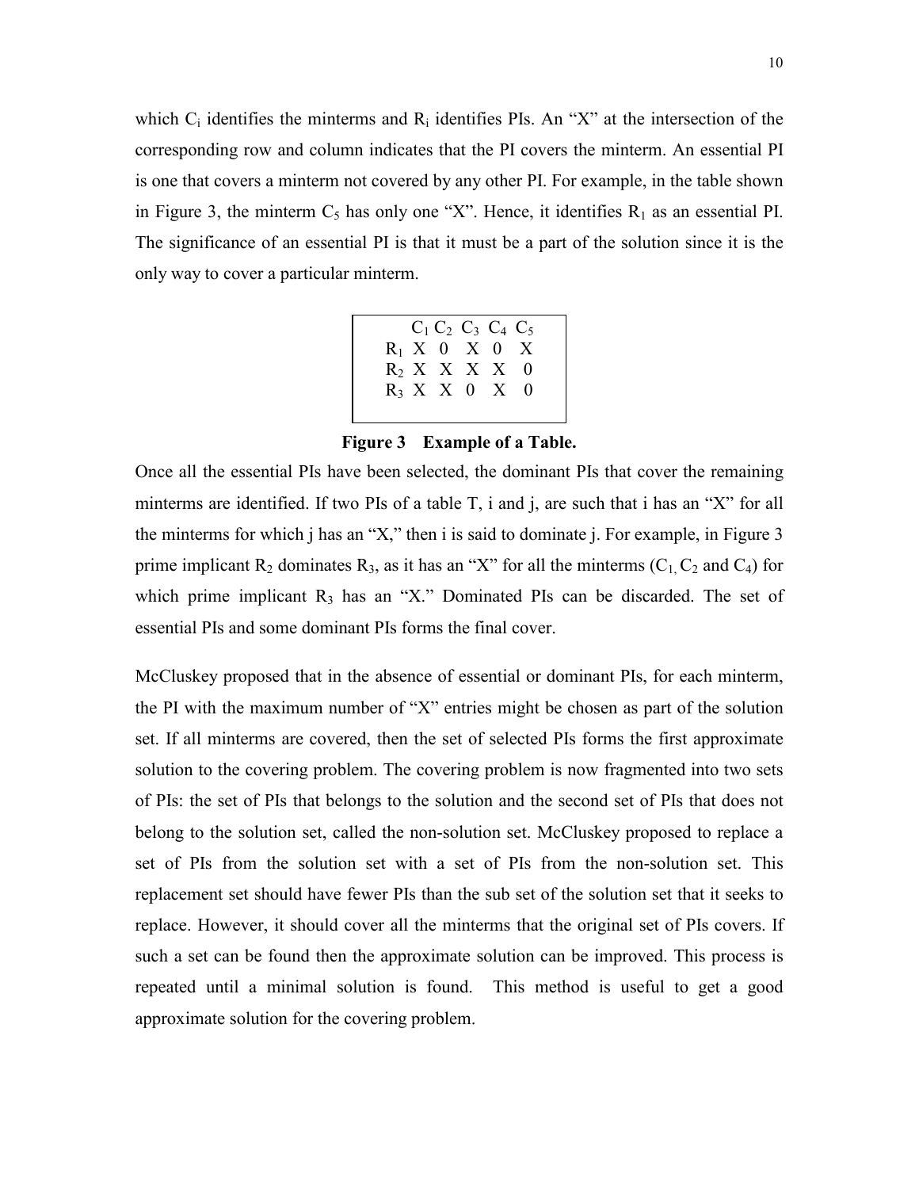which $C_i$ identifies the minterms and $R_i$ identifies PIs. An “X” at the intersection of the corresponding row and column indicates that the PI covers the minterm. An essential PI is one that covers a minterm not covered by any other PI. For example, in the table shown in Figure 3, the minterm $C_5$ has only one “X”. Hence, it identifies $R_1$ as an essential PI. The significance of an essential PI is that it must be a part of the solution since it is the only way to cover a particular minterm.

| | $C_1$ | $C_2$ | $C_3$ | $C_4$ | $C_5$ |
|---|---|---|---|---|---|
| $R_1$ | X | 0 | X | 0 | X |
| $R_2$ | X | X | X | X | 0 |
| $R_3$ | X | X | 0 | X | 0 |

**Figure 3 Example of a Table.**

Once all the essential PIs have been selected, the dominant PIs that cover the remaining minterms are identified. If two PIs of a table T, i and j, are such that i has an “X” for all the minterms for which j has an “X,” then i is said to dominate j. For example, in Figure 3 prime implicant $R_2$ dominates $R_3$, as it has an “X” for all the minterms ($C_1$, $C_2$ and $C_4$) for which prime implicant $R_3$ has an “X.” Dominated PIs can be discarded. The set of essential PIs and some dominant PIs forms the final cover.

McCluskey proposed that in the absence of essential or dominant PIs, for each minterm, the PI with the maximum number of “X” entries might be chosen as part of the solution set. If all minterms are covered, then the set of selected PIs forms the first approximate solution to the covering problem. The covering problem is now fragmented into two sets of PIs: the set of PIs that belongs to the solution and the second set of PIs that does not belong to the solution set, called the non-solution set. McCluskey proposed to replace a set of PIs from the solution set with a set of PIs from the non-solution set. This replacement set should have fewer PIs than the sub set of the solution set that it seeks to replace. However, it should cover all the minterms that the original set of PIs covers. If such a set can be found then the approximate solution can be improved. This process is repeated until a minimal solution is found. This method is useful to get a good approximate solution for the covering problem.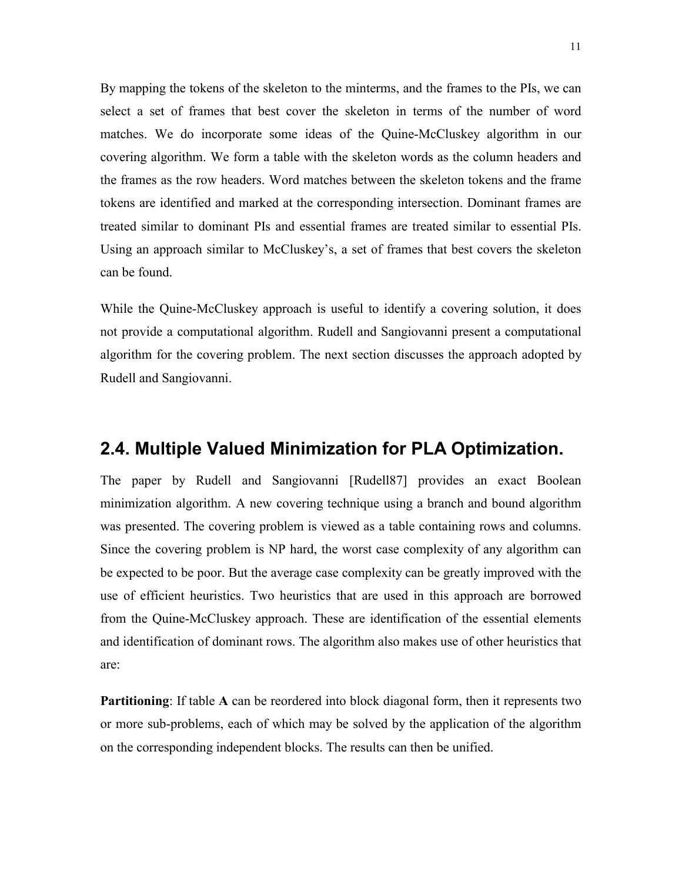By mapping the tokens of the skeleton to the minterms, and the frames to the PIs, we can select a set of frames that best cover the skeleton in terms of the number of word matches. We do incorporate some ideas of the Quine-McCluskey algorithm in our covering algorithm. We form a table with the skeleton words as the column headers and the frames as the row headers. Word matches between the skeleton tokens and the frame tokens are identified and marked at the corresponding intersection. Dominant frames are treated similar to dominant PIs and essential frames are treated similar to essential PIs. Using an approach similar to McCluskey's, a set of frames that best covers the skeleton can be found.

While the Quine-McCluskey approach is useful to identify a covering solution, it does not provide a computational algorithm. Rudell and Sangiovanni present a computational algorithm for the covering problem. The next section discusses the approach adopted by Rudell and Sangiovanni.

## 2.4. Multiple Valued Minimization for PLA Optimization.

The paper by Rudell and Sangiovanni [Rudell87] provides an exact Boolean minimization algorithm. A new covering technique using a branch and bound algorithm was presented. The covering problem is viewed as a table containing rows and columns. Since the covering problem is NP hard, the worst case complexity of any algorithm can be expected to be poor. But the average case complexity can be greatly improved with the use of efficient heuristics. Two heuristics that are used in this approach are borrowed from the Quine-McCluskey approach. These are identification of the essential elements and identification of dominant rows. The algorithm also makes use of other heuristics that are:

**Partitioning**: If table **A** can be reordered into block diagonal form, then it represents two or more sub-problems, each of which may be solved by the application of the algorithm on the corresponding independent blocks. The results can then be unified.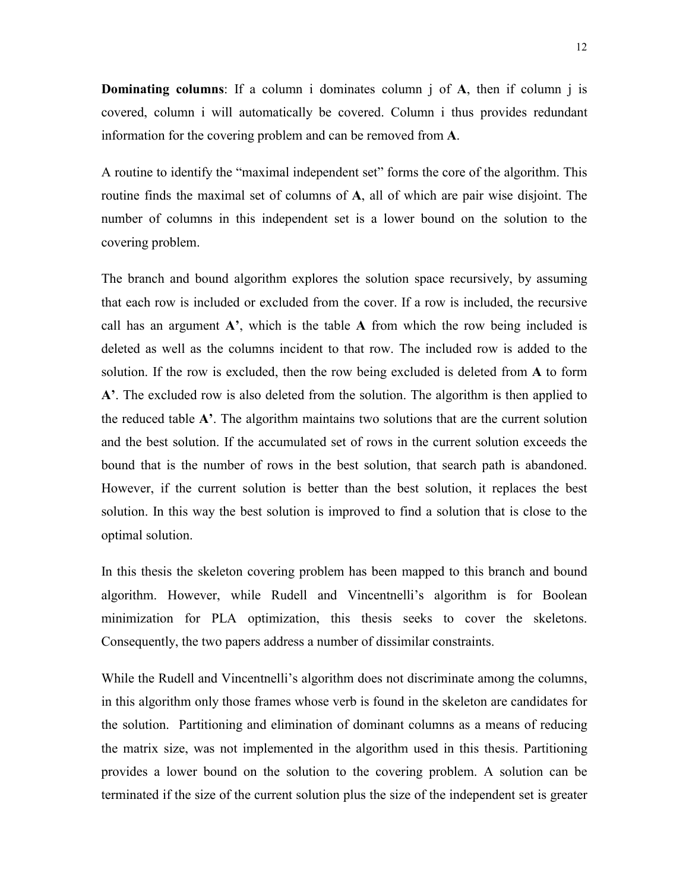**Dominating columns**: If a column i dominates column j of **A**, then if column j is covered, column i will automatically be covered. Column i thus provides redundant information for the covering problem and can be removed from **A**.

A routine to identify the "maximal independent set" forms the core of the algorithm. This routine finds the maximal set of columns of **A**, all of which are pair wise disjoint. The number of columns in this independent set is a lower bound on the solution to the covering problem.

The branch and bound algorithm explores the solution space recursively, by assuming that each row is included or excluded from the cover. If a row is included, the recursive call has an argument **A'**, which is the table **A** from which the row being included is deleted as well as the columns incident to that row. The included row is added to the solution. If the row is excluded, then the row being excluded is deleted from **A** to form **A'**. The excluded row is also deleted from the solution. The algorithm is then applied to the reduced table **A'**. The algorithm maintains two solutions that are the current solution and the best solution. If the accumulated set of rows in the current solution exceeds the bound that is the number of rows in the best solution, that search path is abandoned. However, if the current solution is better than the best solution, it replaces the best solution. In this way the best solution is improved to find a solution that is close to the optimal solution.

In this thesis the skeleton covering problem has been mapped to this branch and bound algorithm. However, while Rudell and Vincentnelli's algorithm is for Boolean minimization for PLA optimization, this thesis seeks to cover the skeletons. Consequently, the two papers address a number of dissimilar constraints.

While the Rudell and Vincentnelli's algorithm does not discriminate among the columns, in this algorithm only those frames whose verb is found in the skeleton are candidates for the solution. Partitioning and elimination of dominant columns as a means of reducing the matrix size, was not implemented in the algorithm used in this thesis. Partitioning provides a lower bound on the solution to the covering problem. A solution can be terminated if the size of the current solution plus the size of the independent set is greater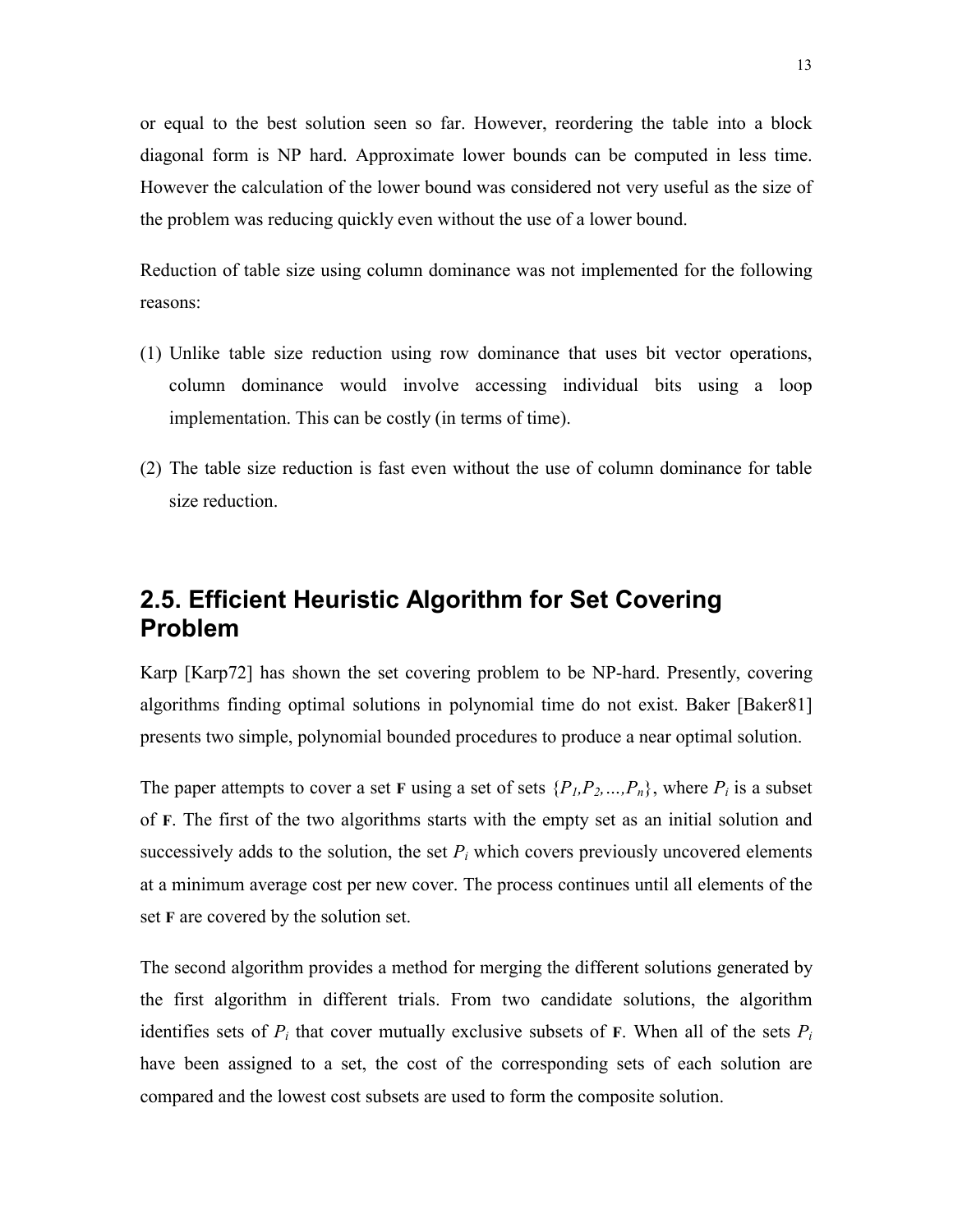or equal to the best solution seen so far. However, reordering the table into a block diagonal form is NP hard. Approximate lower bounds can be computed in less time. However the calculation of the lower bound was considered not very useful as the size of the problem was reducing quickly even without the use of a lower bound.

Reduction of table size using column dominance was not implemented for the following reasons:

(1) Unlike table size reduction using row dominance that uses bit vector operations, column dominance would involve accessing individual bits using a loop implementation. This can be costly (in terms of time).

(2) The table size reduction is fast even without the use of column dominance for table size reduction.

## 2.5. Efficient Heuristic Algorithm for Set Covering Problem

Karp [Karp72] has shown the set covering problem to be NP-hard. Presently, covering algorithms finding optimal solutions in polynomial time do not exist. Baker [Baker81] presents two simple, polynomial bounded procedures to produce a near optimal solution.

The paper attempts to cover a set **F** using a set of sets $\{P_1, P_2, \ldots, P_n\}$, where $P_i$ is a subset of **F**. The first of the two algorithms starts with the empty set as an initial solution and successively adds to the solution, the set $P_i$ which covers previously uncovered elements at a minimum average cost per new cover. The process continues until all elements of the set **F** are covered by the solution set.

The second algorithm provides a method for merging the different solutions generated by the first algorithm in different trials. From two candidate solutions, the algorithm identifies sets of $P_i$ that cover mutually exclusive subsets of **F**. When all of the sets $P_i$ have been assigned to a set, the cost of the corresponding sets of each solution are compared and the lowest cost subsets are used to form the composite solution.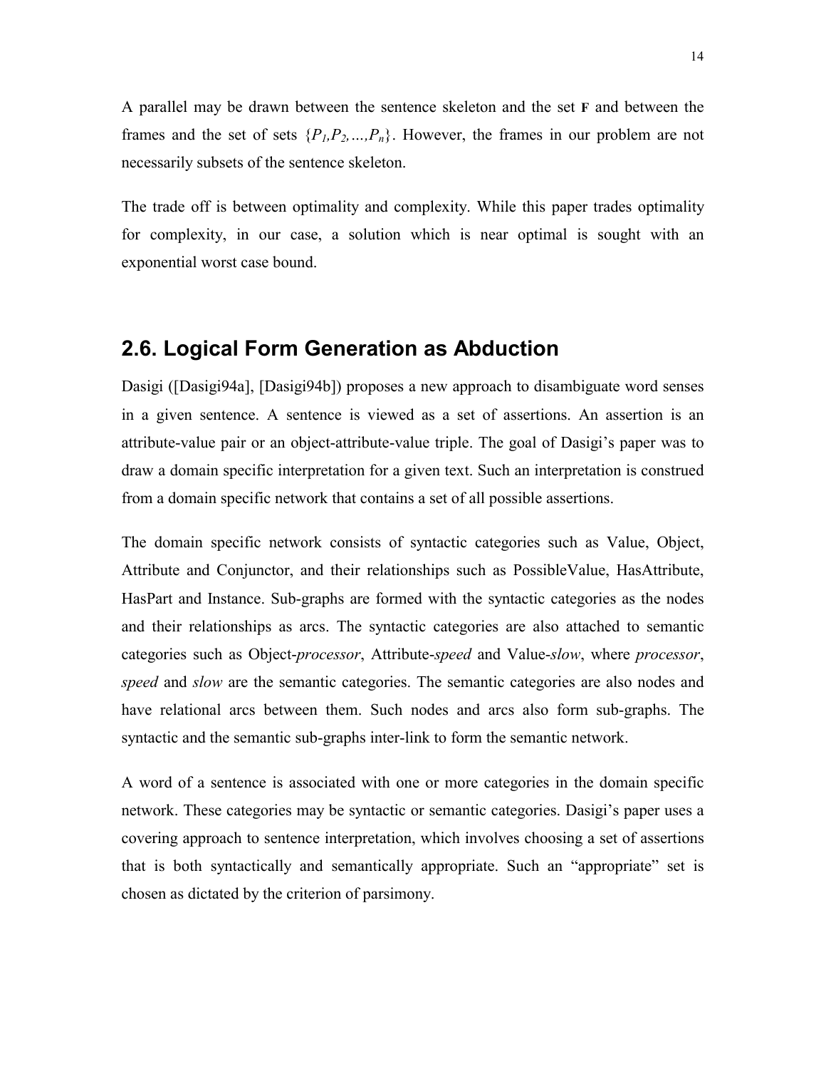A parallel may be drawn between the sentence skeleton and the set **F** and between the frames and the set of sets $\{P_1, P_2, \ldots, P_n\}$. However, the frames in our problem are not necessarily subsets of the sentence skeleton.

The trade off is between optimality and complexity. While this paper trades optimality for complexity, in our case, a solution which is near optimal is sought with an exponential worst case bound.

## 2.6. Logical Form Generation as Abduction

Dasigi ([Dasigi94a], [Dasigi94b]) proposes a new approach to disambiguate word senses in a given sentence. A sentence is viewed as a set of assertions. An assertion is an attribute-value pair or an object-attribute-value triple. The goal of Dasigi's paper was to draw a domain specific interpretation for a given text. Such an interpretation is construed from a domain specific network that contains a set of all possible assertions.

The domain specific network consists of syntactic categories such as Value, Object, Attribute and Conjunctor, and their relationships such as PossibleValue, HasAttribute, HasPart and Instance. Sub-graphs are formed with the syntactic categories as the nodes and their relationships as arcs. The syntactic categories are also attached to semantic categories such as Object-*processor*, Attribute-*speed* and Value-*slow*, where *processor*, *speed* and *slow* are the semantic categories. The semantic categories are also nodes and have relational arcs between them. Such nodes and arcs also form sub-graphs. The syntactic and the semantic sub-graphs inter-link to form the semantic network.

A word of a sentence is associated with one or more categories in the domain specific network. These categories may be syntactic or semantic categories. Dasigi's paper uses a covering approach to sentence interpretation, which involves choosing a set of assertions that is both syntactically and semantically appropriate. Such an "appropriate" set is chosen as dictated by the criterion of parsimony.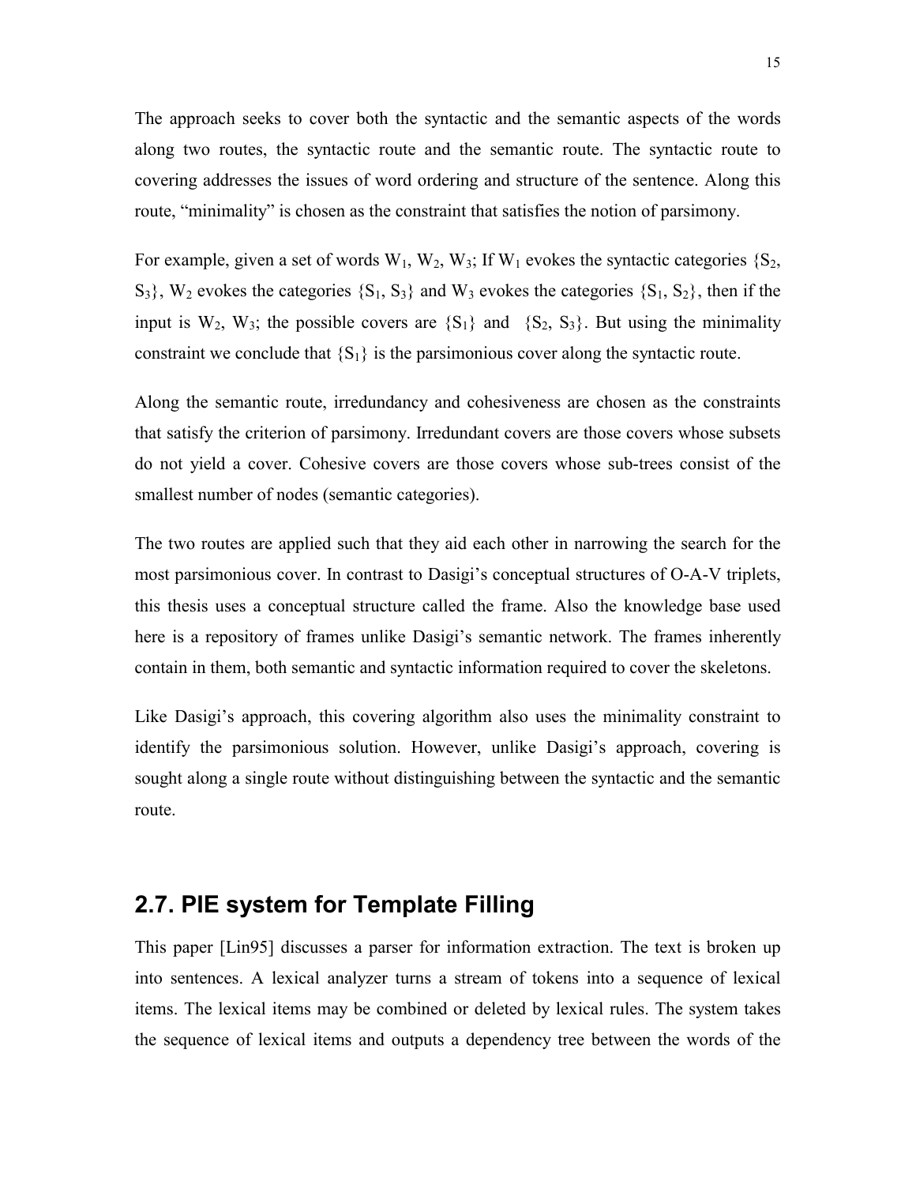The approach seeks to cover both the syntactic and the semantic aspects of the words along two routes, the syntactic route and the semantic route. The syntactic route to covering addresses the issues of word ordering and structure of the sentence. Along this route, "minimality" is chosen as the constraint that satisfies the notion of parsimony.

For example, given a set of words $W_1$, $W_2$, $W_3$; If $W_1$ evokes the syntactic categories {$S_2$, $S_3$}, $W_2$ evokes the categories {$S_1$, $S_3$} and $W_3$ evokes the categories {$S_1$, $S_2$}, then if the input is $W_2$, $W_3$; the possible covers are {$S_1$} and {$S_2$, $S_3$}. But using the minimality constraint we conclude that {$S_1$} is the parsimonious cover along the syntactic route.

Along the semantic route, irredundancy and cohesiveness are chosen as the constraints that satisfy the criterion of parsimony. Irredundant covers are those covers whose subsets do not yield a cover. Cohesive covers are those covers whose sub-trees consist of the smallest number of nodes (semantic categories).

The two routes are applied such that they aid each other in narrowing the search for the most parsimonious cover. In contrast to Dasigi's conceptual structures of O-A-V triplets, this thesis uses a conceptual structure called the frame. Also the knowledge base used here is a repository of frames unlike Dasigi's semantic network. The frames inherently contain in them, both semantic and syntactic information required to cover the skeletons.

Like Dasigi's approach, this covering algorithm also uses the minimality constraint to identify the parsimonious solution. However, unlike Dasigi's approach, covering is sought along a single route without distinguishing between the syntactic and the semantic route.

## 2.7. PIE system for Template Filling

This paper [Lin95] discusses a parser for information extraction. The text is broken up into sentences. A lexical analyzer turns a stream of tokens into a sequence of lexical items. The lexical items may be combined or deleted by lexical rules. The system takes the sequence of lexical items and outputs a dependency tree between the words of the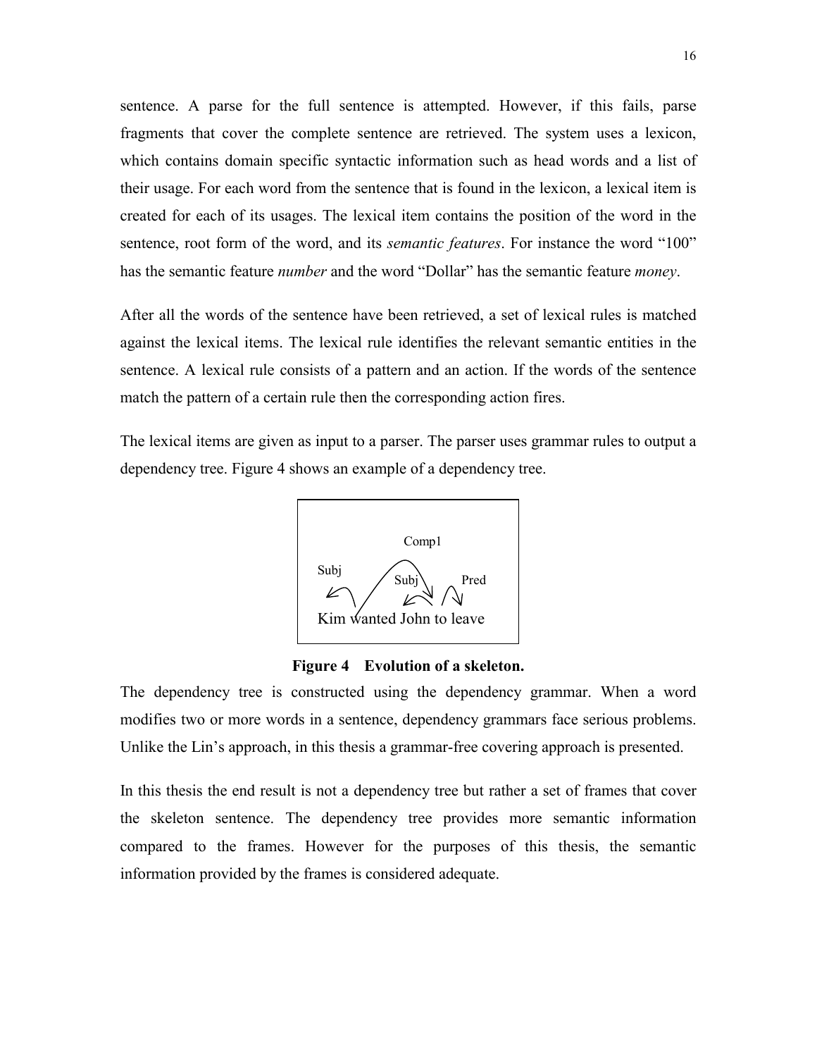sentence. A parse for the full sentence is attempted. However, if this fails, parse fragments that cover the complete sentence are retrieved. The system uses a lexicon, which contains domain specific syntactic information such as head words and a list of their usage. For each word from the sentence that is found in the lexicon, a lexical item is created for each of its usages. The lexical item contains the position of the word in the sentence, root form of the word, and its *semantic features*. For instance the word "100" has the semantic feature *number* and the word "Dollar" has the semantic feature *money*.

After all the words of the sentence have been retrieved, a set of lexical rules is matched against the lexical items. The lexical rule identifies the relevant semantic entities in the sentence. A lexical rule consists of a pattern and an action. If the words of the sentence match the pattern of a certain rule then the corresponding action fires.

The lexical items are given as input to a parser. The parser uses grammar rules to output a dependency tree. Figure 4 shows an example of a dependency tree.

Comp1

Subj Subj Pred

Kim wanted John to leave

**Figure 4 Evolution of a skeleton.**

The dependency tree is constructed using the dependency grammar. When a word modifies two or more words in a sentence, dependency grammars face serious problems. Unlike the Lin's approach, in this thesis a grammar-free covering approach is presented.

In this thesis the end result is not a dependency tree but rather a set of frames that cover the skeleton sentence. The dependency tree provides more semantic information compared to the frames. However for the purposes of this thesis, the semantic information provided by the frames is considered adequate.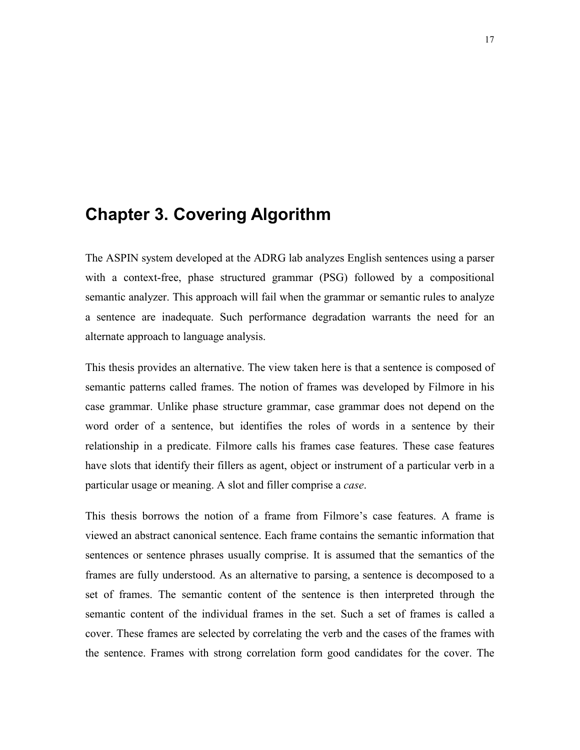# Chapter 3. Covering Algorithm

The ASPIN system developed at the ADRG lab analyzes English sentences using a parser with a context-free, phase structured grammar (PSG) followed by a compositional semantic analyzer. This approach will fail when the grammar or semantic rules to analyze a sentence are inadequate. Such performance degradation warrants the need for an alternate approach to language analysis.

This thesis provides an alternative. The view taken here is that a sentence is composed of semantic patterns called frames. The notion of frames was developed by Filmore in his case grammar. Unlike phase structure grammar, case grammar does not depend on the word order of a sentence, but identifies the roles of words in a sentence by their relationship in a predicate. Filmore calls his frames case features. These case features have slots that identify their fillers as agent, object or instrument of a particular verb in a particular usage or meaning. A slot and filler comprise a *case*.

This thesis borrows the notion of a frame from Filmore's case features. A frame is viewed an abstract canonical sentence. Each frame contains the semantic information that sentences or sentence phrases usually comprise. It is assumed that the semantics of the frames are fully understood. As an alternative to parsing, a sentence is decomposed to a set of frames. The semantic content of the sentence is then interpreted through the semantic content of the individual frames in the set. Such a set of frames is called a cover. These frames are selected by correlating the verb and the cases of the frames with the sentence. Frames with strong correlation form good candidates for the cover. The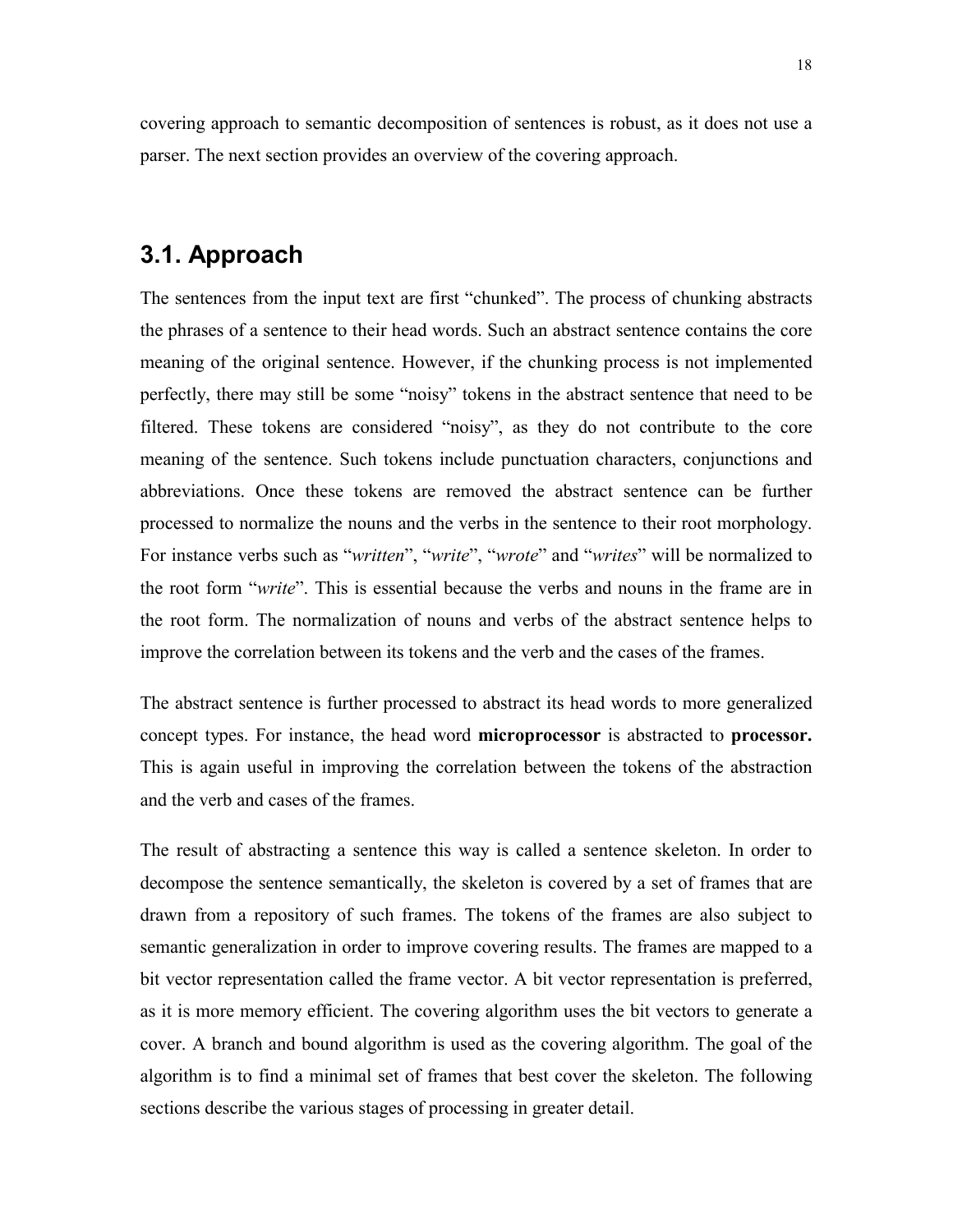covering approach to semantic decomposition of sentences is robust, as it does not use a parser. The next section provides an overview of the covering approach.

## 3.1. Approach

The sentences from the input text are first "chunked". The process of chunking abstracts the phrases of a sentence to their head words. Such an abstract sentence contains the core meaning of the original sentence. However, if the chunking process is not implemented perfectly, there may still be some "noisy" tokens in the abstract sentence that need to be filtered. These tokens are considered "noisy", as they do not contribute to the core meaning of the sentence. Such tokens include punctuation characters, conjunctions and abbreviations. Once these tokens are removed the abstract sentence can be further processed to normalize the nouns and the verbs in the sentence to their root morphology. For instance verbs such as "*written*", "*write*", "*wrote*" and "*writes*" will be normalized to the root form "*write*". This is essential because the verbs and nouns in the frame are in the root form. The normalization of nouns and verbs of the abstract sentence helps to improve the correlation between its tokens and the verb and the cases of the frames.

The abstract sentence is further processed to abstract its head words to more generalized concept types. For instance, the head word **microprocessor** is abstracted to **processor.** This is again useful in improving the correlation between the tokens of the abstraction and the verb and cases of the frames.

The result of abstracting a sentence this way is called a sentence skeleton. In order to decompose the sentence semantically, the skeleton is covered by a set of frames that are drawn from a repository of such frames. The tokens of the frames are also subject to semantic generalization in order to improve covering results. The frames are mapped to a bit vector representation called the frame vector. A bit vector representation is preferred, as it is more memory efficient. The covering algorithm uses the bit vectors to generate a cover. A branch and bound algorithm is used as the covering algorithm. The goal of the algorithm is to find a minimal set of frames that best cover the skeleton. The following sections describe the various stages of processing in greater detail.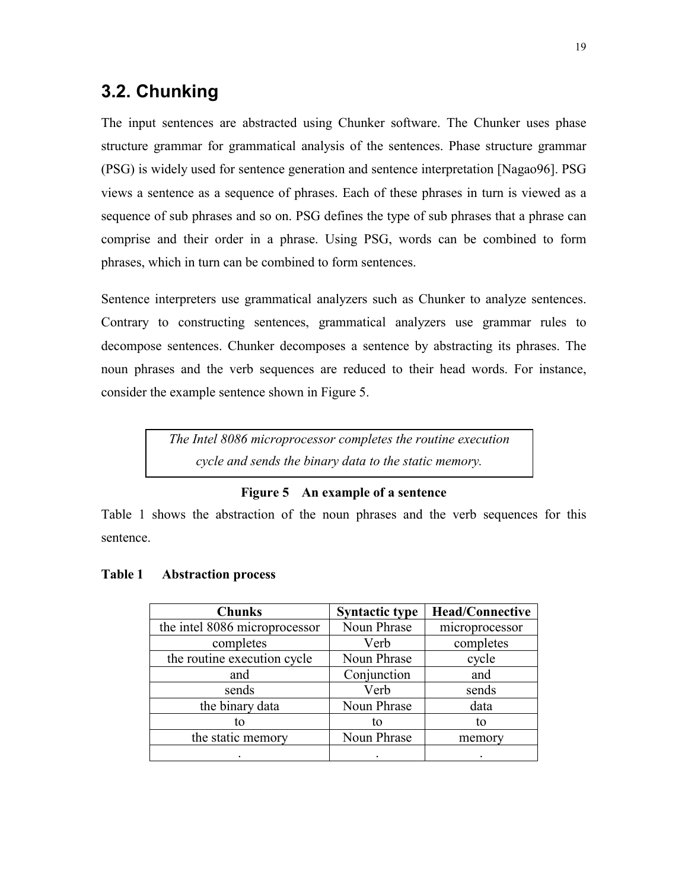## 3.2. Chunking

The input sentences are abstracted using Chunker software. The Chunker uses phase structure grammar for grammatical analysis of the sentences. Phase structure grammar (PSG) is widely used for sentence generation and sentence interpretation [Nagao96]. PSG views a sentence as a sequence of phrases. Each of these phrases in turn is viewed as a sequence of sub phrases and so on. PSG defines the type of sub phrases that a phrase can comprise and their order in a phrase. Using PSG, words can be combined to form phrases, which in turn can be combined to form sentences.

Sentence interpreters use grammatical analyzers such as Chunker to analyze sentences. Contrary to constructing sentences, grammatical analyzers use grammar rules to decompose sentences. Chunker decomposes a sentence by abstracting its phrases. The noun phrases and the verb sequences are reduced to their head words. For instance, consider the example sentence shown in Figure 5.

*The Intel 8086 microprocessor completes the routine execution cycle and sends the binary data to the static memory.*

**Figure 5 An example of a sentence**

Table 1 shows the abstraction of the noun phrases and the verb sequences for this sentence.

**Table 1 Abstraction process**

| Chunks | Syntactic type | Head/Connective |
|---|---|---|
| the intel 8086 microprocessor | Noun Phrase | microprocessor |
| completes | Verb | completes |
| the routine execution cycle | Noun Phrase | cycle |
| and | Conjunction | and |
| sends | Verb | sends |
| the binary data | Noun Phrase | data |
| to | to | to |
| the static memory | Noun Phrase | memory |
| . | . | . |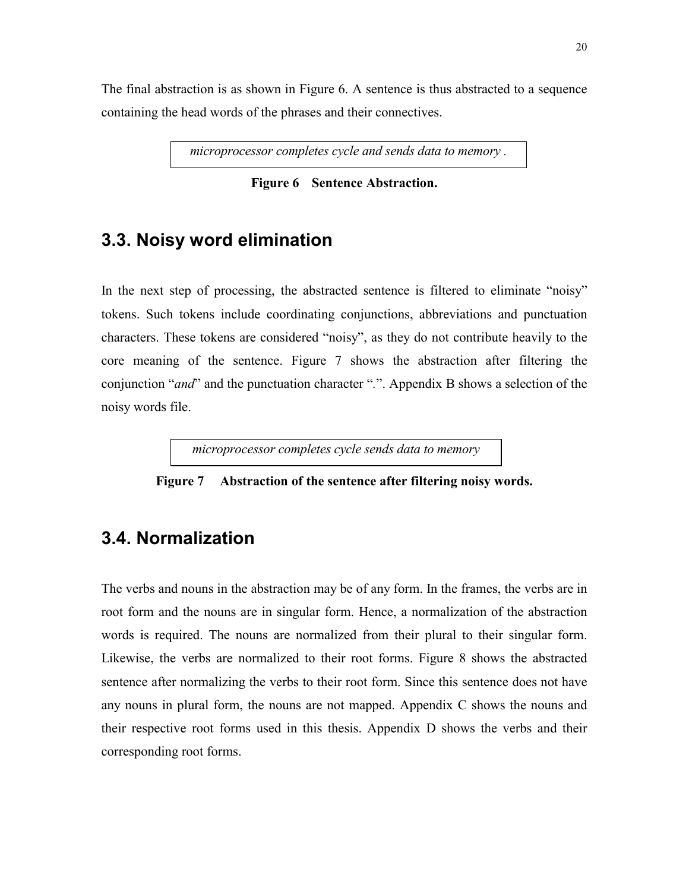The final abstraction is as shown in Figure 6. A sentence is thus abstracted to a sequence containing the head words of the phrases and their connectives.

| *microprocessor completes cycle and sends data to memory .* |
|---|

**Figure 6 Sentence Abstraction.**

## 3.3. Noisy word elimination

In the next step of processing, the abstracted sentence is filtered to eliminate "noisy" tokens. Such tokens include coordinating conjunctions, abbreviations and punctuation characters. These tokens are considered "noisy", as they do not contribute heavily to the core meaning of the sentence. Figure 7 shows the abstraction after filtering the conjunction "*and*" and the punctuation character ".". Appendix B shows a selection of the noisy words file.

| *microprocessor completes cycle sends data to memory* |
|---|

**Figure 7 Abstraction of the sentence after filtering noisy words.**

## 3.4. Normalization

The verbs and nouns in the abstraction may be of any form. In the frames, the verbs are in root form and the nouns are in singular form. Hence, a normalization of the abstraction words is required. The nouns are normalized from their plural to their singular form. Likewise, the verbs are normalized to their root forms. Figure 8 shows the abstracted sentence after normalizing the verbs to their root form. Since this sentence does not have any nouns in plural form, the nouns are not mapped. Appendix C shows the nouns and their respective root forms used in this thesis. Appendix D shows the verbs and their corresponding root forms.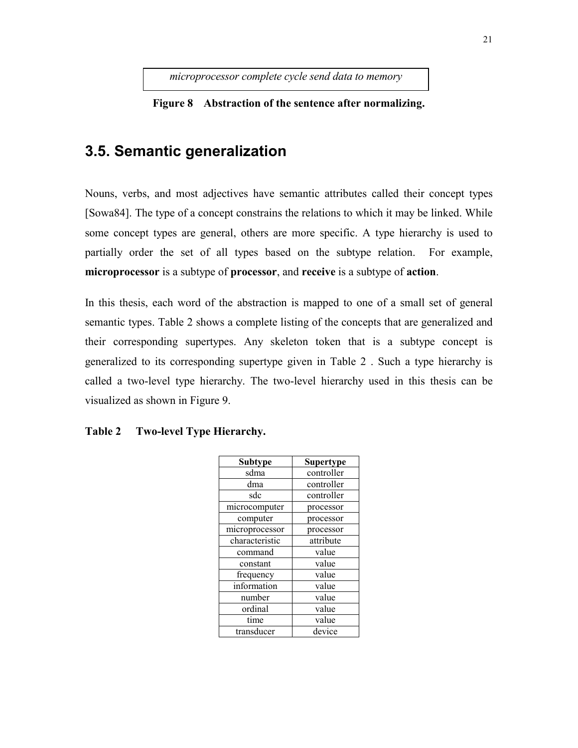*microprocessor complete cycle send data to memory*

**Figure 8 Abstraction of the sentence after normalizing.**

## 3.5. Semantic generalization

Nouns, verbs, and most adjectives have semantic attributes called their concept types [Sowa84]. The type of a concept constrains the relations to which it may be linked. While some concept types are general, others are more specific. A type hierarchy is used to partially order the set of all types based on the subtype relation. For example, **microprocessor** is a subtype of **processor**, and **receive** is a subtype of **action**.

In this thesis, each word of the abstraction is mapped to one of a small set of general semantic types. Table 2 shows a complete listing of the concepts that are generalized and their corresponding supertypes. Any skeleton token that is a subtype concept is generalized to its corresponding supertype given in Table 2 . Such a type hierarchy is called a two-level type hierarchy. The two-level hierarchy used in this thesis can be visualized as shown in Figure 9.

**Table 2 Two-level Type Hierarchy.**

| Subtype | Supertype |
|---|---|
| sdma | controller |
| dma | controller |
| sdc | controller |
| microcomputer | processor |
| computer | processor |
| microprocessor | processor |
| characteristic | attribute |
| command | value |
| constant | value |
| frequency | value |
| information | value |
| number | value |
| ordinal | value |
| time | value |
| transducer | device |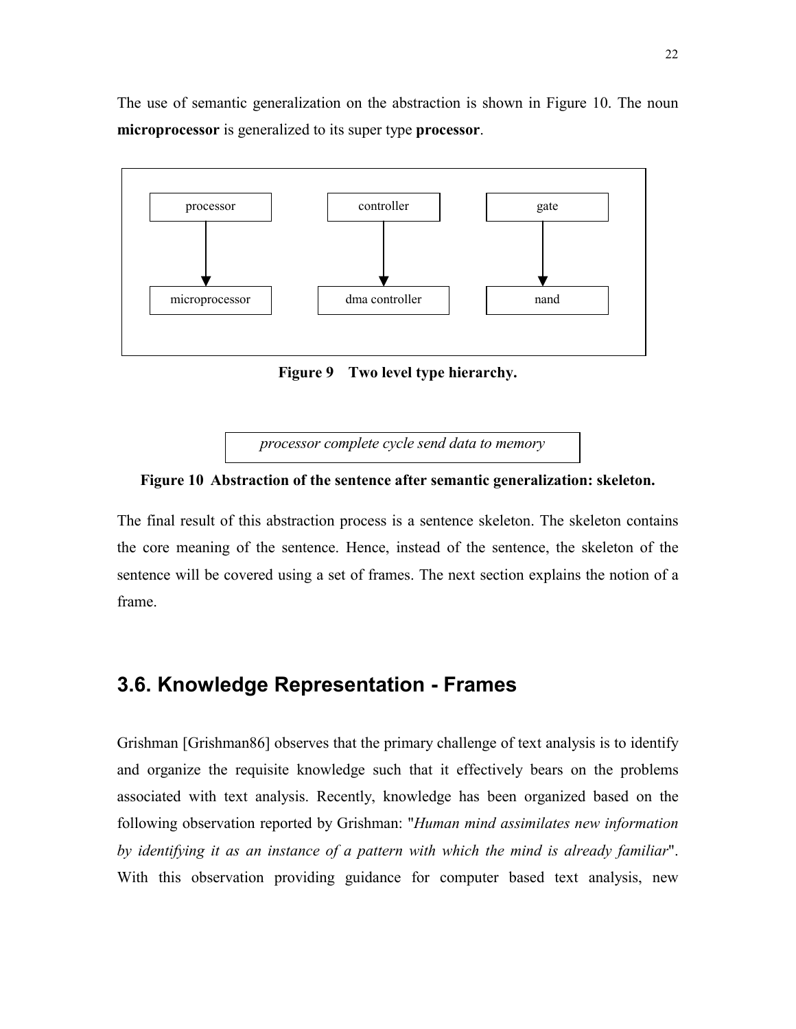The use of semantic generalization on the abstraction is shown in Figure 10. The noun **microprocessor** is generalized to its super type **processor**.

processor → microprocessor

controller → dma controller

gate → nand

**Figure 9 Two level type hierarchy.**

*processor complete cycle send data to memory*

**Figure 10 Abstraction of the sentence after semantic generalization: skeleton.**

The final result of this abstraction process is a sentence skeleton. The skeleton contains the core meaning of the sentence. Hence, instead of the sentence, the skeleton of the sentence will be covered using a set of frames. The next section explains the notion of a frame.

## 3.6. Knowledge Representation - Frames

Grishman [Grishman86] observes that the primary challenge of text analysis is to identify and organize the requisite knowledge such that it effectively bears on the problems associated with text analysis. Recently, knowledge has been organized based on the following observation reported by Grishman: "*Human mind assimilates new information by identifying it as an instance of a pattern with which the mind is already familiar*". With this observation providing guidance for computer based text analysis, new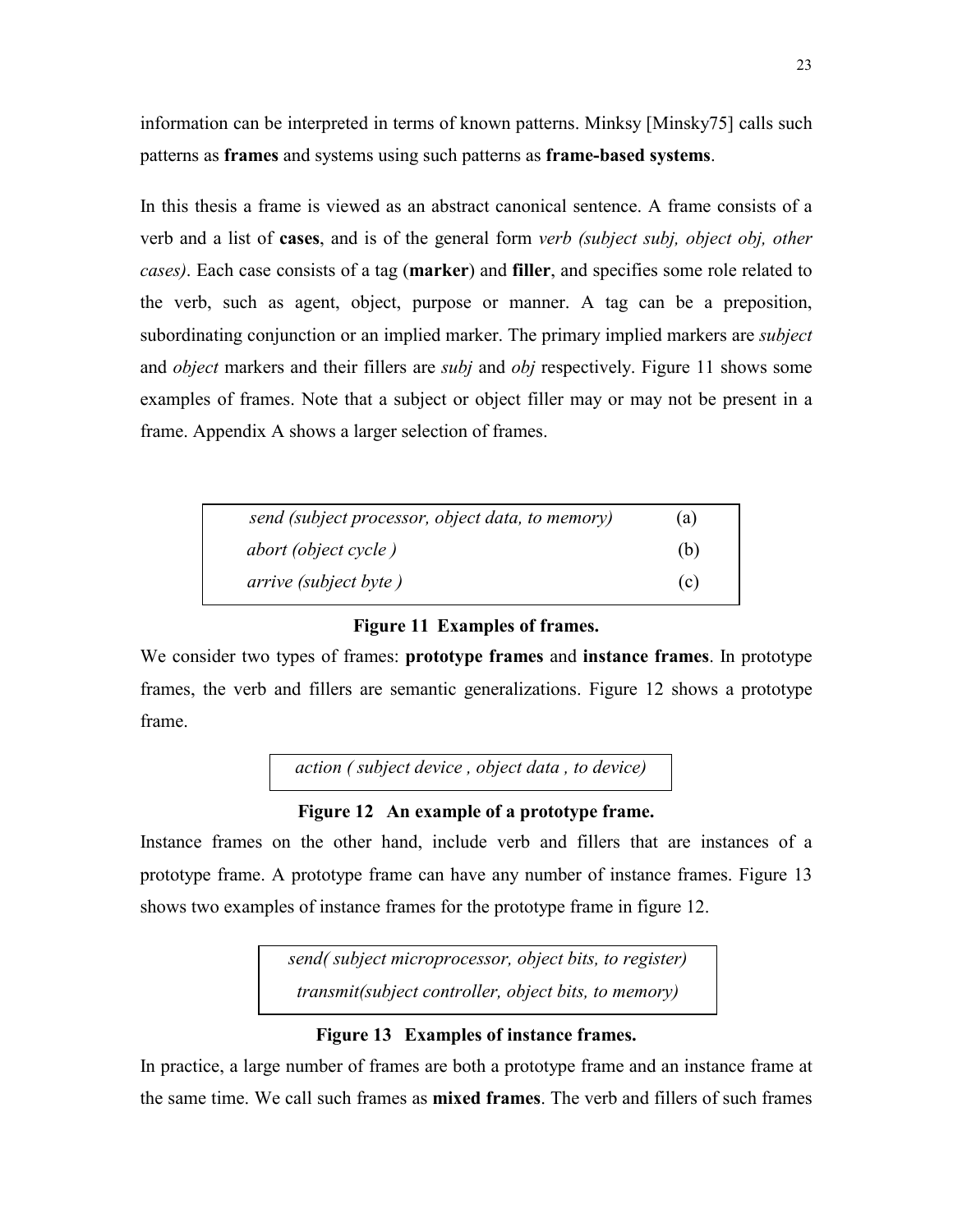information can be interpreted in terms of known patterns. Minksy [Minsky75] calls such patterns as **frames** and systems using such patterns as **frame-based systems**.

In this thesis a frame is viewed as an abstract canonical sentence. A frame consists of a verb and a list of **cases**, and is of the general form *verb (subject subj, object obj, other cases)*. Each case consists of a tag (**marker**) and **filler**, and specifies some role related to the verb, such as agent, object, purpose or manner. A tag can be a preposition, subordinating conjunction or an implied marker. The primary implied markers are *subject* and *object* markers and their fillers are *subj* and *obj* respectively. Figure 11 shows some examples of frames. Note that a subject or object filler may or may not be present in a frame. Appendix A shows a larger selection of frames.

| | |
|---|---|
| *send (subject processor, object data, to memory)* | (a) |
| *abort (object cycle )* | (b) |
| *arrive (subject byte )* | (c) |

**Figure 11 Examples of frames.**

We consider two types of frames: **prototype frames** and **instance frames**. In prototype frames, the verb and fillers are semantic generalizations. Figure 12 shows a prototype frame.

*action ( subject device , object data , to device)*

**Figure 12 An example of a prototype frame.**

Instance frames on the other hand, include verb and fillers that are instances of a prototype frame. A prototype frame can have any number of instance frames. Figure 13 shows two examples of instance frames for the prototype frame in figure 12.

*send( subject microprocessor, object bits, to register)*
*transmit(subject controller, object bits, to memory)*

**Figure 13 Examples of instance frames.**

In practice, a large number of frames are both a prototype frame and an instance frame at the same time. We call such frames as **mixed frames**. The verb and fillers of such frames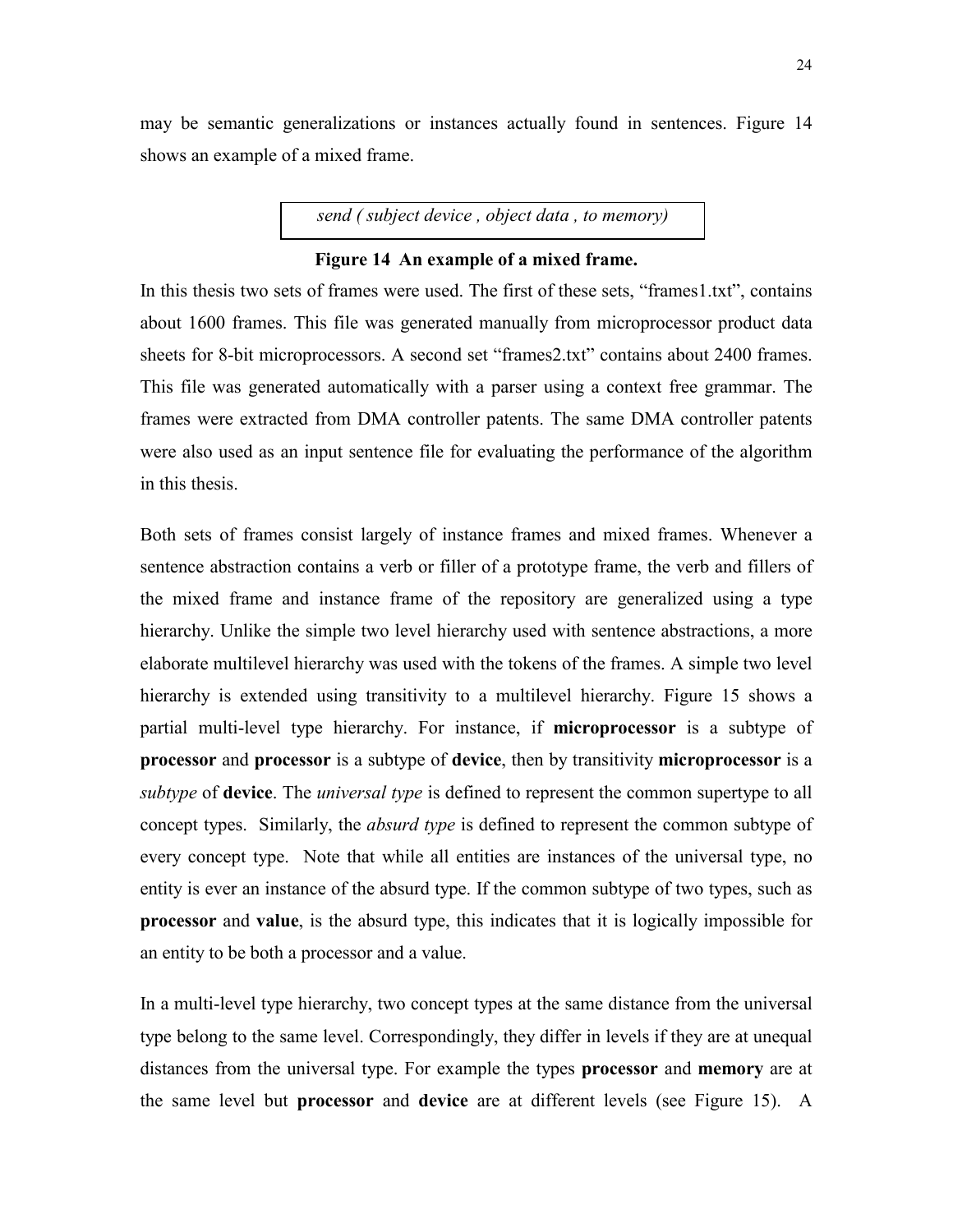may be semantic generalizations or instances actually found in sentences. Figure 14 shows an example of a mixed frame.

*send ( subject device , object data , to memory)*

**Figure 14 An example of a mixed frame.**

In this thesis two sets of frames were used. The first of these sets, “frames1.txt”, contains about 1600 frames. This file was generated manually from microprocessor product data sheets for 8-bit microprocessors. A second set “frames2.txt” contains about 2400 frames. This file was generated automatically with a parser using a context free grammar. The frames were extracted from DMA controller patents. The same DMA controller patents were also used as an input sentence file for evaluating the performance of the algorithm in this thesis.

Both sets of frames consist largely of instance frames and mixed frames. Whenever a sentence abstraction contains a verb or filler of a prototype frame, the verb and fillers of the mixed frame and instance frame of the repository are generalized using a type hierarchy. Unlike the simple two level hierarchy used with sentence abstractions, a more elaborate multilevel hierarchy was used with the tokens of the frames. A simple two level hierarchy is extended using transitivity to a multilevel hierarchy. Figure 15 shows a partial multi-level type hierarchy. For instance, if **microprocessor** is a subtype of **processor** and **processor** is a subtype of **device**, then by transitivity **microprocessor** is a *subtype* of **device**. The *universal type* is defined to represent the common supertype to all concept types. Similarly, the *absurd type* is defined to represent the common subtype of every concept type. Note that while all entities are instances of the universal type, no entity is ever an instance of the absurd type. If the common subtype of two types, such as **processor** and **value**, is the absurd type, this indicates that it is logically impossible for an entity to be both a processor and a value.

In a multi-level type hierarchy, two concept types at the same distance from the universal type belong to the same level. Correspondingly, they differ in levels if they are at unequal distances from the universal type. For example the types **processor** and **memory** are at the same level but **processor** and **device** are at different levels (see Figure 15). A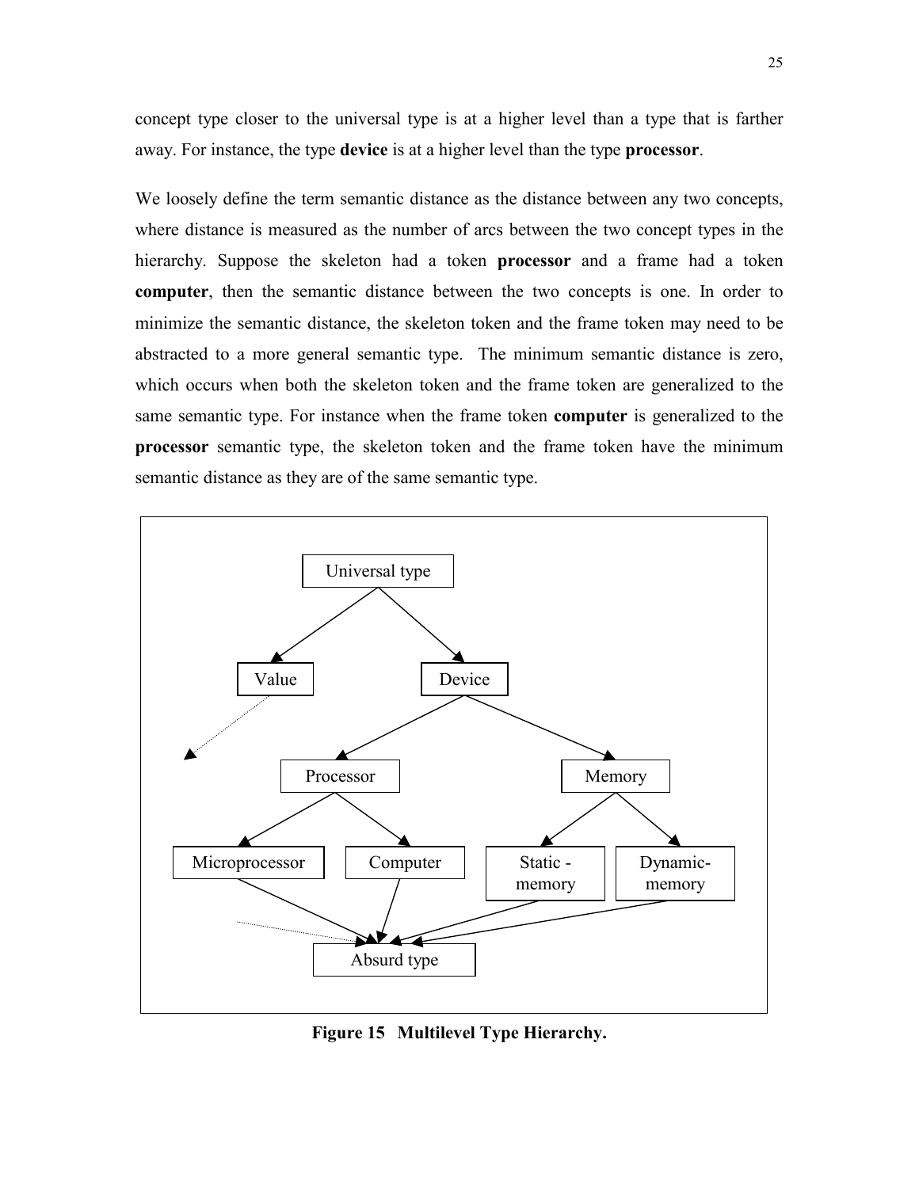concept type closer to the universal type is at a higher level than a type that is farther away. For instance, the type **device** is at a higher level than the type **processor**.

We loosely define the term semantic distance as the distance between any two concepts, where distance is measured as the number of arcs between the two concept types in the hierarchy. Suppose the skeleton had a token **processor** and a frame had a token **computer**, then the semantic distance between the two concepts is one. In order to minimize the semantic distance, the skeleton token and the frame token may need to be abstracted to a more general semantic type. The minimum semantic distance is zero, which occurs when both the skeleton token and the frame token are generalized to the same semantic type. For instance when the frame token **computer** is generalized to the **processor** semantic type, the skeleton token and the frame token have the minimum semantic distance as they are of the same semantic type.

**Figure 15 Multilevel Type Hierarchy.**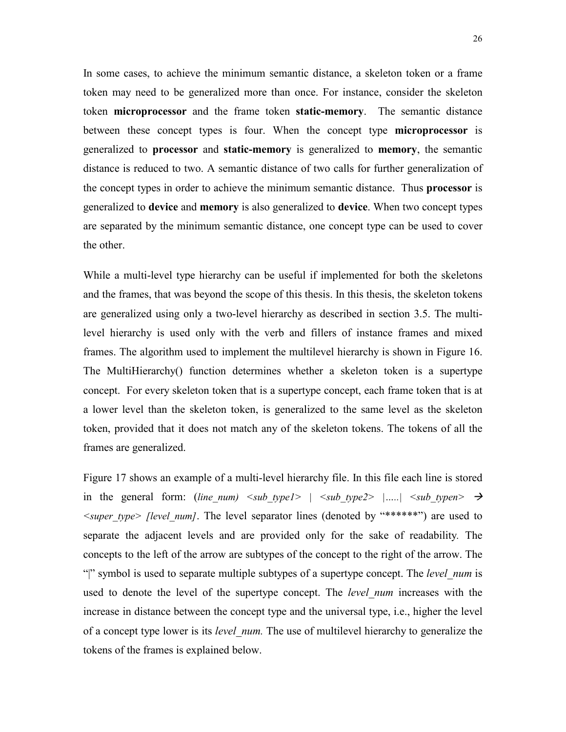In some cases, to achieve the minimum semantic distance, a skeleton token or a frame token may need to be generalized more than once. For instance, consider the skeleton token **microprocessor** and the frame token **static-memory**. The semantic distance between these concept types is four. When the concept type **microprocessor** is generalized to **processor** and **static-memory** is generalized to **memory**, the semantic distance is reduced to two. A semantic distance of two calls for further generalization of the concept types in order to achieve the minimum semantic distance. Thus **processor** is generalized to **device** and **memory** is also generalized to **device**. When two concept types are separated by the minimum semantic distance, one concept type can be used to cover the other.

While a multi-level type hierarchy can be useful if implemented for both the skeletons and the frames, that was beyond the scope of this thesis. In this thesis, the skeleton tokens are generalized using only a two-level hierarchy as described in section 3.5. The multi-level hierarchy is used only with the verb and fillers of instance frames and mixed frames. The algorithm used to implement the multilevel hierarchy is shown in Figure 16. The MultiHierarchy() function determines whether a skeleton token is a supertype concept. For every skeleton token that is a supertype concept, each frame token that is at a lower level than the skeleton token, is generalized to the same level as the skeleton token, provided that it does not match any of the skeleton tokens. The tokens of all the frames are generalized.

Figure 17 shows an example of a multi-level hierarchy file. In this file each line is stored in the general form: (*line_num*) *<sub_type1>* | *<sub_type2>* |.....| *<sub_typen>* → *<super_type>* *[level_num]*. The level separator lines (denoted by "******") are used to separate the adjacent levels and are provided only for the sake of readability. The concepts to the left of the arrow are subtypes of the concept to the right of the arrow. The "|" symbol is used to separate multiple subtypes of a supertype concept. The *level_num* is used to denote the level of the supertype concept. The *level_num* increases with the increase in distance between the concept type and the universal type, i.e., higher the level of a concept type lower is its *level_num.* The use of multilevel hierarchy to generalize the tokens of the frames is explained below.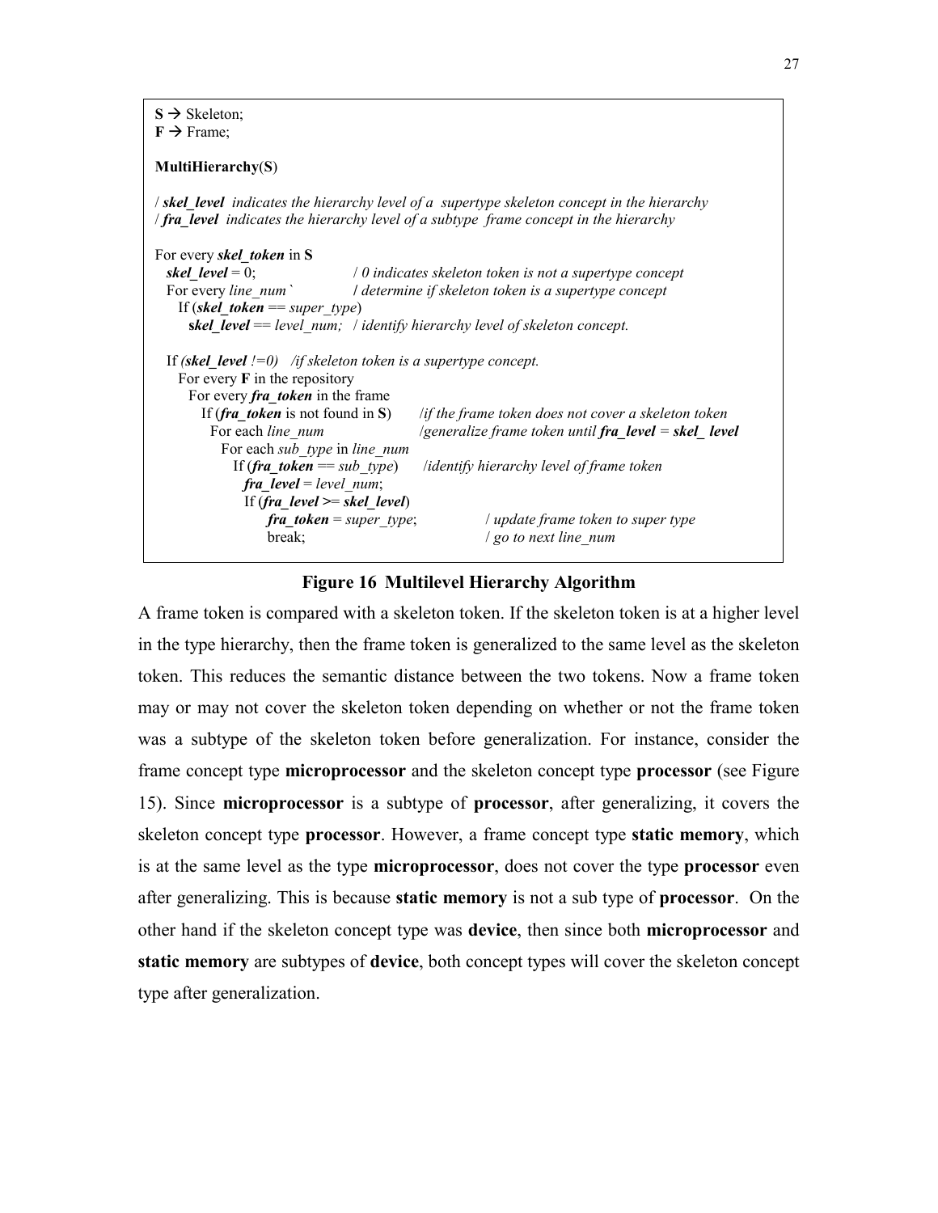```
S → Skeleton;
F → Frame;

MultiHierarchy(S)

/ skel_level  indicates the hierarchy level of a  supertype skeleton concept in the hierarchy
/ fra_level  indicates the hierarchy level of a subtype  frame concept in the hierarchy

For every skel_token in S
  skel_level = 0;                / 0 indicates skeleton token is not a supertype concept
  For every line_num`            / determine if skeleton token is a supertype concept
    If (skel_token == super_type)
      skel_level == level_num;   / identify hierarchy level of skeleton concept.

  If (skel_level !=0)   /if skeleton token is a supertype concept.
    For every F in the repository
      For every fra_token in the frame
        If (fra_token is not found in S)     /if the frame token does not cover a skeleton token
          For each line_num                  /generalize frame token until fra_level = skel_ level
            For each sub_type in line_num
              If (fra_token == sub_type)     /identify hierarchy level of frame token
                fra_level = level_num;
                If (fra_level >= skel_level)
                  fra_token = super_type;            / update frame token to super type
                  break;                             / go to next line_num
```

**Figure 16 Multilevel Hierarchy Algorithm**

A frame token is compared with a skeleton token. If the skeleton token is at a higher level in the type hierarchy, then the frame token is generalized to the same level as the skeleton token. This reduces the semantic distance between the two tokens. Now a frame token may or may not cover the skeleton token depending on whether or not the frame token was a subtype of the skeleton token before generalization. For instance, consider the frame concept type **microprocessor** and the skeleton concept type **processor** (see Figure 15). Since **microprocessor** is a subtype of **processor**, after generalizing, it covers the skeleton concept type **processor**. However, a frame concept type **static memory**, which is at the same level as the type **microprocessor**, does not cover the type **processor** even after generalizing. This is because **static memory** is not a sub type of **processor**. On the other hand if the skeleton concept type was **device**, then since both **microprocessor** and **static memory** are subtypes of **device**, both concept types will cover the skeleton concept type after generalization.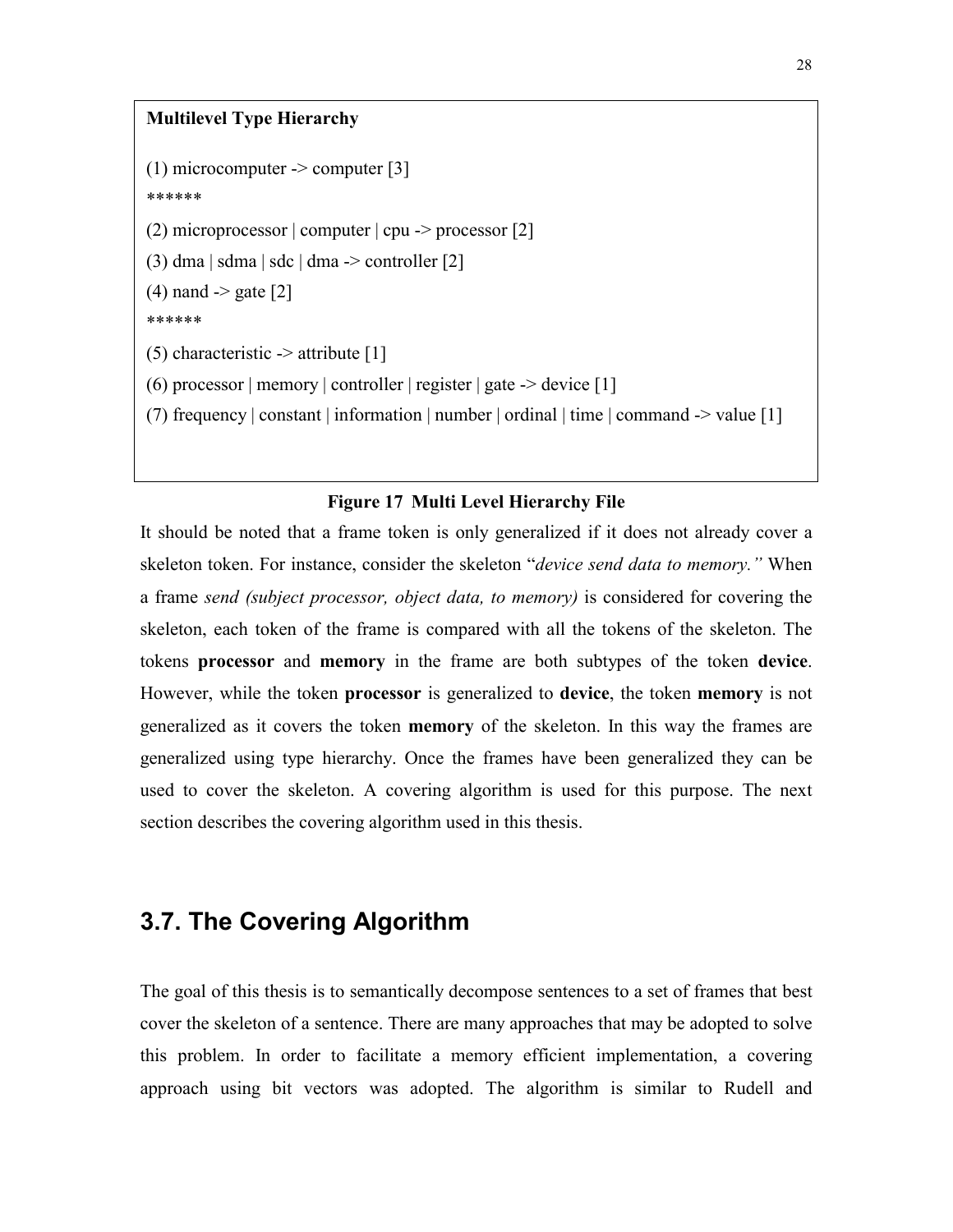**Multilevel Type Hierarchy**

(1) microcomputer -> computer [3]

******

(2) microprocessor | computer | cpu -> processor [2]

(3) dma | sdma | sdc | dma -> controller [2]

(4) nand -> gate [2]

******

(5) characteristic -> attribute [1]

(6) processor | memory | controller | register | gate -> device [1]

(7) frequency | constant | information | number | ordinal | time | command -> value [1]

**Figure 17 Multi Level Hierarchy File**

It should be noted that a frame token is only generalized if it does not already cover a skeleton token. For instance, consider the skeleton "*device send data to memory.*" When a frame *send (subject processor, object data, to memory)* is considered for covering the skeleton, each token of the frame is compared with all the tokens of the skeleton. The tokens **processor** and **memory** in the frame are both subtypes of the token **device**. However, while the token **processor** is generalized to **device**, the token **memory** is not generalized as it covers the token **memory** of the skeleton. In this way the frames are generalized using type hierarchy. Once the frames have been generalized they can be used to cover the skeleton. A covering algorithm is used for this purpose. The next section describes the covering algorithm used in this thesis.

## 3.7. The Covering Algorithm

The goal of this thesis is to semantically decompose sentences to a set of frames that best cover the skeleton of a sentence. There are many approaches that may be adopted to solve this problem. In order to facilitate a memory efficient implementation, a covering approach using bit vectors was adopted. The algorithm is similar to Rudell and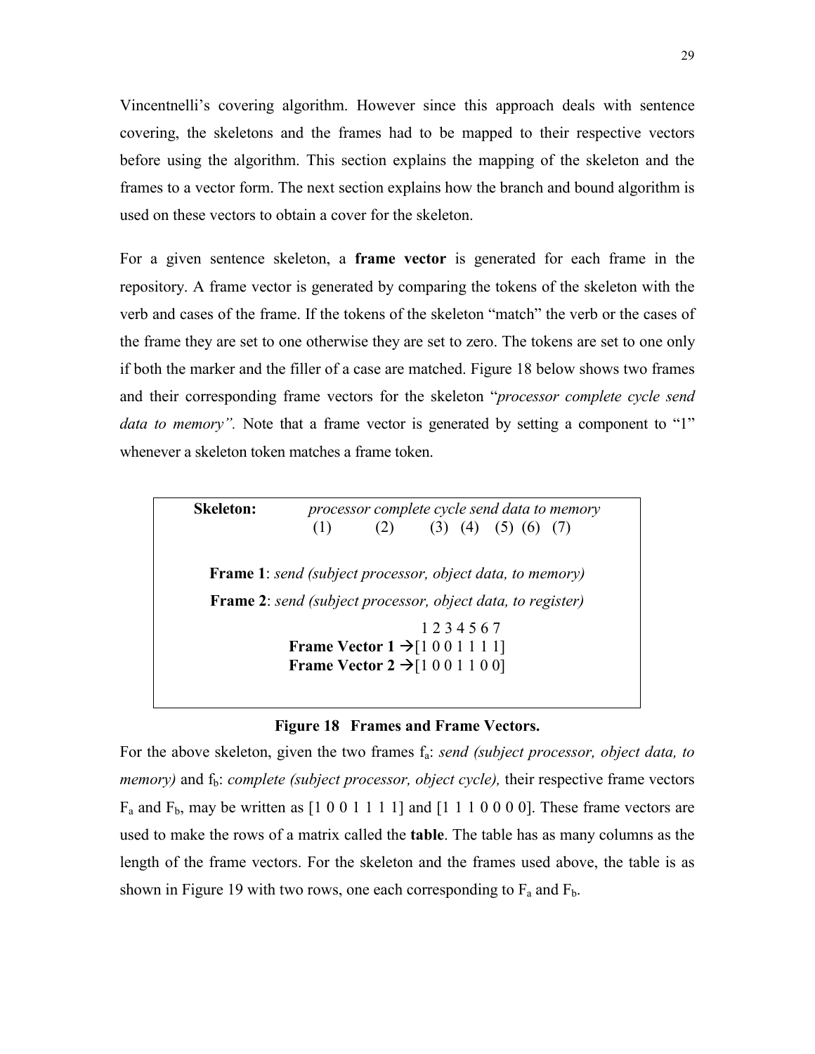Vincentnelli's covering algorithm. However since this approach deals with sentence covering, the skeletons and the frames had to be mapped to their respective vectors before using the algorithm. This section explains the mapping of the skeleton and the frames to a vector form. The next section explains how the branch and bound algorithm is used on these vectors to obtain a cover for the skeleton.

For a given sentence skeleton, a **frame vector** is generated for each frame in the repository. A frame vector is generated by comparing the tokens of the skeleton with the verb and cases of the frame. If the tokens of the skeleton "match" the verb or the cases of the frame they are set to one otherwise they are set to zero. The tokens are set to one only if both the marker and the filler of a case are matched. Figure 18 below shows two frames and their corresponding frame vectors for the skeleton "*processor complete cycle send data to memory".* Note that a frame vector is generated by setting a component to "1" whenever a skeleton token matches a frame token.

```
Skeleton:    processor complete cycle send data to memory
                (1)       (2)     (3)  (4)  (5) (6)  (7)

Frame 1: send (subject processor, object data, to memory)
Frame 2: send (subject processor, object data, to register)

                              1 2 3 4 5 6 7
            Frame Vector 1 →[1 0 0 1 1 1 1]
            Frame Vector 2 →[1 0 0 1 1 0 0]
```

**Figure 18 Frames and Frame Vectors.**

For the above skeleton, given the two frames $f_a$: *send (subject processor, object data, to memory)* and $f_b$: *complete (subject processor, object cycle),* their respective frame vectors $F_a$ and $F_b$, may be written as [1 0 0 1 1 1 1] and [1 1 1 0 0 0 0]. These frame vectors are used to make the rows of a matrix called the **table**. The table has as many columns as the length of the frame vectors. For the skeleton and the frames used above, the table is as shown in Figure 19 with two rows, one each corresponding to $F_a$ and $F_b$.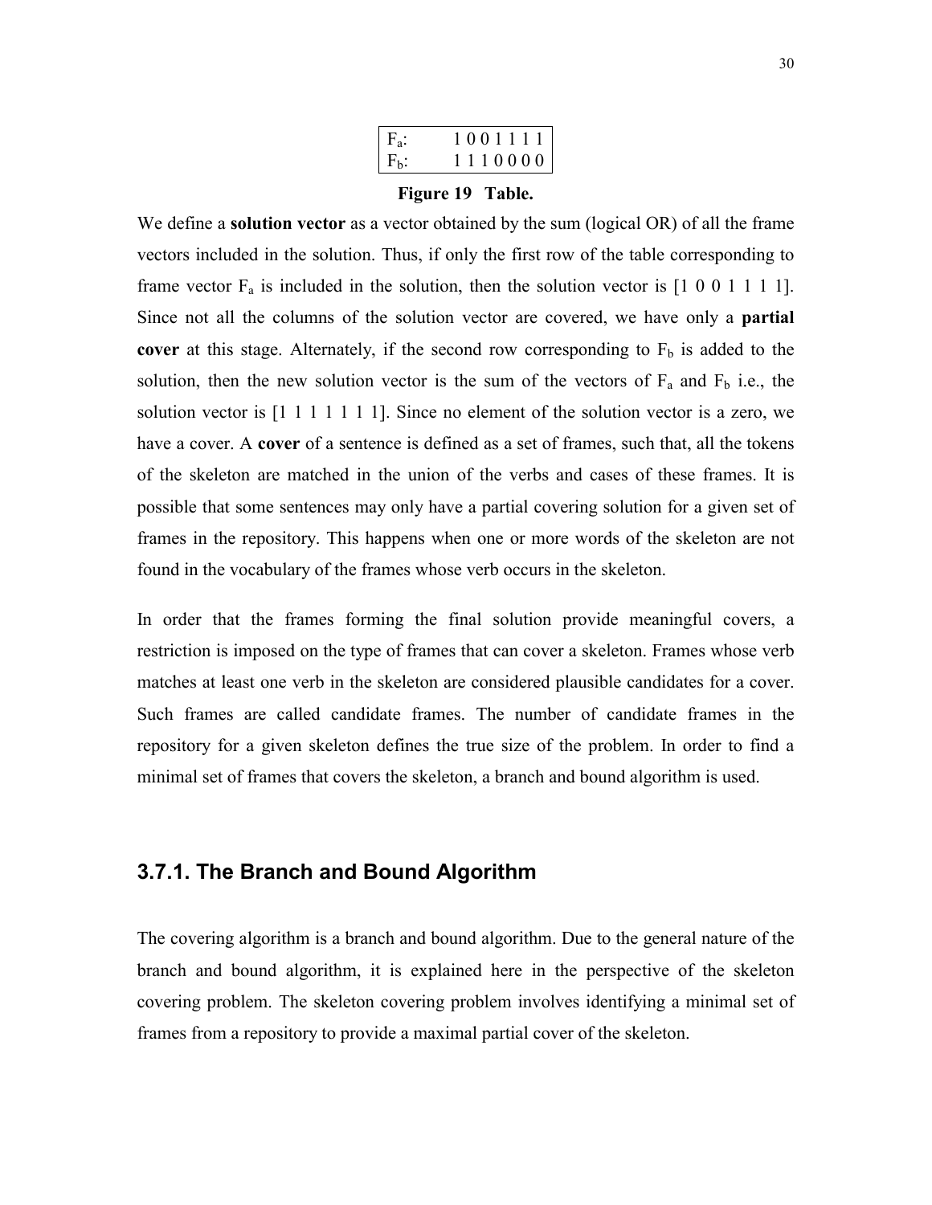| | |
|---|---|
| $F_a$: | 1 0 0 1 1 1 1 |
| $F_b$: | 1 1 1 0 0 0 0 |

**Figure 19 Table.**

We define a **solution vector** as a vector obtained by the sum (logical OR) of all the frame vectors included in the solution. Thus, if only the first row of the table corresponding to frame vector $F_a$ is included in the solution, then the solution vector is [1 0 0 1 1 1 1]. Since not all the columns of the solution vector are covered, we have only a **partial cover** at this stage. Alternately, if the second row corresponding to $F_b$ is added to the solution, then the new solution vector is the sum of the vectors of $F_a$ and $F_b$ i.e., the solution vector is [1 1 1 1 1 1 1]. Since no element of the solution vector is a zero, we have a cover. A **cover** of a sentence is defined as a set of frames, such that, all the tokens of the skeleton are matched in the union of the verbs and cases of these frames. It is possible that some sentences may only have a partial covering solution for a given set of frames in the repository. This happens when one or more words of the skeleton are not found in the vocabulary of the frames whose verb occurs in the skeleton.

In order that the frames forming the final solution provide meaningful covers, a restriction is imposed on the type of frames that can cover a skeleton. Frames whose verb matches at least one verb in the skeleton are considered plausible candidates for a cover. Such frames are called candidate frames. The number of candidate frames in the repository for a given skeleton defines the true size of the problem. In order to find a minimal set of frames that covers the skeleton, a branch and bound algorithm is used.

### 3.7.1. The Branch and Bound Algorithm

The covering algorithm is a branch and bound algorithm. Due to the general nature of the branch and bound algorithm, it is explained here in the perspective of the skeleton covering problem. The skeleton covering problem involves identifying a minimal set of frames from a repository to provide a maximal partial cover of the skeleton.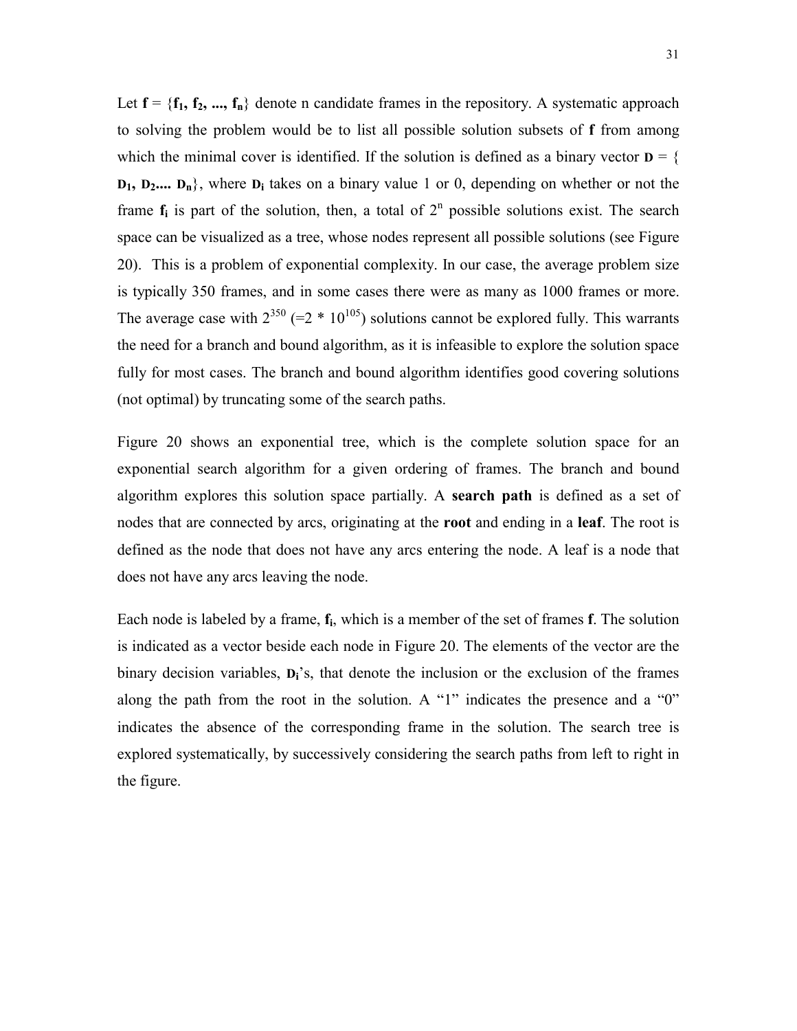Let **f** = {**f**$_1$, **f**$_2$, ..., **f**$_n$} denote n candidate frames in the repository. A systematic approach to solving the problem would be to list all possible solution subsets of **f** from among which the minimal cover is identified. If the solution is defined as a binary vector **D** = { **D**$_1$, **D**$_2$.... **D**$_n$}, where **D**$_i$ takes on a binary value 1 or 0, depending on whether or not the frame **f**$_i$ is part of the solution, then, a total of $2^n$ possible solutions exist. The search space can be visualized as a tree, whose nodes represent all possible solutions (see Figure 20). This is a problem of exponential complexity. In our case, the average problem size is typically 350 frames, and in some cases there were as many as 1000 frames or more. The average case with $2^{350}$ ($=2 * 10^{105}$) solutions cannot be explored fully. This warrants the need for a branch and bound algorithm, as it is infeasible to explore the solution space fully for most cases. The branch and bound algorithm identifies good covering solutions (not optimal) by truncating some of the search paths.

Figure 20 shows an exponential tree, which is the complete solution space for an exponential search algorithm for a given ordering of frames. The branch and bound algorithm explores this solution space partially. A **search path** is defined as a set of nodes that are connected by arcs, originating at the **root** and ending in a **leaf**. The root is defined as the node that does not have any arcs entering the node. A leaf is a node that does not have any arcs leaving the node.

Each node is labeled by a frame, **f**$_i$, which is a member of the set of frames **f**. The solution is indicated as a vector beside each node in Figure 20. The elements of the vector are the binary decision variables, **D**$_i$'s, that denote the inclusion or the exclusion of the frames along the path from the root in the solution. A "1" indicates the presence and a "0" indicates the absence of the corresponding frame in the solution. The search tree is explored systematically, by successively considering the search paths from left to right in the figure.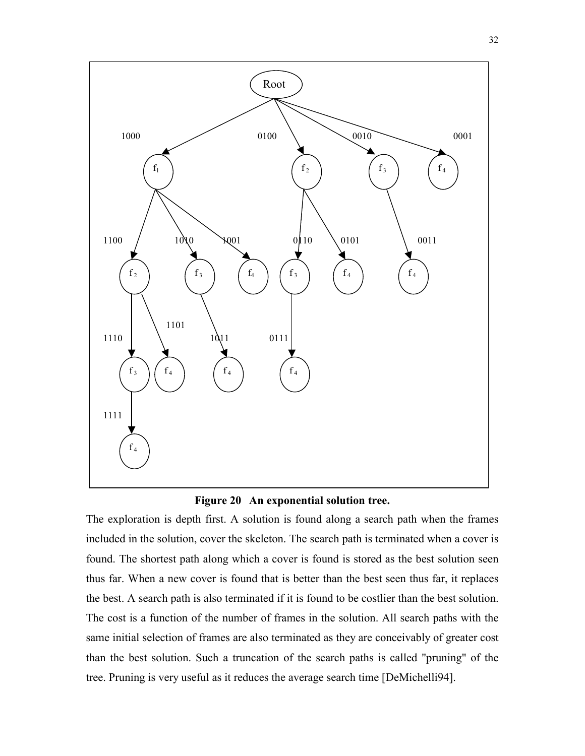**Figure 20 An exponential solution tree.**

The exploration is depth first. A solution is found along a search path when the frames included in the solution, cover the skeleton. The search path is terminated when a cover is found. The shortest path along which a cover is found is stored as the best solution seen thus far. When a new cover is found that is better than the best seen thus far, it replaces the best. A search path is also terminated if it is found to be costlier than the best solution. The cost is a function of the number of frames in the solution. All search paths with the same initial selection of frames are also terminated as they are conceivably of greater cost than the best solution. Such a truncation of the search paths is called "pruning" of the tree. Pruning is very useful as it reduces the average search time [DeMichelli94].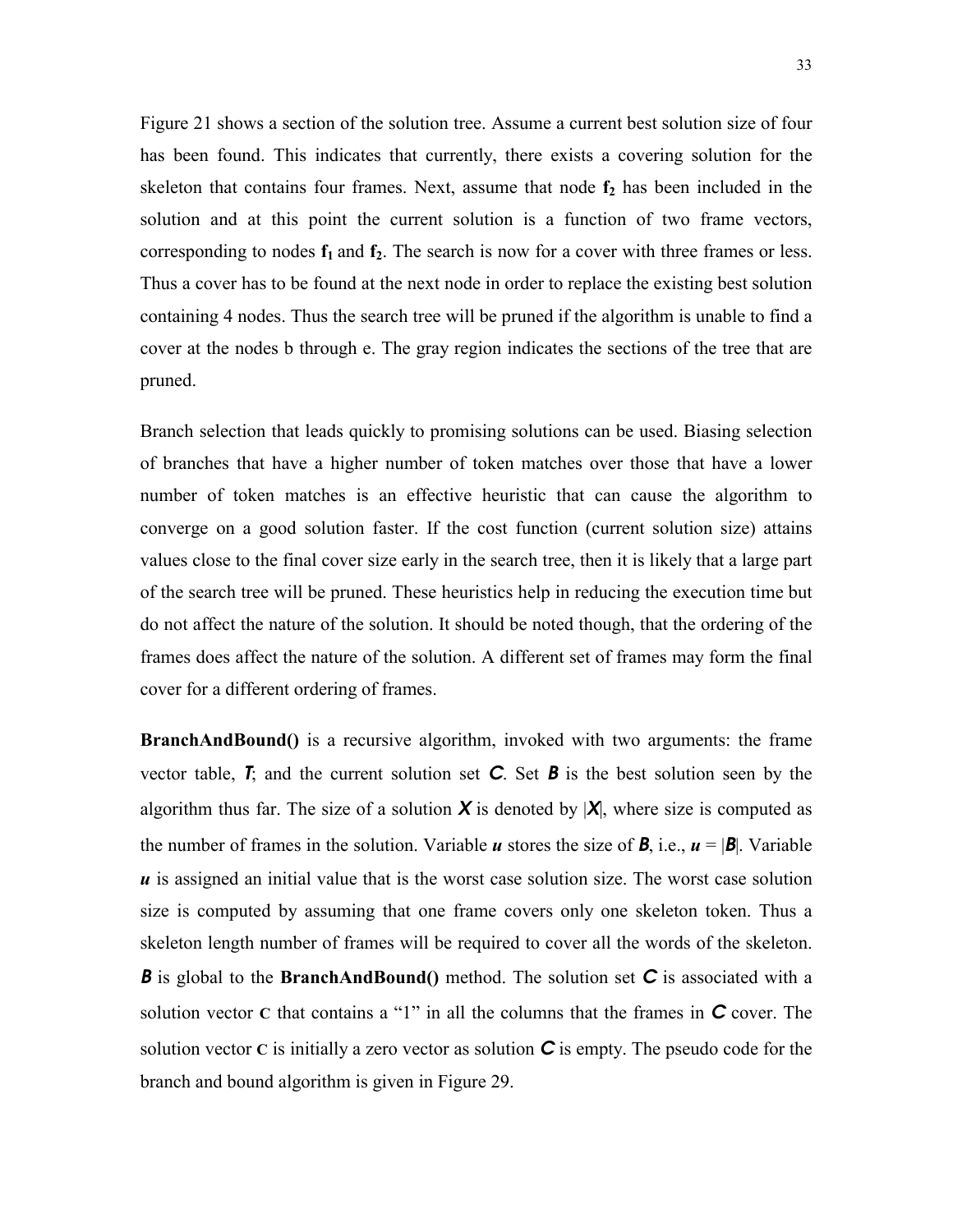Figure 21 shows a section of the solution tree. Assume a current best solution size of four has been found. This indicates that currently, there exists a covering solution for the skeleton that contains four frames. Next, assume that node $\mathbf{f_2}$ has been included in the solution and at this point the current solution is a function of two frame vectors, corresponding to nodes $\mathbf{f_1}$ and $\mathbf{f_2}$. The search is now for a cover with three frames or less. Thus a cover has to be found at the next node in order to replace the existing best solution containing 4 nodes. Thus the search tree will be pruned if the algorithm is unable to find a cover at the nodes b through e. The gray region indicates the sections of the tree that are pruned.

Branch selection that leads quickly to promising solutions can be used. Biasing selection of branches that have a higher number of token matches over those that have a lower number of token matches is an effective heuristic that can cause the algorithm to converge on a good solution faster. If the cost function (current solution size) attains values close to the final cover size early in the search tree, then it is likely that a large part of the search tree will be pruned. These heuristics help in reducing the execution time but do not affect the nature of the solution. It should be noted though, that the ordering of the frames does affect the nature of the solution. A different set of frames may form the final cover for a different ordering of frames.

**BranchAndBound()** is a recursive algorithm, invoked with two arguments: the frame vector table, $\boldsymbol{T}$; and the current solution set $\boldsymbol{C}$. Set $\boldsymbol{B}$ is the best solution seen by the algorithm thus far. The size of a solution $\boldsymbol{X}$ is denoted by $|\boldsymbol{X}|$, where size is computed as the number of frames in the solution. Variable $\boldsymbol{u}$ stores the size of $\boldsymbol{B}$, i.e., $\boldsymbol{u} = |\boldsymbol{B}|$. Variable $\boldsymbol{u}$ is assigned an initial value that is the worst case solution size. The worst case solution size is computed by assuming that one frame covers only one skeleton token. Thus a skeleton length number of frames will be required to cover all the words of the skeleton. $\boldsymbol{B}$ is global to the **BranchAndBound()** method. The solution set $\boldsymbol{C}$ is associated with a solution vector $\mathbf{C}$ that contains a "1" in all the columns that the frames in $\boldsymbol{C}$ cover. The solution vector $\mathbf{C}$ is initially a zero vector as solution $\boldsymbol{C}$ is empty. The pseudo code for the branch and bound algorithm is given in Figure 29.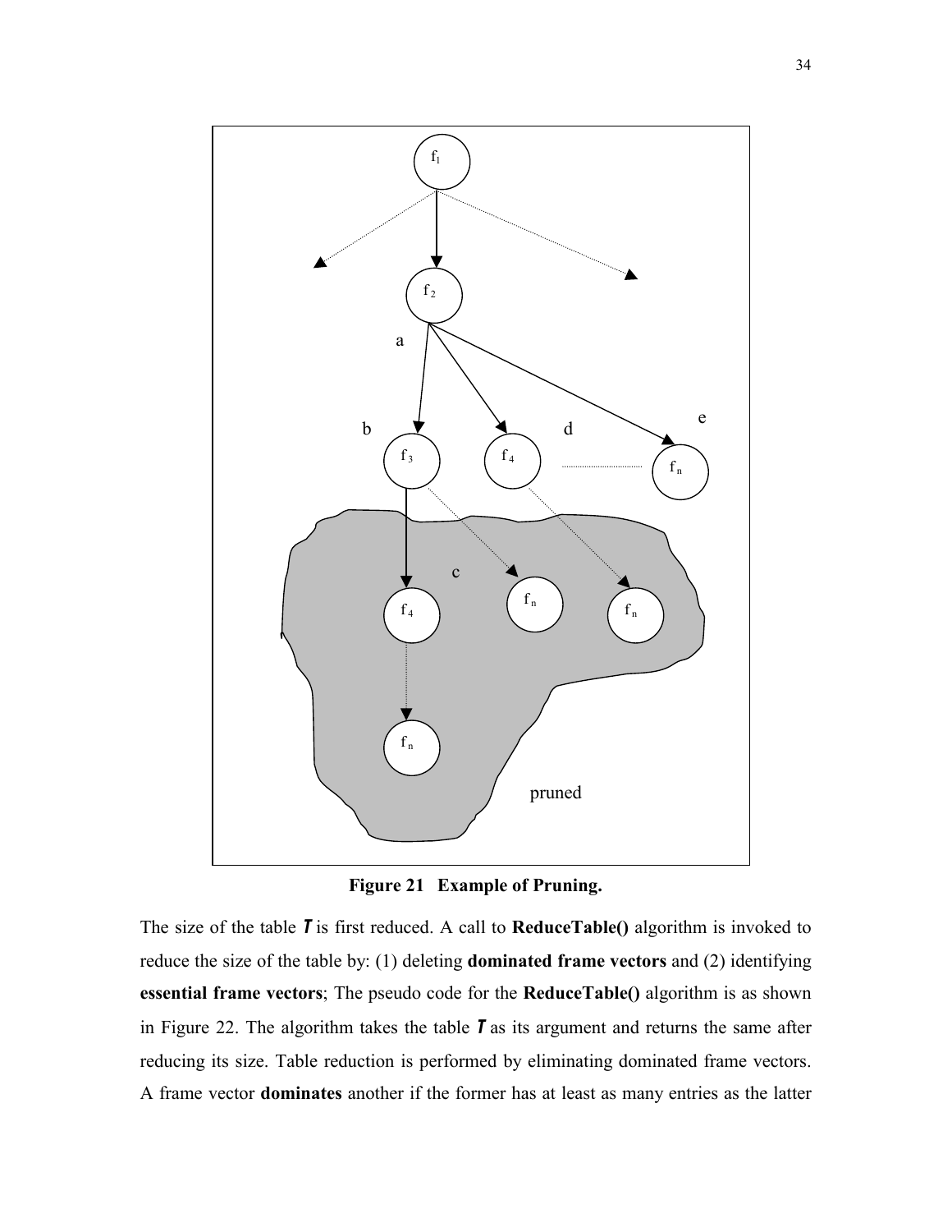**Figure 21 Example of Pruning.**

The size of the table ***T*** is first reduced. A call to **ReduceTable()** algorithm is invoked to reduce the size of the table by: (1) deleting **dominated frame vectors** and (2) identifying **essential frame vectors**; The pseudo code for the **ReduceTable()** algorithm is as shown in Figure 22. The algorithm takes the table ***T*** as its argument and returns the same after reducing its size. Table reduction is performed by eliminating dominated frame vectors. A frame vector **dominates** another if the former has at least as many entries as the latter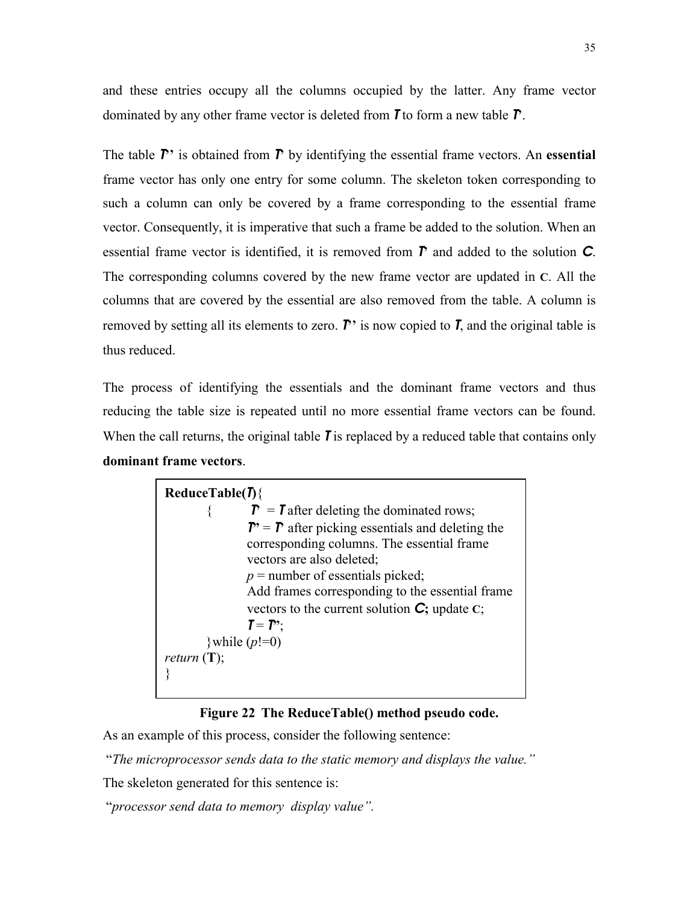and these entries occupy all the columns occupied by the latter. Any frame vector dominated by any other frame vector is deleted from ***T*** to form a new table ***T'***.

The table ***T''*** is obtained from ***T'*** by identifying the essential frame vectors. An **essential** frame vector has only one entry for some column. The skeleton token corresponding to such a column can only be covered by a frame corresponding to the essential frame vector. Consequently, it is imperative that such a frame be added to the solution. When an essential frame vector is identified, it is removed from ***T'*** and added to the solution ***C***. The corresponding columns covered by the new frame vector are updated in **C**. All the columns that are covered by the essential are also removed from the table. A column is removed by setting all its elements to zero. ***T''*** is now copied to ***T***, and the original table is thus reduced.

The process of identifying the essentials and the dominant frame vectors and thus reducing the table size is repeated until no more essential frame vectors can be found. When the call returns, the original table ***T*** is replaced by a reduced table that contains only **dominant frame vectors**.

```
ReduceTable(T){
    {       T' = T after deleting the dominated rows;
            T'' = T' after picking essentials and deleting the
            corresponding columns. The essential frame
            vectors are also deleted;
            p = number of essentials picked;
            Add frames corresponding to the essential frame
            vectors to the current solution C; update C;
            T = T'';
    }while (p!=0)
return (T);
}
```

**Figure 22 The ReduceTable() method pseudo code.**

As an example of this process, consider the following sentence:

"*The microprocessor sends data to the static memory and displays the value.*"

The skeleton generated for this sentence is:

"*processor send data to memory display value*".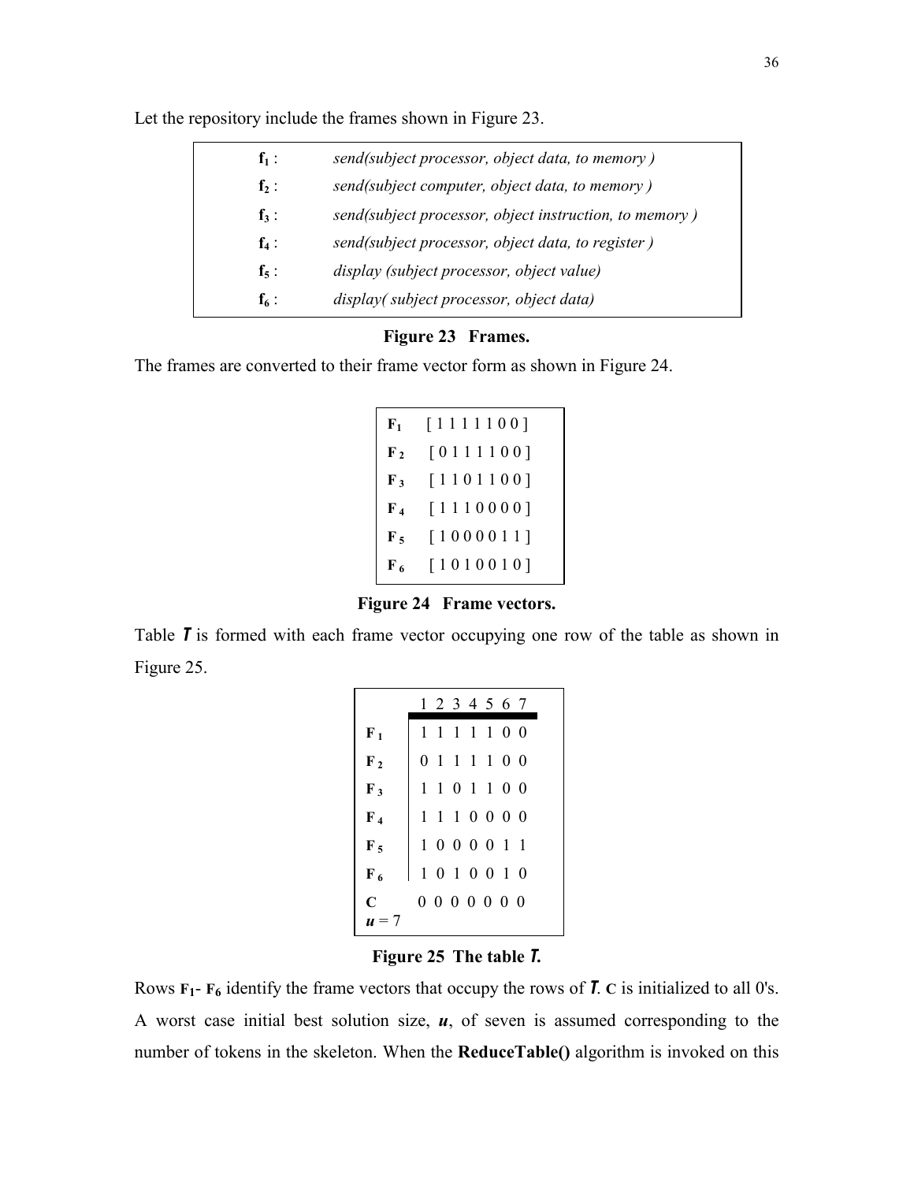Let the repository include the frames shown in Figure 23.

| | |
|---|---|
| $\mathbf{f_1}$ : | *send(subject processor, object data, to memory )* |
| $\mathbf{f_2}$ : | *send(subject computer, object data, to memory )* |
| $\mathbf{f_3}$ : | *send(subject processor, object instruction, to memory )* |
| $\mathbf{f_4}$ : | *send(subject processor, object data, to register )* |
| $\mathbf{f_5}$ : | *display (subject processor, object value)* |
| $\mathbf{f_6}$ : | *display( subject processor, object data)* |

**Figure 23 Frames.**

The frames are converted to their frame vector form as shown in Figure 24.

| | |
|---|---|
| $\mathbf{F_1}$ | [ 1 1 1 1 1 0 0 ] |
| $\mathbf{F_2}$ | [ 0 1 1 1 1 0 0 ] |
| $\mathbf{F_3}$ | [ 1 1 0 1 1 0 0 ] |
| $\mathbf{F_4}$ | [ 1 1 1 0 0 0 0 ] |
| $\mathbf{F_5}$ | [ 1 0 0 0 0 1 1 ] |
| $\mathbf{F_6}$ | [ 1 0 1 0 0 1 0 ] |

**Figure 24 Frame vectors.**

Table ***T*** is formed with each frame vector occupying one row of the table as shown in Figure 25.

| | 1 | 2 | 3 | 4 | 5 | 6 | 7 |
|---|---|---|---|---|---|---|---|
| $\mathbf{F_1}$ | 1 | 1 | 1 | 1 | 1 | 0 | 0 |
| $\mathbf{F_2}$ | 0 | 1 | 1 | 1 | 1 | 0 | 0 |
| $\mathbf{F_3}$ | 1 | 1 | 0 | 1 | 1 | 0 | 0 |
| $\mathbf{F_4}$ | 1 | 1 | 1 | 0 | 0 | 0 | 0 |
| $\mathbf{F_5}$ | 1 | 0 | 0 | 0 | 0 | 1 | 1 |
| $\mathbf{F_6}$ | 1 | 0 | 1 | 0 | 0 | 1 | 0 |
| **C** | 0 | 0 | 0 | 0 | 0 | 0 | 0 |
| $u$ = 7 | | | | | | | |

**Figure 25 The table *T*.**

Rows $\mathbf{F_1}$- $\mathbf{F_6}$ identify the frame vectors that occupy the rows of ***T***. **C** is initialized to all 0's. A worst case initial best solution size, ***u***, of seven is assumed corresponding to the number of tokens in the skeleton. When the **ReduceTable()** algorithm is invoked on this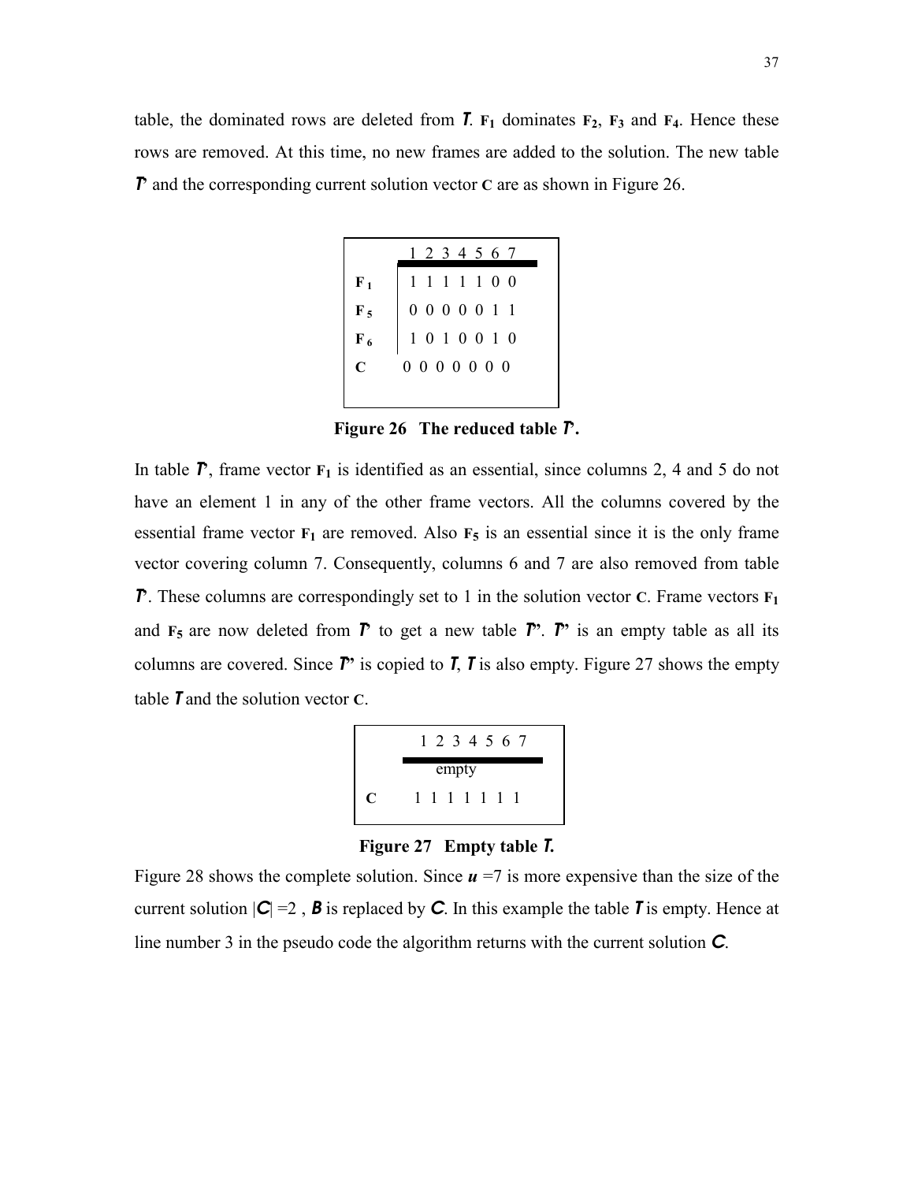table, the dominated rows are deleted from ***T***. $F_1$ dominates $F_2$, $F_3$ and $F_4$. Hence these rows are removed. At this time, no new frames are added to the solution. The new table ***T'*** and the corresponding current solution vector **C** are as shown in Figure 26.

| | 1 | 2 | 3 | 4 | 5 | 6 | 7 |
|---|---|---|---|---|---|---|---|
| $F_1$ | 1 | 1 | 1 | 1 | 1 | 0 | 0 |
| $F_5$ | 0 | 0 | 0 | 0 | 0 | 1 | 1 |
| $F_6$ | 1 | 0 | 1 | 0 | 0 | 1 | 0 |
| **C** | 0 | 0 | 0 | 0 | 0 | 0 | 0 |

**Figure 26 The reduced table *T'*.**

In table ***T'***, frame vector $F_1$ is identified as an essential, since columns 2, 4 and 5 do not have an element 1 in any of the other frame vectors. All the columns covered by the essential frame vector $F_1$ are removed. Also $F_5$ is an essential since it is the only frame vector covering column 7. Consequently, columns 6 and 7 are also removed from table ***T'***. These columns are correspondingly set to 1 in the solution vector **C**. Frame vectors $F_1$ and $F_5$ are now deleted from ***T'*** to get a new table ***T''***. ***T''*** is an empty table as all its columns are covered. Since ***T''*** is copied to ***T***, ***T*** is also empty. Figure 27 shows the empty table ***T*** and the solution vector **C**.

| | 1 | 2 | 3 | 4 | 5 | 6 | 7 |
|---|---|---|---|---|---|---|---|
| | empty | | | | | | |
| **C** | 1 | 1 | 1 | 1 | 1 | 1 | 1 |

**Figure 27 Empty table *T*.**

Figure 28 shows the complete solution. Since $u$ =7 is more expensive than the size of the current solution $|C|$ =2 , ***B*** is replaced by ***C***. In this example the table ***T*** is empty. Hence at line number 3 in the pseudo code the algorithm returns with the current solution ***C***.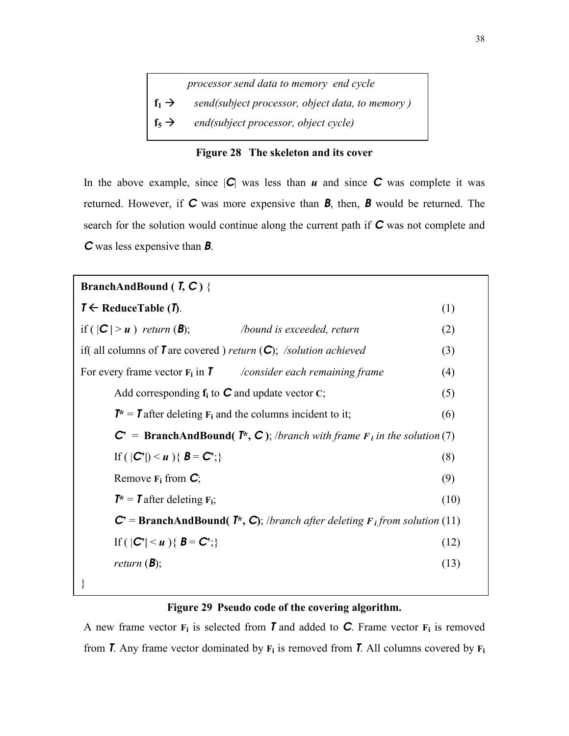| *processor send data to memory end cycle* |
| --- |
| $\mathbf{f_1} \rightarrow$ *send(subject processor, object data, to memory )* |
| $\mathbf{f_5} \rightarrow$ *end(subject processor, object cycle)* |

**Figure 28 The skeleton and its cover**

In the above example, since $|C|$ was less than $u$ and since $C$ was complete it was returned. However, if $C$ was more expensive than $B$, then, $B$ would be returned. The search for the solution would continue along the current path if $C$ was not complete and $C$ was less expensive than $B$.

```
BranchAndBound ( T, C ) {
T ← ReduceTable (T).                                                        (1)
if ( |C| > u )  return (B);            /bound is exceeded, return            (2)
if( all columns of T are covered ) return (C);  /solution achieved          (3)
For every frame vector Fi in T        /consider each remaining frame        (4)
        Add corresponding fi to C and update vector C;                      (5)
        T* = T after deleting Fi and the columns incident to it;            (6)
        C' = BranchAndBound( T*, C ); /branch with frame Fi in the solution (7)
        If ( |C'|) < u ){ B = C';}                                          (8)
        Remove Fi from C;                                                   (9)
        T* = T after deleting Fi;                                           (10)
        C' = BranchAndBound( T*, C); /branch after deleting Fi from solution (11)
        If ( |C'| < u ){ B = C';}                                           (12)
        return (B);                                                         (13)
}
```

**Figure 29 Pseudo code of the covering algorithm.**

A new frame vector $\mathbf{F_i}$ is selected from $T$ and added to $C$. Frame vector $\mathbf{F_i}$ is removed from $T$. Any frame vector dominated by $\mathbf{F_i}$ is removed from $T$. All columns covered by $\mathbf{F_i}$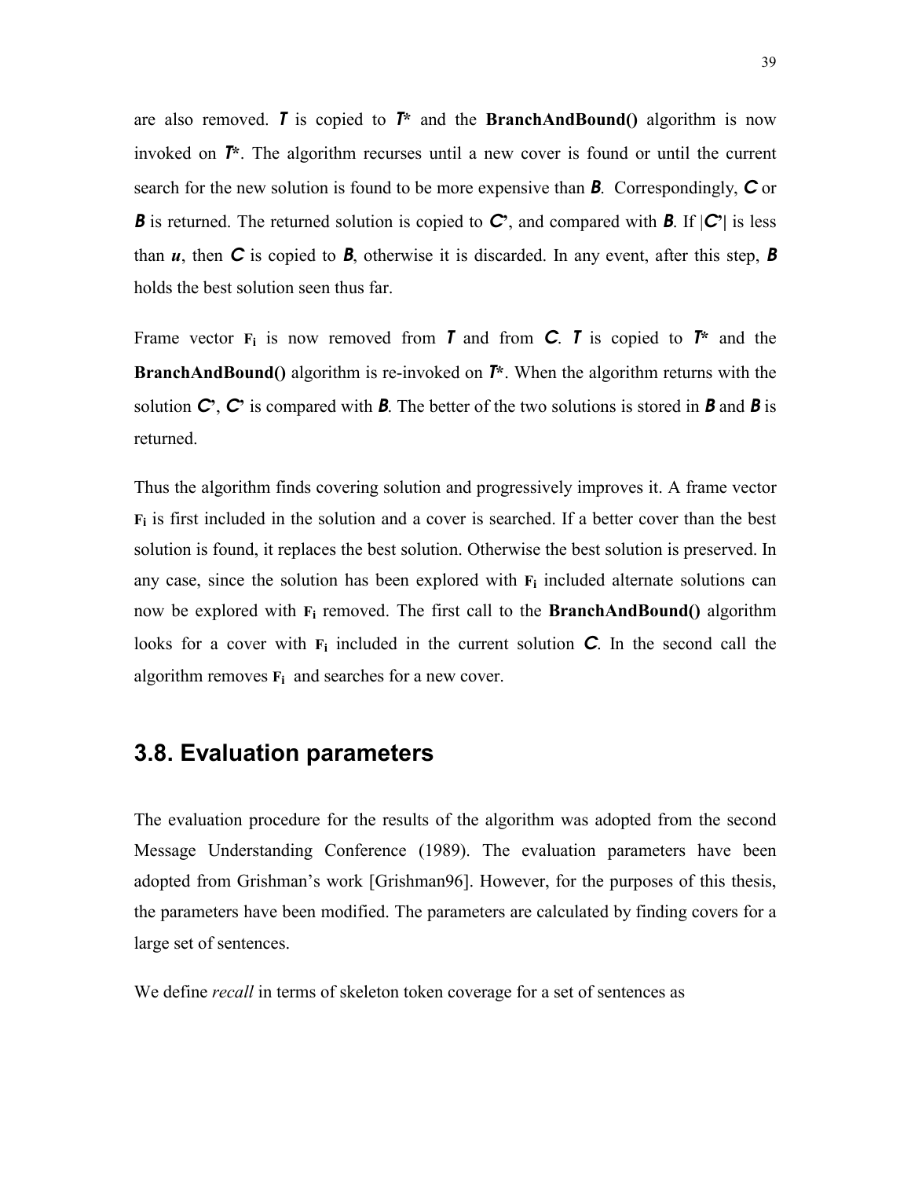are also removed. ***T*** is copied to ***T\**** and the **BranchAndBound()** algorithm is now invoked on ***T\****. The algorithm recurses until a new cover is found or until the current search for the new solution is found to be more expensive than ***B***. Correspondingly, ***C*** or ***B*** is returned. The returned solution is copied to ***C'***, and compared with ***B***. If |***C'***| is less than ***u***, then ***C*** is copied to ***B***, otherwise it is discarded. In any event, after this step, ***B*** holds the best solution seen thus far.

Frame vector $\mathbf{F_i}$ is now removed from ***T*** and from ***C***. ***T*** is copied to ***T\**** and the **BranchAndBound()** algorithm is re-invoked on ***T\****. When the algorithm returns with the solution ***C'***, ***C'*** is compared with ***B***. The better of the two solutions is stored in ***B*** and ***B*** is returned.

Thus the algorithm finds covering solution and progressively improves it. A frame vector $\mathbf{F_i}$ is first included in the solution and a cover is searched. If a better cover than the best solution is found, it replaces the best solution. Otherwise the best solution is preserved. In any case, since the solution has been explored with $\mathbf{F_i}$ included alternate solutions can now be explored with $\mathbf{F_i}$ removed. The first call to the **BranchAndBound()** algorithm looks for a cover with $\mathbf{F_i}$ included in the current solution ***C***. In the second call the algorithm removes $\mathbf{F_i}$ and searches for a new cover.

## 3.8. Evaluation parameters

The evaluation procedure for the results of the algorithm was adopted from the second Message Understanding Conference (1989). The evaluation parameters have been adopted from Grishman's work [Grishman96]. However, for the purposes of this thesis, the parameters have been modified. The parameters are calculated by finding covers for a large set of sentences.

We define *recall* in terms of skeleton token coverage for a set of sentences as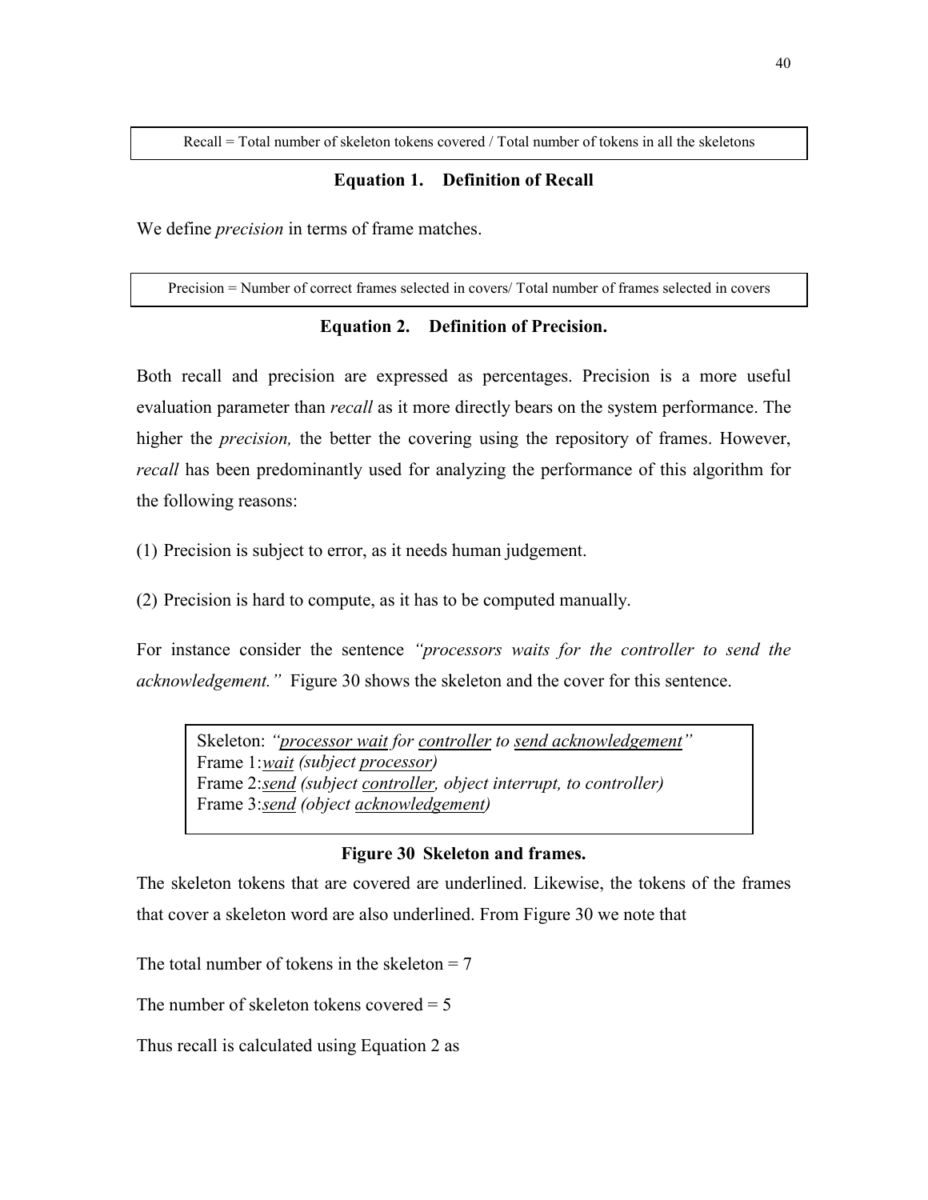Recall = Total number of skeleton tokens covered / Total number of tokens in all the skeletons

**Equation 1. Definition of Recall**

We define *precision* in terms of frame matches.

Precision = Number of correct frames selected in covers/ Total number of frames selected in covers

**Equation 2. Definition of Precision.**

Both recall and precision are expressed as percentages. Precision is a more useful evaluation parameter than *recall* as it more directly bears on the system performance. The higher the *precision,* the better the covering using the repository of frames. However, *recall* has been predominantly used for analyzing the performance of this algorithm for the following reasons:

(1) Precision is subject to error, as it needs human judgement.

(2) Precision is hard to compute, as it has to be computed manually.

For instance consider the sentence *"processors waits for the controller to send the acknowledgement."* Figure 30 shows the skeleton and the cover for this sentence.

Skeleton: *"<u>processor wait</u> for <u>controller</u> to <u>send acknowledgement</u>"*
Frame 1:*<u>wait</u> (subject <u>processor</u>)*
Frame 2:*<u>send</u> (subject <u>controller</u>, object interrupt, to controller)*
Frame 3:*<u>send</u> (object <u>acknowledgement</u>)*

**Figure 30 Skeleton and frames.**

The skeleton tokens that are covered are underlined. Likewise, the tokens of the frames that cover a skeleton word are also underlined. From Figure 30 we note that

The total number of tokens in the skeleton = 7

The number of skeleton tokens covered = 5

Thus recall is calculated using Equation 2 as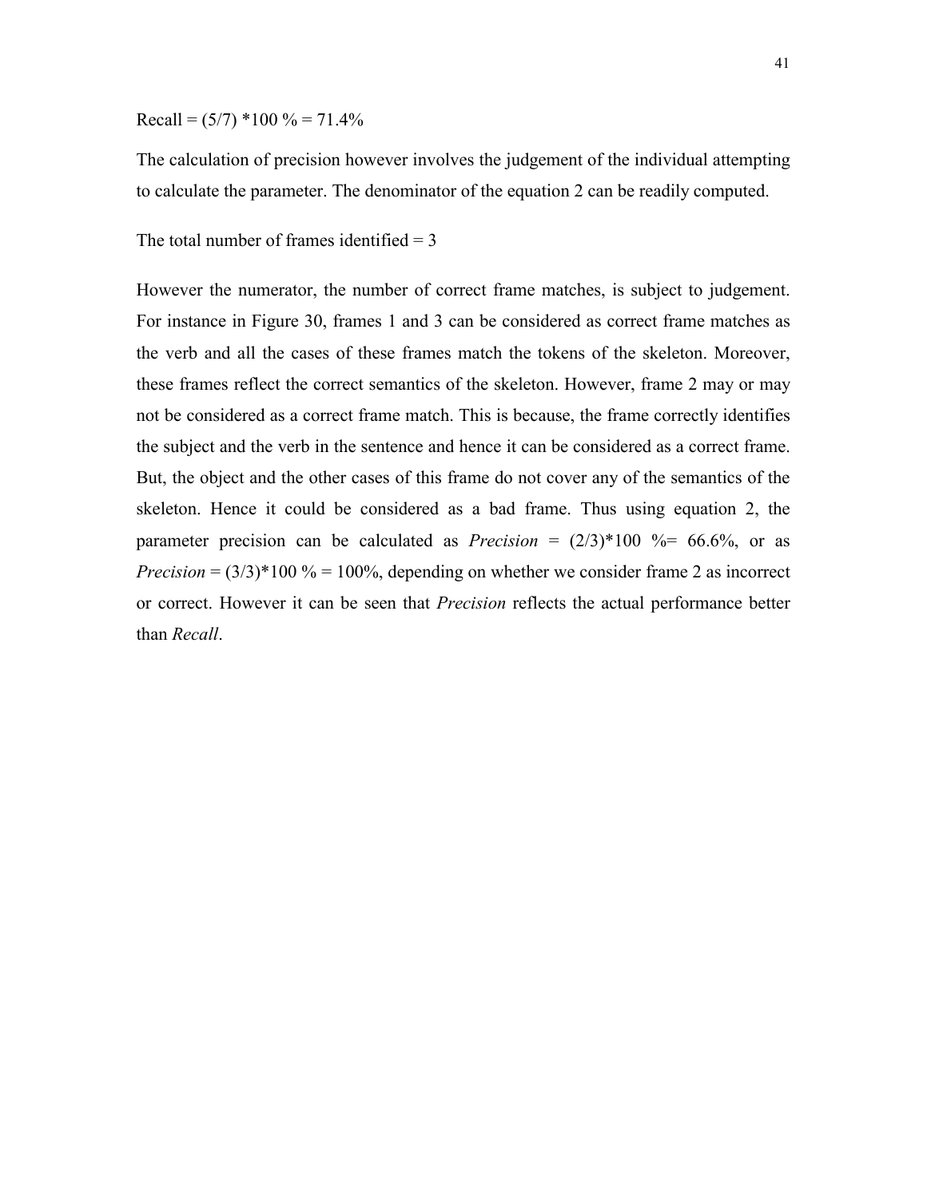Recall = (5/7) *100 % = 71.4%

The calculation of precision however involves the judgement of the individual attempting to calculate the parameter. The denominator of the equation 2 can be readily computed.

The total number of frames identified = 3

However the numerator, the number of correct frame matches, is subject to judgement. For instance in Figure 30, frames 1 and 3 can be considered as correct frame matches as the verb and all the cases of these frames match the tokens of the skeleton. Moreover, these frames reflect the correct semantics of the skeleton. However, frame 2 may or may not be considered as a correct frame match. This is because, the frame correctly identifies the subject and the verb in the sentence and hence it can be considered as a correct frame. But, the object and the other cases of this frame do not cover any of the semantics of the skeleton. Hence it could be considered as a bad frame. Thus using equation 2, the parameter precision can be calculated as *Precision* = (2/3)*100 %= 66.6%, or as *Precision* = (3/3)*100 % = 100%, depending on whether we consider frame 2 as incorrect or correct. However it can be seen that *Precision* reflects the actual performance better than *Recall*.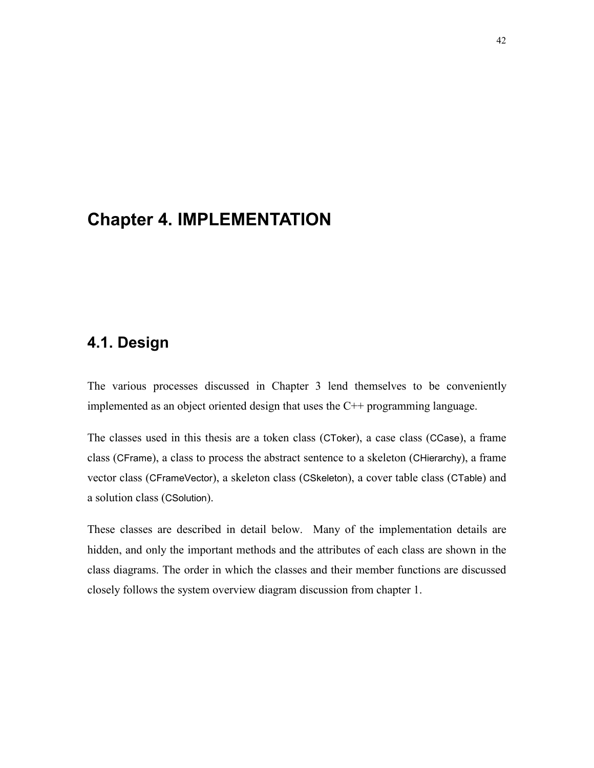# Chapter 4. IMPLEMENTATION

## 4.1. Design

The various processes discussed in Chapter 3 lend themselves to be conveniently implemented as an object oriented design that uses the C++ programming language.

The classes used in this thesis are a token class (CToker), a case class (CCase), a frame class (CFrame), a class to process the abstract sentence to a skeleton (CHierarchy), a frame vector class (CFrameVector), a skeleton class (CSkeleton), a cover table class (CTable) and a solution class (CSolution).

These classes are described in detail below. Many of the implementation details are hidden, and only the important methods and the attributes of each class are shown in the class diagrams. The order in which the classes and their member functions are discussed closely follows the system overview diagram discussion from chapter 1.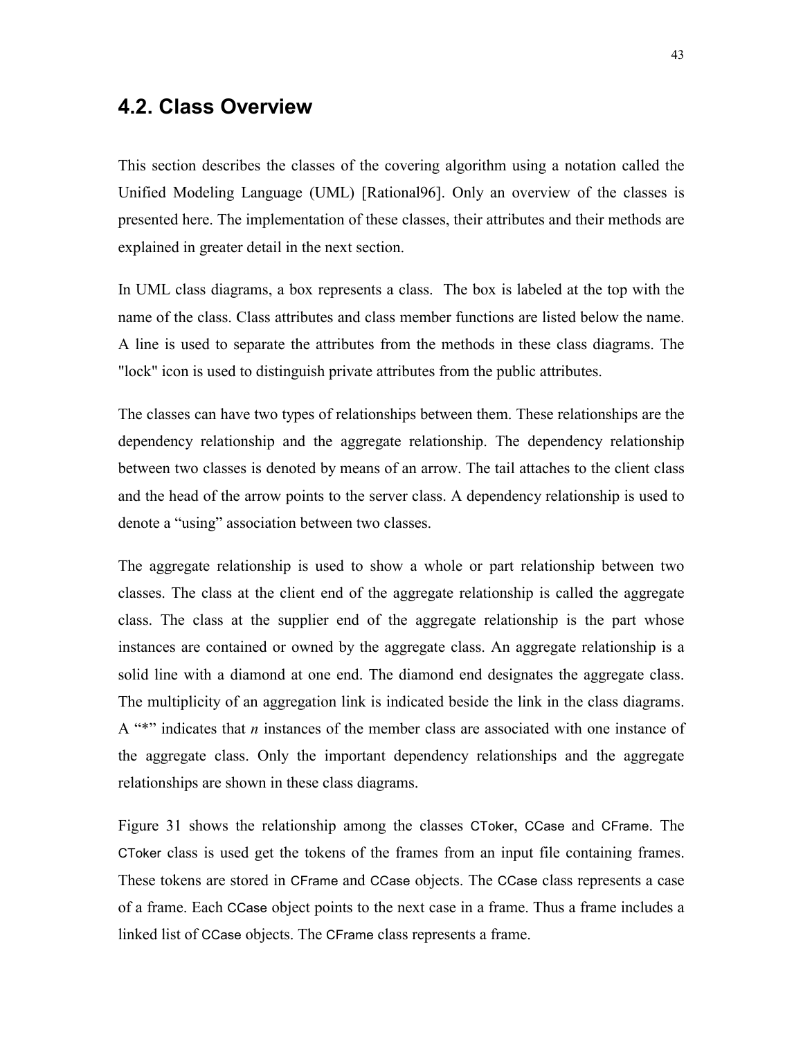## 4.2. Class Overview

This section describes the classes of the covering algorithm using a notation called the Unified Modeling Language (UML) [Rational96]. Only an overview of the classes is presented here. The implementation of these classes, their attributes and their methods are explained in greater detail in the next section.

In UML class diagrams, a box represents a class. The box is labeled at the top with the name of the class. Class attributes and class member functions are listed below the name. A line is used to separate the attributes from the methods in these class diagrams. The "lock" icon is used to distinguish private attributes from the public attributes.

The classes can have two types of relationships between them. These relationships are the dependency relationship and the aggregate relationship. The dependency relationship between two classes is denoted by means of an arrow. The tail attaches to the client class and the head of the arrow points to the server class. A dependency relationship is used to denote a “using” association between two classes.

The aggregate relationship is used to show a whole or part relationship between two classes. The class at the client end of the aggregate relationship is called the aggregate class. The class at the supplier end of the aggregate relationship is the part whose instances are contained or owned by the aggregate class. An aggregate relationship is a solid line with a diamond at one end. The diamond end designates the aggregate class. The multiplicity of an aggregation link is indicated beside the link in the class diagrams. A “*” indicates that *n* instances of the member class are associated with one instance of the aggregate class. Only the important dependency relationships and the aggregate relationships are shown in these class diagrams.

Figure 31 shows the relationship among the classes CToker, CCase and CFrame. The CToker class is used get the tokens of the frames from an input file containing frames. These tokens are stored in CFrame and CCase objects. The CCase class represents a case of a frame. Each CCase object points to the next case in a frame. Thus a frame includes a linked list of CCase objects. The CFrame class represents a frame.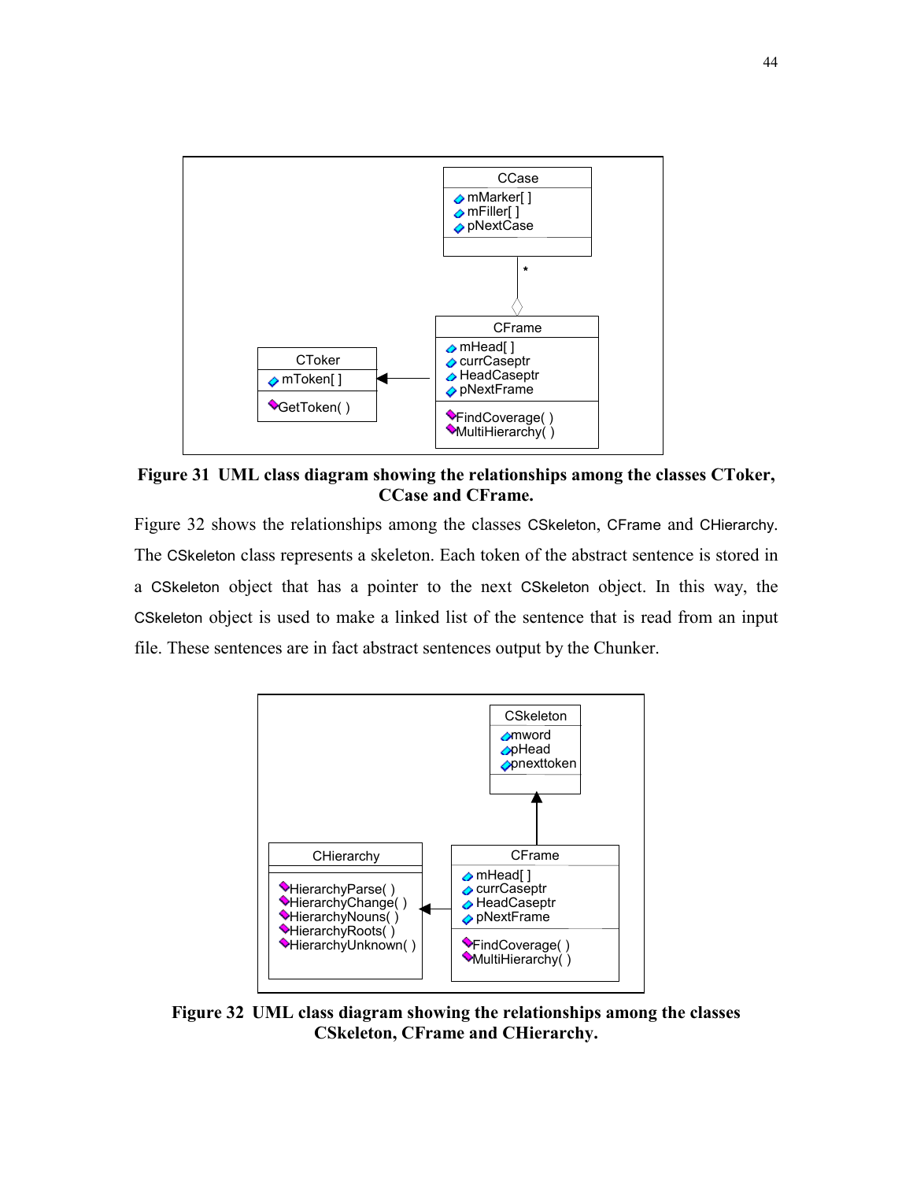**Figure 31 UML class diagram showing the relationships among the classes CToker, CCase and CFrame.**

Figure 32 shows the relationships among the classes CSkeleton, CFrame and CHierarchy. The CSkeleton class represents a skeleton. Each token of the abstract sentence is stored in a CSkeleton object that has a pointer to the next CSkeleton object. In this way, the CSkeleton object is used to make a linked list of the sentence that is read from an input file. These sentences are in fact abstract sentences output by the Chunker.

**Figure 32 UML class diagram showing the relationships among the classes CSkeleton, CFrame and CHierarchy.**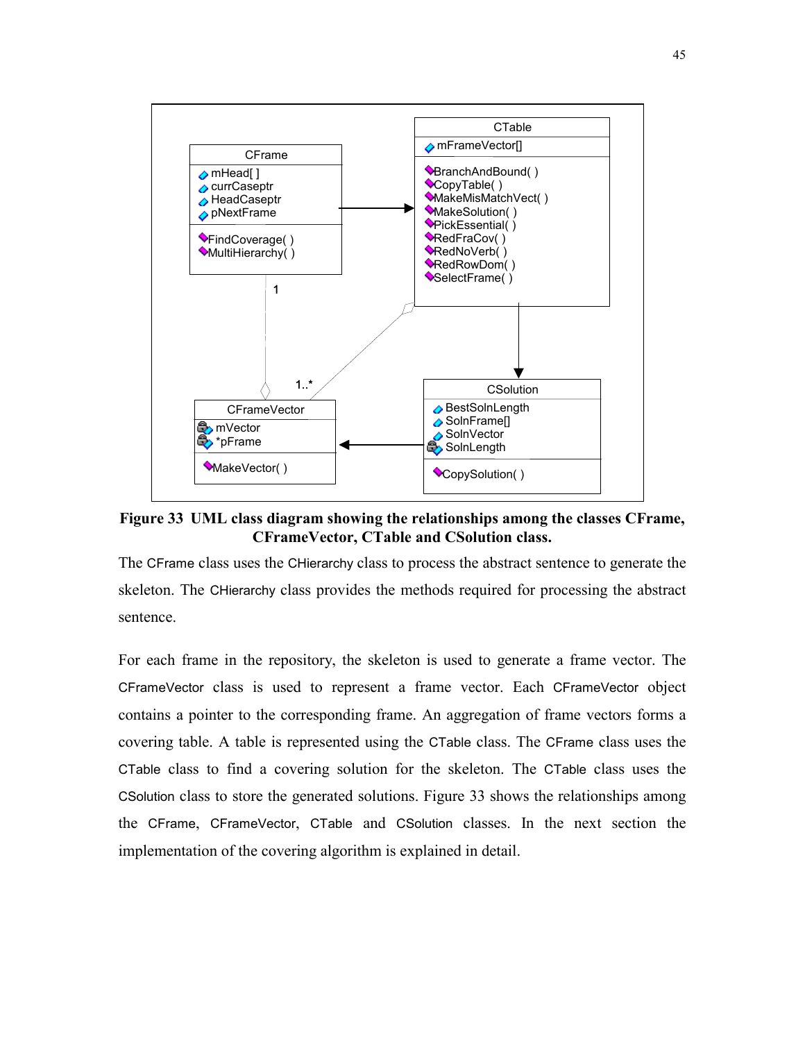**Figure 33 UML class diagram showing the relationships among the classes CFrame, CFrameVector, CTable and CSolution class.**

The CFrame class uses the CHierarchy class to process the abstract sentence to generate the skeleton. The CHierarchy class provides the methods required for processing the abstract sentence.

For each frame in the repository, the skeleton is used to generate a frame vector. The CFrameVector class is used to represent a frame vector. Each CFrameVector object contains a pointer to the corresponding frame. An aggregation of frame vectors forms a covering table. A table is represented using the CTable class. The CFrame class uses the CTable class to find a covering solution for the skeleton. The CTable class uses the CSolution class to store the generated solutions. Figure 33 shows the relationships among the CFrame, CFrameVector, CTable and CSolution classes. In the next section the implementation of the covering algorithm is explained in detail.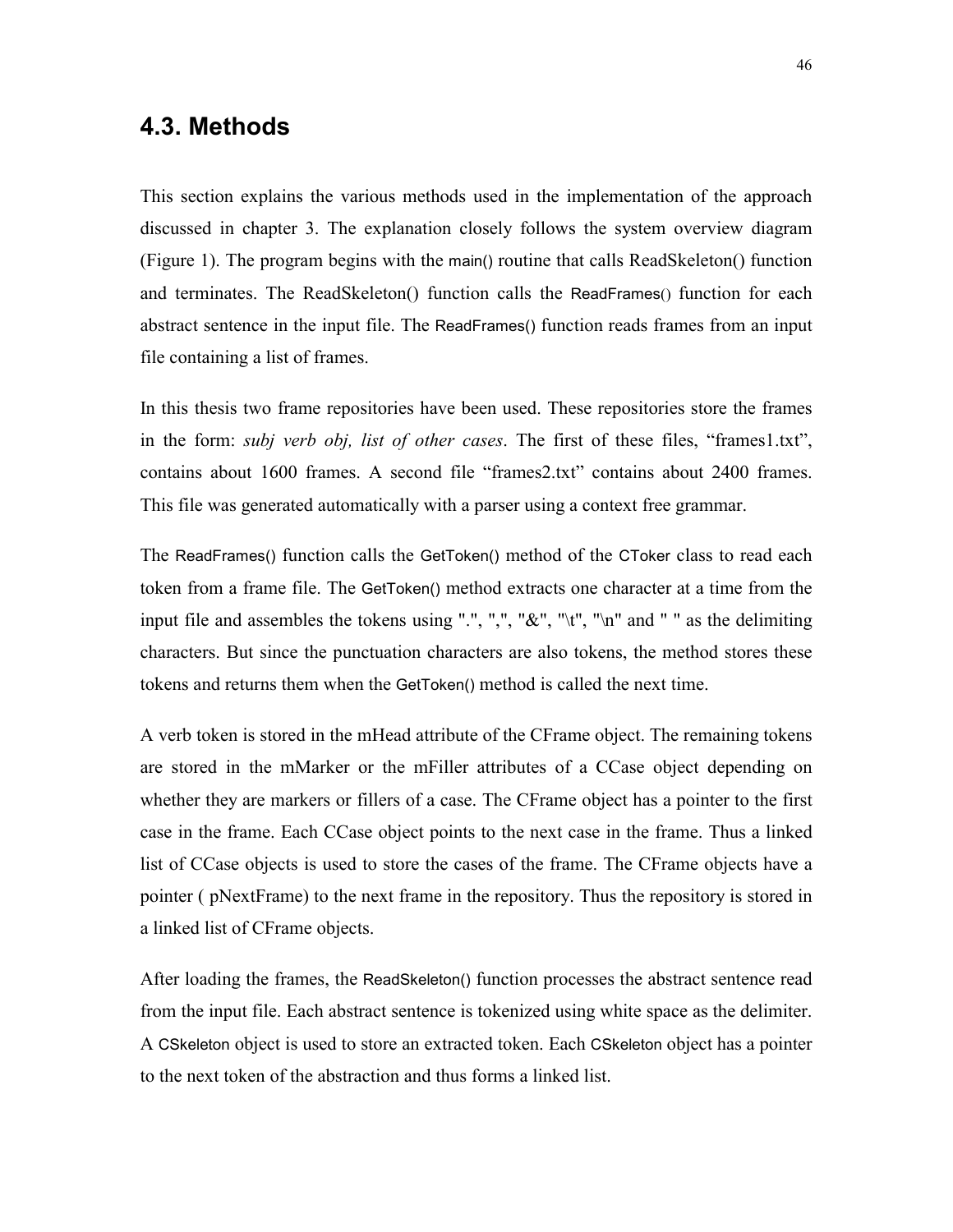## 4.3. Methods

This section explains the various methods used in the implementation of the approach discussed in chapter 3. The explanation closely follows the system overview diagram (Figure 1). The program begins with the main() routine that calls ReadSkeleton() function and terminates. The ReadSkeleton() function calls the ReadFrames() function for each abstract sentence in the input file. The ReadFrames() function reads frames from an input file containing a list of frames.

In this thesis two frame repositories have been used. These repositories store the frames in the form: *subj verb obj, list of other cases*. The first of these files, "frames1.txt", contains about 1600 frames. A second file "frames2.txt" contains about 2400 frames. This file was generated automatically with a parser using a context free grammar.

The ReadFrames() function calls the GetToken() method of the CToker class to read each token from a frame file. The GetToken() method extracts one character at a time from the input file and assembles the tokens using ".", ",", "&", "\t", "\n" and " " as the delimiting characters. But since the punctuation characters are also tokens, the method stores these tokens and returns them when the GetToken() method is called the next time.

A verb token is stored in the mHead attribute of the CFrame object. The remaining tokens are stored in the mMarker or the mFiller attributes of a CCase object depending on whether they are markers or fillers of a case. The CFrame object has a pointer to the first case in the frame. Each CCase object points to the next case in the frame. Thus a linked list of CCase objects is used to store the cases of the frame. The CFrame objects have a pointer ( pNextFrame) to the next frame in the repository. Thus the repository is stored in a linked list of CFrame objects.

After loading the frames, the ReadSkeleton() function processes the abstract sentence read from the input file. Each abstract sentence is tokenized using white space as the delimiter. A CSkeleton object is used to store an extracted token. Each CSkeleton object has a pointer to the next token of the abstraction and thus forms a linked list.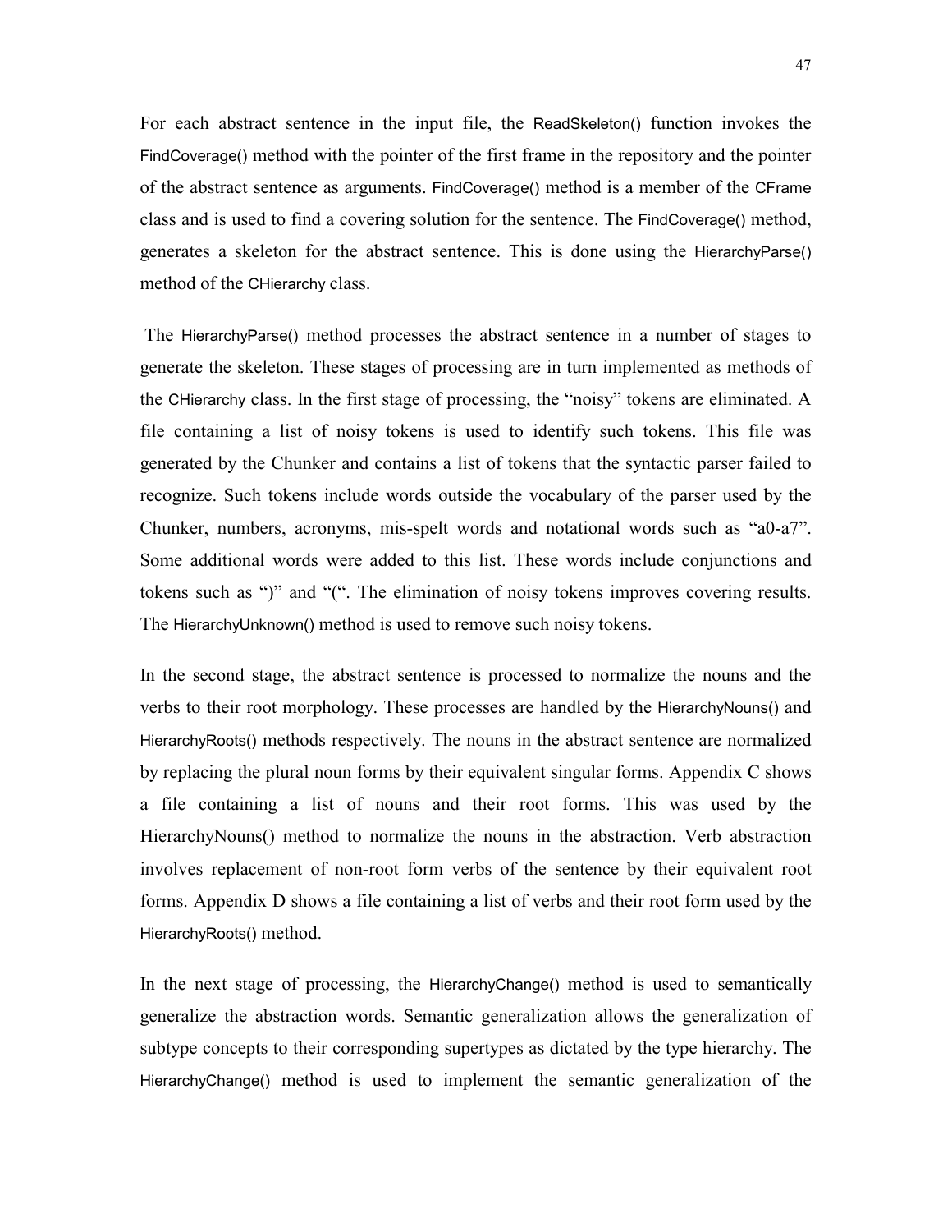For each abstract sentence in the input file, the ReadSkeleton() function invokes the FindCoverage() method with the pointer of the first frame in the repository and the pointer of the abstract sentence as arguments. FindCoverage() method is a member of the CFrame class and is used to find a covering solution for the sentence. The FindCoverage() method, generates a skeleton for the abstract sentence. This is done using the HierarchyParse() method of the CHierarchy class.

The HierarchyParse() method processes the abstract sentence in a number of stages to generate the skeleton. These stages of processing are in turn implemented as methods of the CHierarchy class. In the first stage of processing, the "noisy" tokens are eliminated. A file containing a list of noisy tokens is used to identify such tokens. This file was generated by the Chunker and contains a list of tokens that the syntactic parser failed to recognize. Such tokens include words outside the vocabulary of the parser used by the Chunker, numbers, acronyms, mis-spelt words and notational words such as "a0-a7". Some additional words were added to this list. These words include conjunctions and tokens such as ")" and "(". The elimination of noisy tokens improves covering results. The HierarchyUnknown() method is used to remove such noisy tokens.

In the second stage, the abstract sentence is processed to normalize the nouns and the verbs to their root morphology. These processes are handled by the HierarchyNouns() and HierarchyRoots() methods respectively. The nouns in the abstract sentence are normalized by replacing the plural noun forms by their equivalent singular forms. Appendix C shows a file containing a list of nouns and their root forms. This was used by the HierarchyNouns() method to normalize the nouns in the abstraction. Verb abstraction involves replacement of non-root form verbs of the sentence by their equivalent root forms. Appendix D shows a file containing a list of verbs and their root form used by the HierarchyRoots() method.

In the next stage of processing, the HierarchyChange() method is used to semantically generalize the abstraction words. Semantic generalization allows the generalization of subtype concepts to their corresponding supertypes as dictated by the type hierarchy. The HierarchyChange() method is used to implement the semantic generalization of the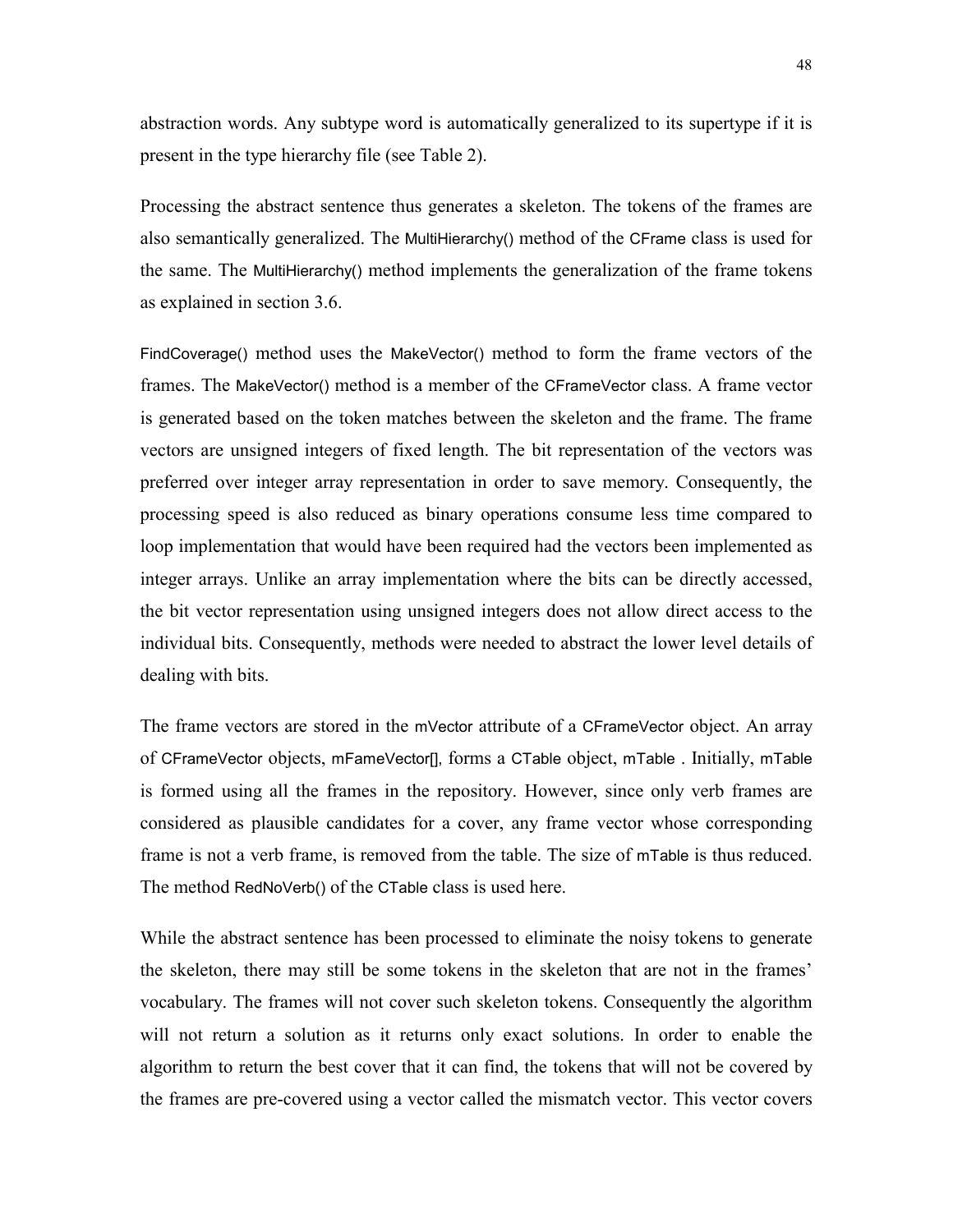abstraction words. Any subtype word is automatically generalized to its supertype if it is present in the type hierarchy file (see Table 2).

Processing the abstract sentence thus generates a skeleton. The tokens of the frames are also semantically generalized. The MultiHierarchy() method of the CFrame class is used for the same. The MultiHierarchy() method implements the generalization of the frame tokens as explained in section 3.6.

FindCoverage() method uses the MakeVector() method to form the frame vectors of the frames. The MakeVector() method is a member of the CFrameVector class. A frame vector is generated based on the token matches between the skeleton and the frame. The frame vectors are unsigned integers of fixed length. The bit representation of the vectors was preferred over integer array representation in order to save memory. Consequently, the processing speed is also reduced as binary operations consume less time compared to loop implementation that would have been required had the vectors been implemented as integer arrays. Unlike an array implementation where the bits can be directly accessed, the bit vector representation using unsigned integers does not allow direct access to the individual bits. Consequently, methods were needed to abstract the lower level details of dealing with bits.

The frame vectors are stored in the mVector attribute of a CFrameVector object. An array of CFrameVector objects, mFameVector[], forms a CTable object, mTable . Initially, mTable is formed using all the frames in the repository. However, since only verb frames are considered as plausible candidates for a cover, any frame vector whose corresponding frame is not a verb frame, is removed from the table. The size of mTable is thus reduced. The method RedNoVerb() of the CTable class is used here.

While the abstract sentence has been processed to eliminate the noisy tokens to generate the skeleton, there may still be some tokens in the skeleton that are not in the frames' vocabulary. The frames will not cover such skeleton tokens. Consequently the algorithm will not return a solution as it returns only exact solutions. In order to enable the algorithm to return the best cover that it can find, the tokens that will not be covered by the frames are pre-covered using a vector called the mismatch vector. This vector covers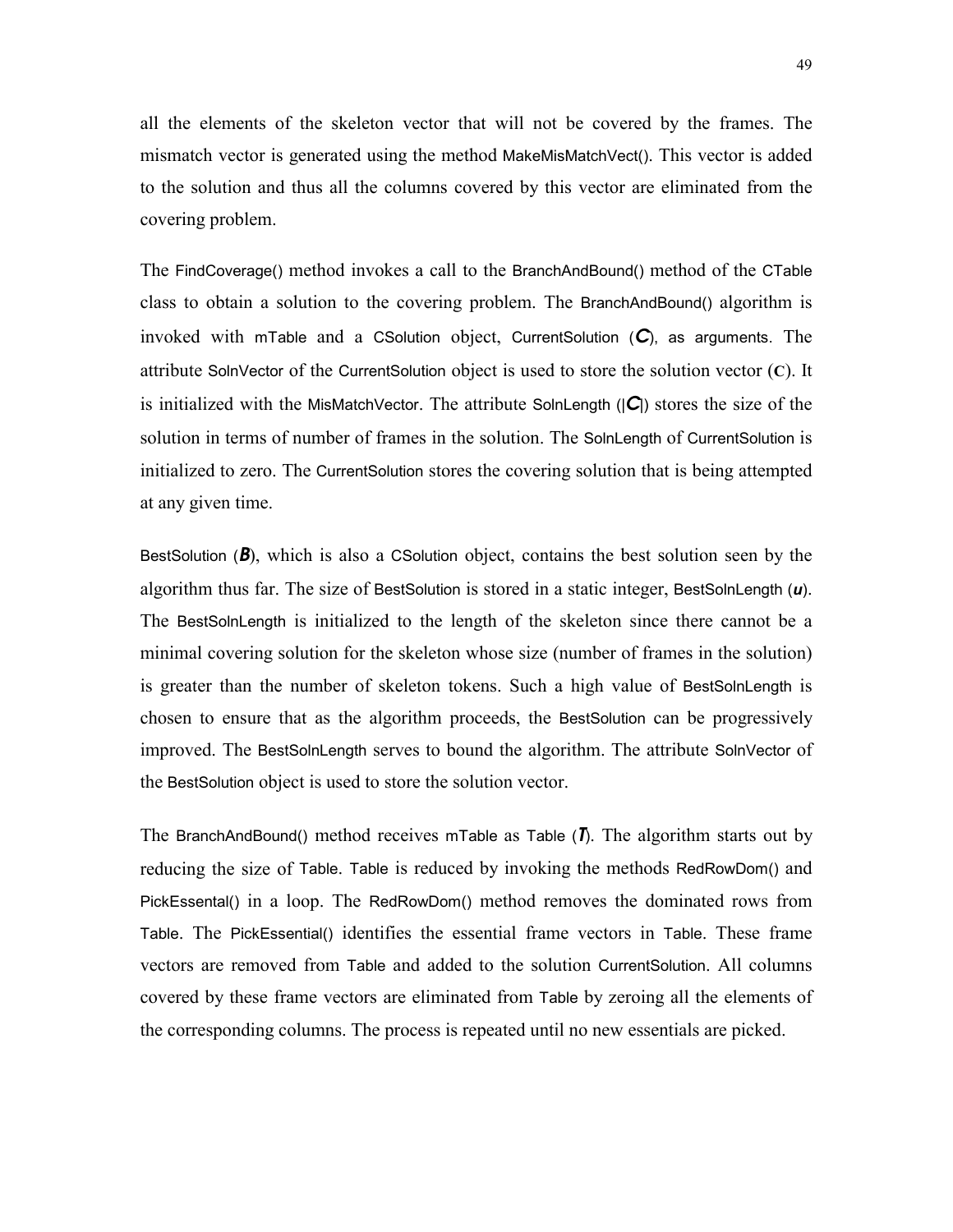all the elements of the skeleton vector that will not be covered by the frames. The mismatch vector is generated using the method MakeMisMatchVect(). This vector is added to the solution and thus all the columns covered by this vector are eliminated from the covering problem.

The FindCoverage() method invokes a call to the BranchAndBound() method of the CTable class to obtain a solution to the covering problem. The BranchAndBound() algorithm is invoked with mTable and a CSolution object, CurrentSolution (***C***), as arguments. The attribute SolnVector of the CurrentSolution object is used to store the solution vector (**C**). It is initialized with the MisMatchVector. The attribute SolnLength (|***C***|) stores the size of the solution in terms of number of frames in the solution. The SolnLength of CurrentSolution is initialized to zero. The CurrentSolution stores the covering solution that is being attempted at any given time.

BestSolution (***B***), which is also a CSolution object, contains the best solution seen by the algorithm thus far. The size of BestSolution is stored in a static integer, BestSolnLength (***u***). The BestSolnLength is initialized to the length of the skeleton since there cannot be a minimal covering solution for the skeleton whose size (number of frames in the solution) is greater than the number of skeleton tokens. Such a high value of BestSolnLength is chosen to ensure that as the algorithm proceeds, the BestSolution can be progressively improved. The BestSolnLength serves to bound the algorithm. The attribute SolnVector of the BestSolution object is used to store the solution vector.

The BranchAndBound() method receives mTable as Table (***T***). The algorithm starts out by reducing the size of Table. Table is reduced by invoking the methods RedRowDom() and PickEssental() in a loop. The RedRowDom() method removes the dominated rows from Table. The PickEssential() identifies the essential frame vectors in Table. These frame vectors are removed from Table and added to the solution CurrentSolution. All columns covered by these frame vectors are eliminated from Table by zeroing all the elements of the corresponding columns. The process is repeated until no new essentials are picked.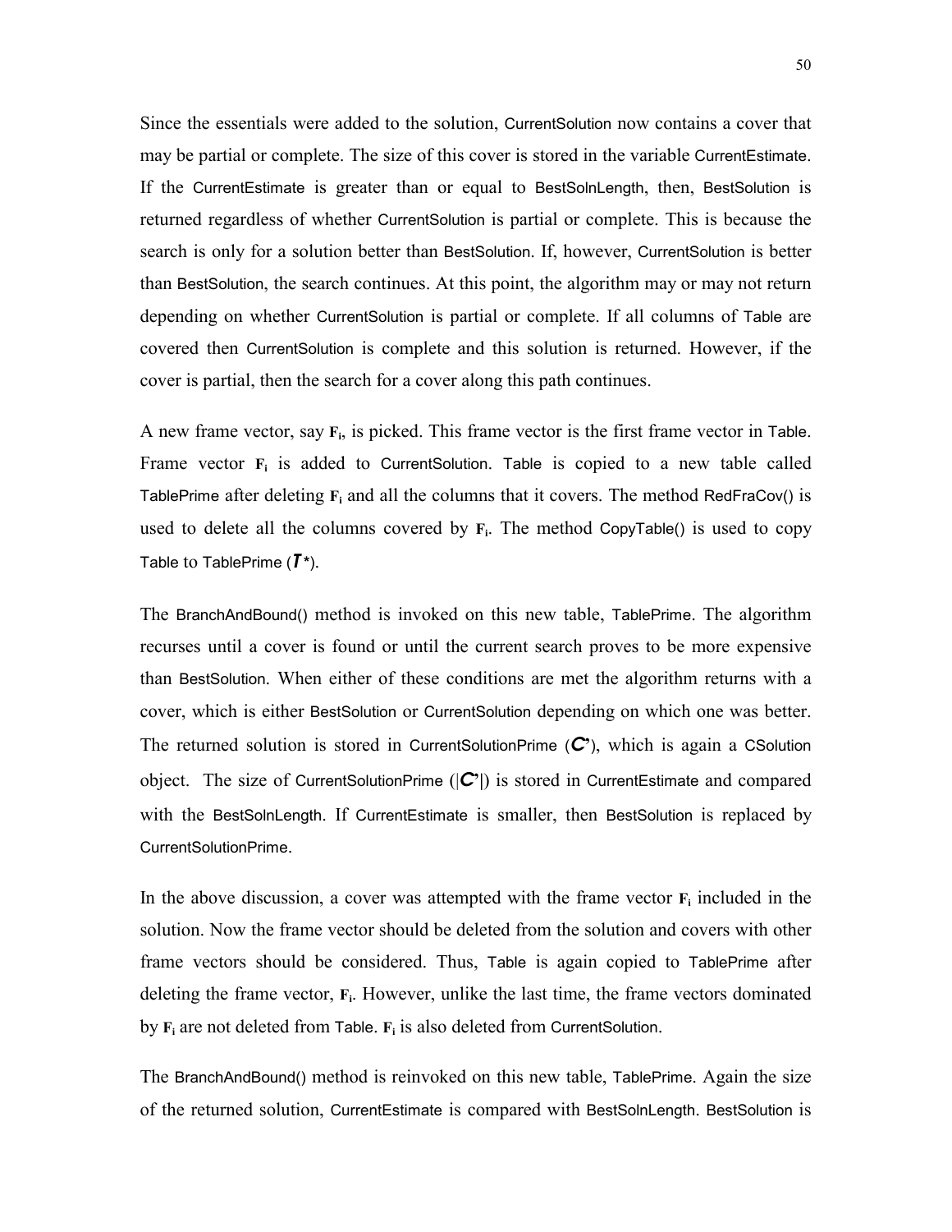Since the essentials were added to the solution, CurrentSolution now contains a cover that may be partial or complete. The size of this cover is stored in the variable CurrentEstimate. If the CurrentEstimate is greater than or equal to BestSolnLength, then, BestSolution is returned regardless of whether CurrentSolution is partial or complete. This is because the search is only for a solution better than BestSolution. If, however, CurrentSolution is better than BestSolution, the search continues. At this point, the algorithm may or may not return depending on whether CurrentSolution is partial or complete. If all columns of Table are covered then CurrentSolution is complete and this solution is returned. However, if the cover is partial, then the search for a cover along this path continues.

A new frame vector, say $\mathbf{F_i}$, is picked. This frame vector is the first frame vector in Table. Frame vector $\mathbf{F_i}$ is added to CurrentSolution. Table is copied to a new table called TablePrime after deleting $\mathbf{F_i}$ and all the columns that it covers. The method RedFraCov() is used to delete all the columns covered by $\mathbf{F_i}$. The method CopyTable() is used to copy Table to TablePrime ($T^*$).

The BranchAndBound() method is invoked on this new table, TablePrime. The algorithm recurses until a cover is found or until the current search proves to be more expensive than BestSolution. When either of these conditions are met the algorithm returns with a cover, which is either BestSolution or CurrentSolution depending on which one was better. The returned solution is stored in CurrentSolutionPrime ($C'$), which is again a CSolution object. The size of CurrentSolutionPrime ($|C'|$) is stored in CurrentEstimate and compared with the BestSolnLength. If CurrentEstimate is smaller, then BestSolution is replaced by CurrentSolutionPrime.

In the above discussion, a cover was attempted with the frame vector $\mathbf{F_i}$ included in the solution. Now the frame vector should be deleted from the solution and covers with other frame vectors should be considered. Thus, Table is again copied to TablePrime after deleting the frame vector, $\mathbf{F_i}$. However, unlike the last time, the frame vectors dominated by $\mathbf{F_i}$ are not deleted from Table. $\mathbf{F_i}$ is also deleted from CurrentSolution.

The BranchAndBound() method is reinvoked on this new table, TablePrime. Again the size of the returned solution, CurrentEstimate is compared with BestSolnLength. BestSolution is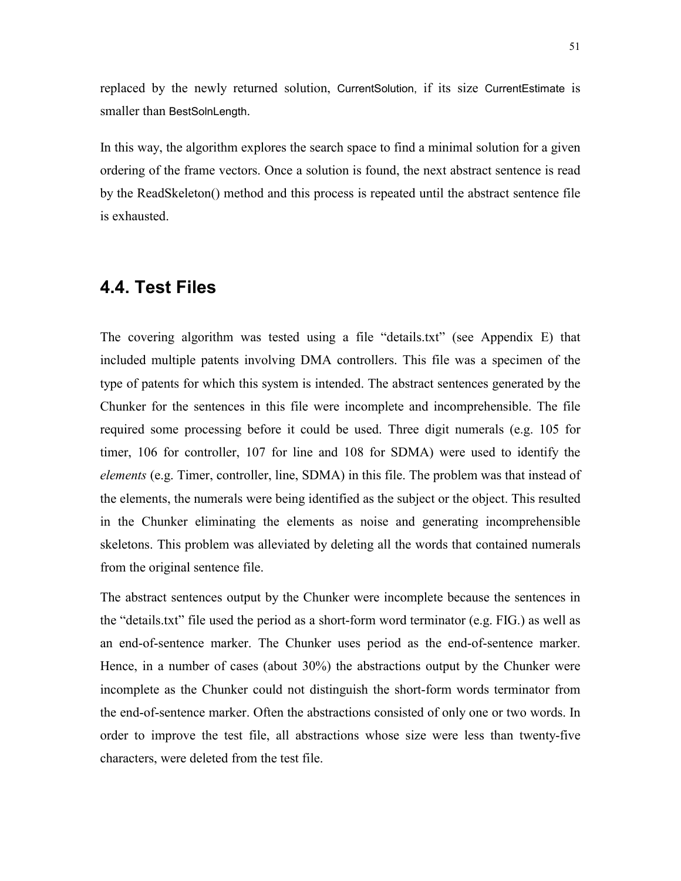replaced by the newly returned solution, CurrentSolution, if its size CurrentEstimate is smaller than BestSolnLength.

In this way, the algorithm explores the search space to find a minimal solution for a given ordering of the frame vectors. Once a solution is found, the next abstract sentence is read by the ReadSkeleton() method and this process is repeated until the abstract sentence file is exhausted.

## 4.4. Test Files

The covering algorithm was tested using a file "details.txt" (see Appendix E) that included multiple patents involving DMA controllers. This file was a specimen of the type of patents for which this system is intended. The abstract sentences generated by the Chunker for the sentences in this file were incomplete and incomprehensible. The file required some processing before it could be used. Three digit numerals (e.g. 105 for timer, 106 for controller, 107 for line and 108 for SDMA) were used to identify the *elements* (e.g. Timer, controller, line, SDMA) in this file. The problem was that instead of the elements, the numerals were being identified as the subject or the object. This resulted in the Chunker eliminating the elements as noise and generating incomprehensible skeletons. This problem was alleviated by deleting all the words that contained numerals from the original sentence file.

The abstract sentences output by the Chunker were incomplete because the sentences in the "details.txt" file used the period as a short-form word terminator (e.g. FIG.) as well as an end-of-sentence marker. The Chunker uses period as the end-of-sentence marker. Hence, in a number of cases (about 30%) the abstractions output by the Chunker were incomplete as the Chunker could not distinguish the short-form words terminator from the end-of-sentence marker. Often the abstractions consisted of only one or two words. In order to improve the test file, all abstractions whose size were less than twenty-five characters, were deleted from the test file.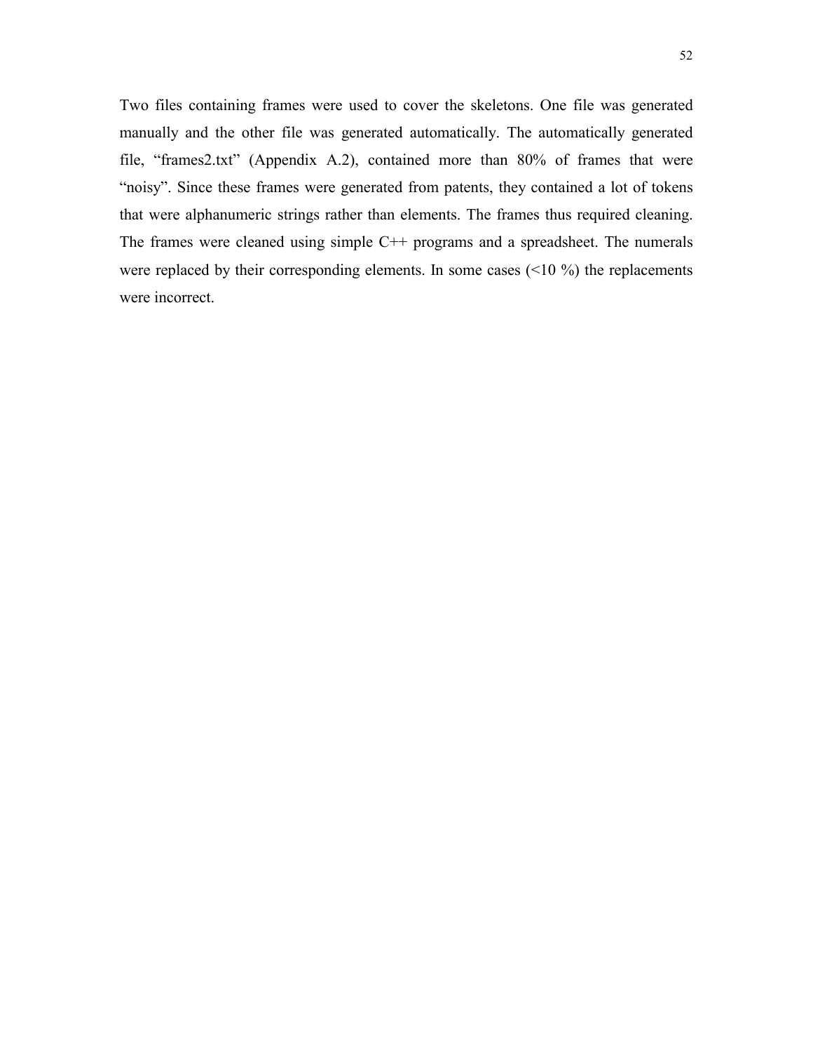Two files containing frames were used to cover the skeletons. One file was generated manually and the other file was generated automatically. The automatically generated file, “frames2.txt” (Appendix A.2), contained more than 80% of frames that were “noisy”. Since these frames were generated from patents, they contained a lot of tokens that were alphanumeric strings rather than elements. The frames thus required cleaning. The frames were cleaned using simple C++ programs and a spreadsheet. The numerals were replaced by their corresponding elements. In some cases (<10 %) the replacements were incorrect.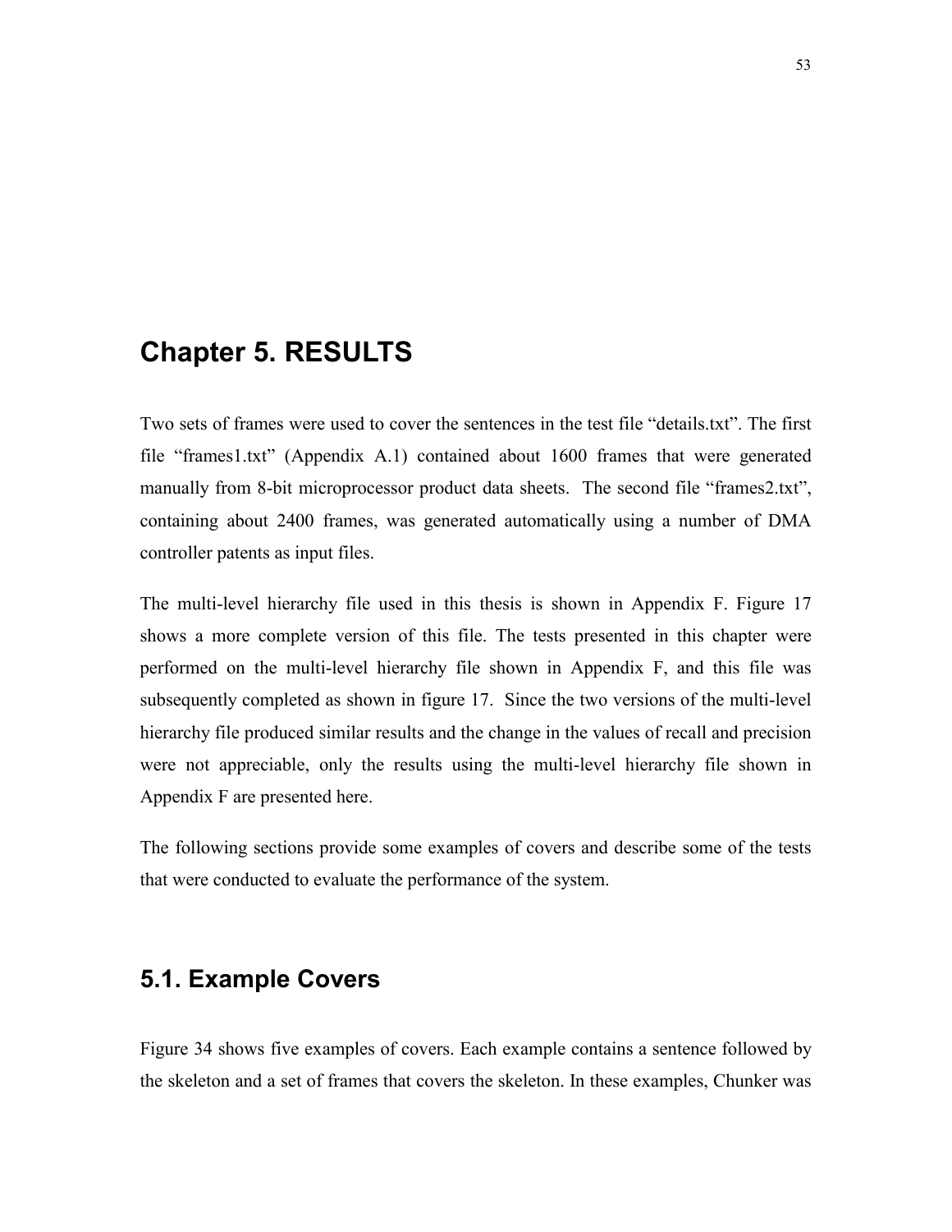# Chapter 5. RESULTS

Two sets of frames were used to cover the sentences in the test file "details.txt". The first file "frames1.txt" (Appendix A.1) contained about 1600 frames that were generated manually from 8-bit microprocessor product data sheets. The second file "frames2.txt", containing about 2400 frames, was generated automatically using a number of DMA controller patents as input files.

The multi-level hierarchy file used in this thesis is shown in Appendix F. Figure 17 shows a more complete version of this file. The tests presented in this chapter were performed on the multi-level hierarchy file shown in Appendix F, and this file was subsequently completed as shown in figure 17. Since the two versions of the multi-level hierarchy file produced similar results and the change in the values of recall and precision were not appreciable, only the results using the multi-level hierarchy file shown in Appendix F are presented here.

The following sections provide some examples of covers and describe some of the tests that were conducted to evaluate the performance of the system.

## 5.1. Example Covers

Figure 34 shows five examples of covers. Each example contains a sentence followed by the skeleton and a set of frames that covers the skeleton. In these examples, Chunker was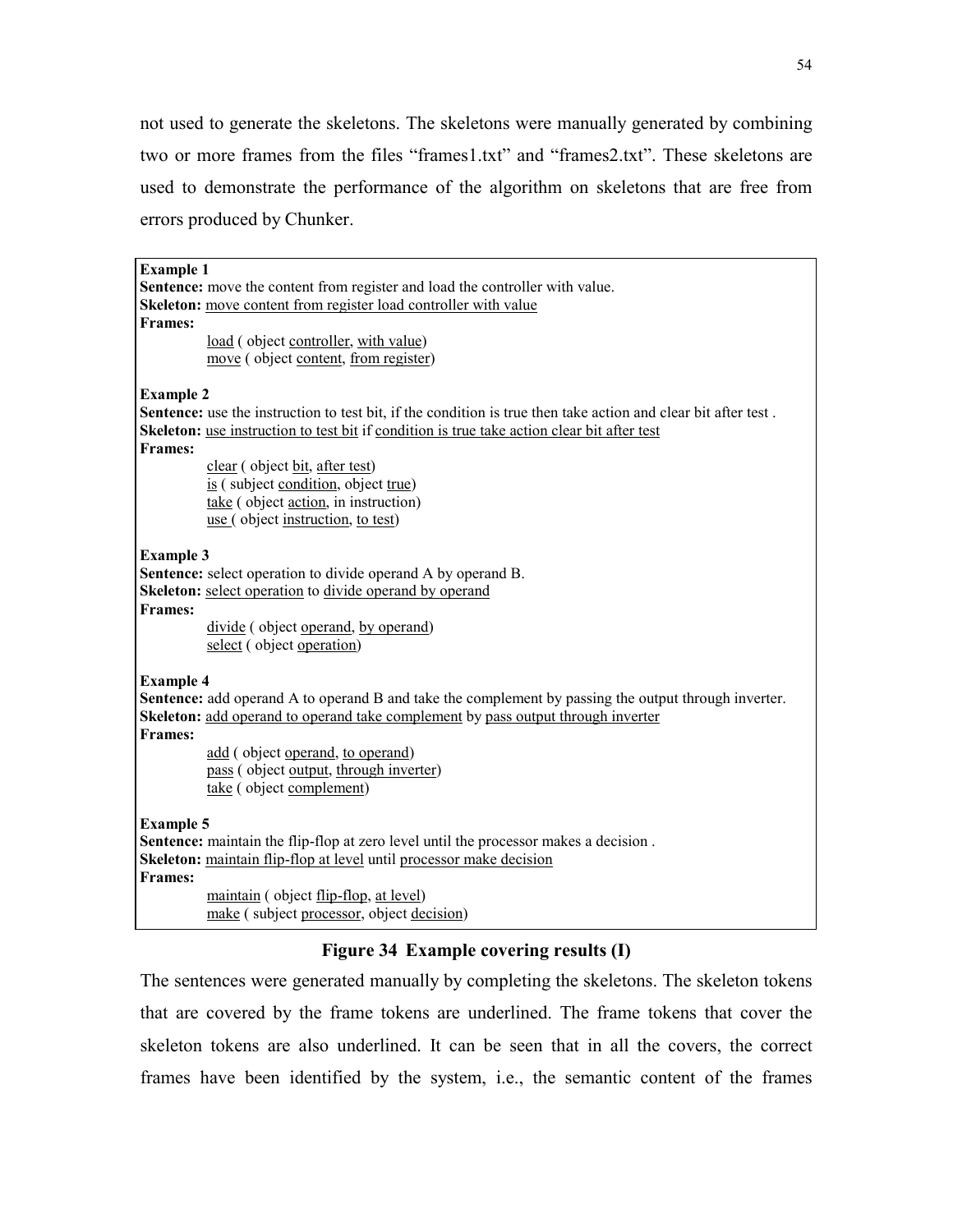not used to generate the skeletons. The skeletons were manually generated by combining two or more frames from the files “frames1.txt” and “frames2.txt”. These skeletons are used to demonstrate the performance of the algorithm on skeletons that are free from errors produced by Chunker.

**Example 1**
**Sentence:** move the content from register and load the controller with value.
**Skeleton:** <u>move content from register load controller with value</u>
**Frames:**

> <u>load</u> ( object <u>controller</u>, <u>with value</u>)
> <u>move</u> ( object <u>content</u>, <u>from register</u>)

**Example 2**
**Sentence:** use the instruction to test bit, if the condition is true then take action and clear bit after test .
**Skeleton:** <u>use instruction to test bit</u> if <u>condition is true take action clear bit after test</u>
**Frames:**

> <u>clear</u> ( object <u>bit</u>, <u>after test</u>)
> <u>is</u> ( subject <u>condition</u>, object <u>true</u>)
> <u>take</u> ( object <u>action</u>, in instruction)
> <u>use</u> ( object <u>instruction</u>, <u>to test</u>)

**Example 3**
**Sentence:** select operation to divide operand A by operand B.
**Skeleton:** <u>select operation</u> to <u>divide operand by operand</u>
**Frames:**

> <u>divide</u> ( object <u>operand</u>, <u>by operand</u>)
> <u>select</u> ( object <u>operation</u>)

**Example 4**
**Sentence:** add operand A to operand B and take the complement by passing the output through inverter.
**Skeleton:** <u>add operand to operand take complement</u> by <u>pass output through inverter</u>
**Frames:**

> <u>add</u> ( object <u>operand</u>, <u>to operand</u>)
> <u>pass</u> ( object <u>output</u>, <u>through inverter</u>)
> <u>take</u> ( object <u>complement</u>)

**Example 5**
**Sentence:** maintain the flip-flop at zero level until the processor makes a decision .
**Skeleton:** <u>maintain flip-flop at level</u> until <u>processor make decision</u>
**Frames:**

> <u>maintain</u> ( object <u>flip-flop</u>, <u>at level</u>)
> <u>make</u> ( subject <u>processor</u>, object <u>decision</u>)

**Figure 34 Example covering results (I)**

The sentences were generated manually by completing the skeletons. The skeleton tokens that are covered by the frame tokens are underlined. The frame tokens that cover the skeleton tokens are also underlined. It can be seen that in all the covers, the correct frames have been identified by the system, i.e., the semantic content of the frames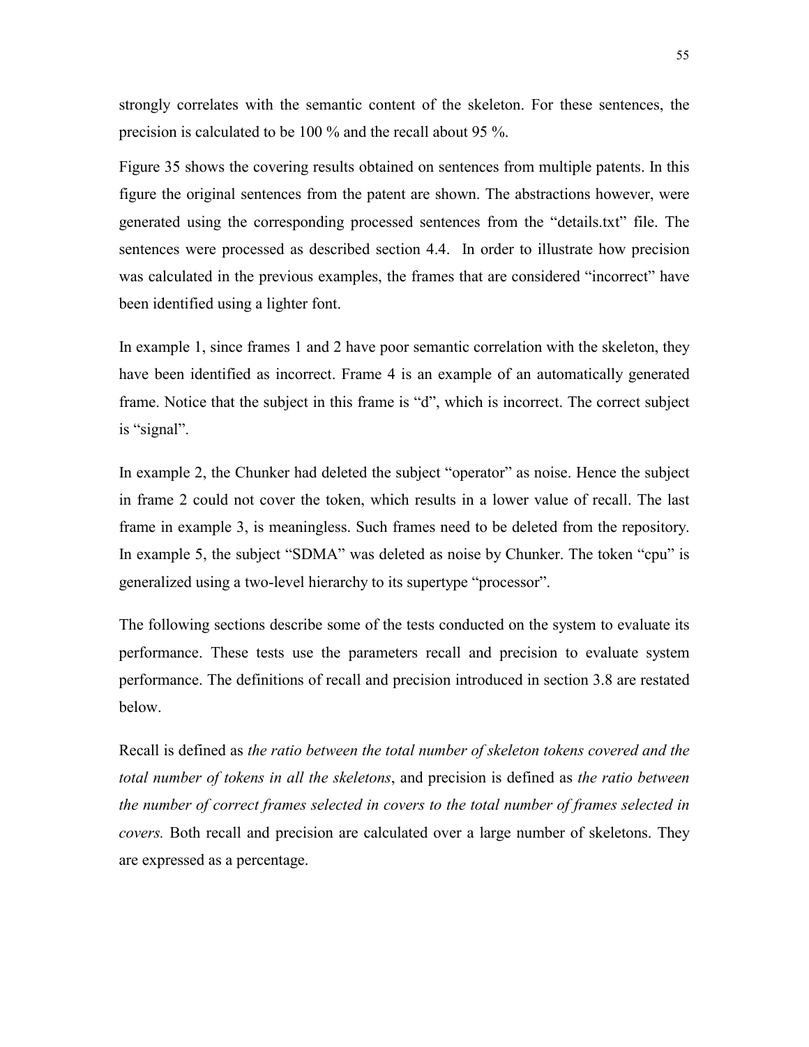strongly correlates with the semantic content of the skeleton. For these sentences, the precision is calculated to be 100 % and the recall about 95 %.

Figure 35 shows the covering results obtained on sentences from multiple patents. In this figure the original sentences from the patent are shown. The abstractions however, were generated using the corresponding processed sentences from the "details.txt" file. The sentences were processed as described section 4.4. In order to illustrate how precision was calculated in the previous examples, the frames that are considered "incorrect" have been identified using a lighter font.

In example 1, since frames 1 and 2 have poor semantic correlation with the skeleton, they have been identified as incorrect. Frame 4 is an example of an automatically generated frame. Notice that the subject in this frame is "d", which is incorrect. The correct subject is "signal".

In example 2, the Chunker had deleted the subject "operator" as noise. Hence the subject in frame 2 could not cover the token, which results in a lower value of recall. The last frame in example 3, is meaningless. Such frames need to be deleted from the repository. In example 5, the subject "SDMA" was deleted as noise by Chunker. The token "cpu" is generalized using a two-level hierarchy to its supertype "processor".

The following sections describe some of the tests conducted on the system to evaluate its performance. These tests use the parameters recall and precision to evaluate system performance. The definitions of recall and precision introduced in section 3.8 are restated below.

Recall is defined as *the ratio between the total number of skeleton tokens covered and the total number of tokens in all the skeletons*, and precision is defined as *the ratio between the number of correct frames selected in covers to the total number of frames selected in covers.* Both recall and precision are calculated over a large number of skeletons. They are expressed as a percentage.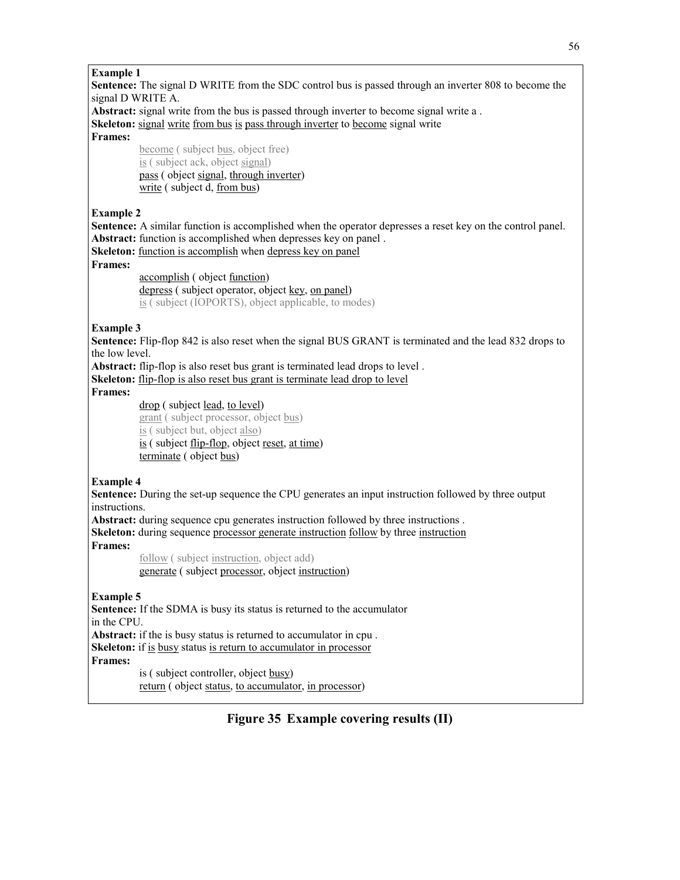**Example 1**

**Sentence:** The signal D WRITE from the SDC control bus is passed through an inverter 808 to become the signal D WRITE A.

**Abstract:** signal write from the bus is passed through inverter to become signal write a .

**Skeleton:** signal write from bus is pass through inverter to become signal write

**Frames:**

> become ( subject bus, object free)
> is ( subject ack, object signal)
> pass ( object signal, through inverter)
> write ( subject d, from bus)

**Example 2**

**Sentence:** A similar function is accomplished when the operator depresses a reset key on the control panel.

**Abstract:** function is accomplished when depresses key on panel .

**Skeleton:** function is accomplish when depress key on panel

**Frames:**

> accomplish ( object function)
> depress ( subject operator, object key, on panel)
> is ( subject (IOPORTS), object applicable, to modes)

**Example 3**

**Sentence:** Flip-flop 842 is also reset when the signal BUS GRANT is terminated and the lead 832 drops to the low level.

**Abstract:** flip-flop is also reset bus grant is terminated lead drops to level .

**Skeleton:** flip-flop is also reset bus grant is terminate lead drop to level

**Frames:**

> drop ( subject lead, to level)
> grant ( subject processor, object bus)
> is ( subject but, object also)
> is ( subject flip-flop, object reset, at time)
> terminate ( object bus)

**Example 4**

**Sentence:** During the set-up sequence the CPU generates an input instruction followed by three output instructions.

**Abstract:** during sequence cpu generates instruction followed by three instructions .

**Skeleton:** during sequence processor generate instruction follow by three instruction

**Frames:**

> follow ( subject instruction, object add)
> generate ( subject processor, object instruction)

**Example 5**

**Sentence:** If the SDMA is busy its status is returned to the accumulator in the CPU.

**Abstract:** if the is busy status is returned to accumulator in cpu .

**Skeleton:** if is busy status is return to accumulator in processor

**Frames:**

> is ( subject controller, object busy)
> return ( object status, to accumulator, in processor)

**Figure 35 Example covering results (II)**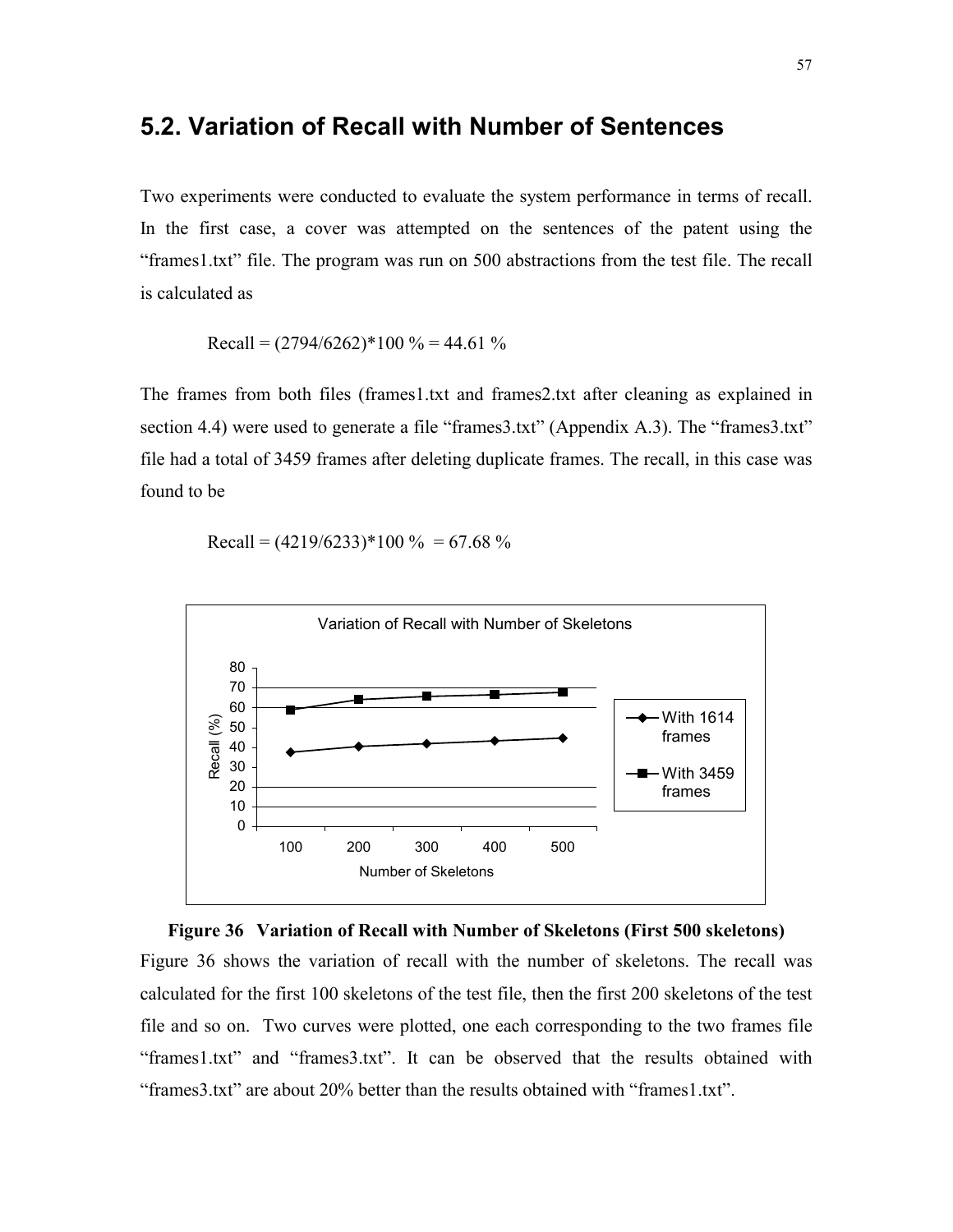## 5.2. Variation of Recall with Number of Sentences

Two experiments were conducted to evaluate the system performance in terms of recall. In the first case, a cover was attempted on the sentences of the patent using the "frames1.txt" file. The program was run on 500 abstractions from the test file. The recall is calculated as

Recall = (2794/6262)*100 % = 44.61 %

The frames from both files (frames1.txt and frames2.txt after cleaning as explained in section 4.4) were used to generate a file "frames3.txt" (Appendix A.3). The "frames3.txt" file had a total of 3459 frames after deleting duplicate frames. The recall, in this case was found to be

Recall = (4219/6233)*100 % = 67.68 %

**Figure 36 Variation of Recall with Number of Skeletons (First 500 skeletons)**

Figure 36 shows the variation of recall with the number of skeletons. The recall was calculated for the first 100 skeletons of the test file, then the first 200 skeletons of the test file and so on. Two curves were plotted, one each corresponding to the two frames file "frames1.txt" and "frames3.txt". It can be observed that the results obtained with "frames3.txt" are about 20% better than the results obtained with "frames1.txt".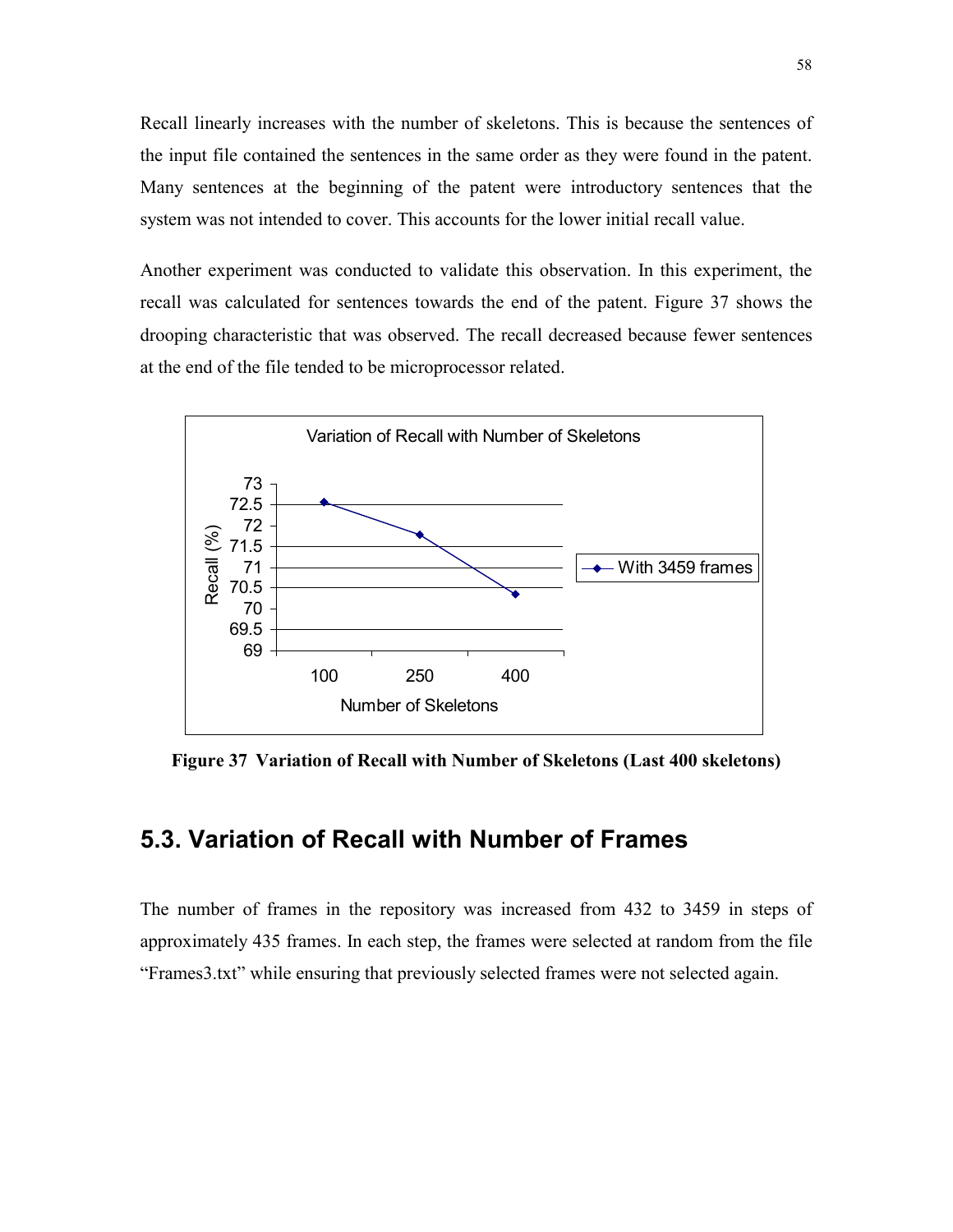Recall linearly increases with the number of skeletons. This is because the sentences of the input file contained the sentences in the same order as they were found in the patent. Many sentences at the beginning of the patent were introductory sentences that the system was not intended to cover. This accounts for the lower initial recall value.

Another experiment was conducted to validate this observation. In this experiment, the recall was calculated for sentences towards the end of the patent. Figure 37 shows the drooping characteristic that was observed. The recall decreased because fewer sentences at the end of the file tended to be microprocessor related.

**Figure 37 Variation of Recall with Number of Skeletons (Last 400 skeletons)**

## 5.3. Variation of Recall with Number of Frames

The number of frames in the repository was increased from 432 to 3459 in steps of approximately 435 frames. In each step, the frames were selected at random from the file "Frames3.txt" while ensuring that previously selected frames were not selected again.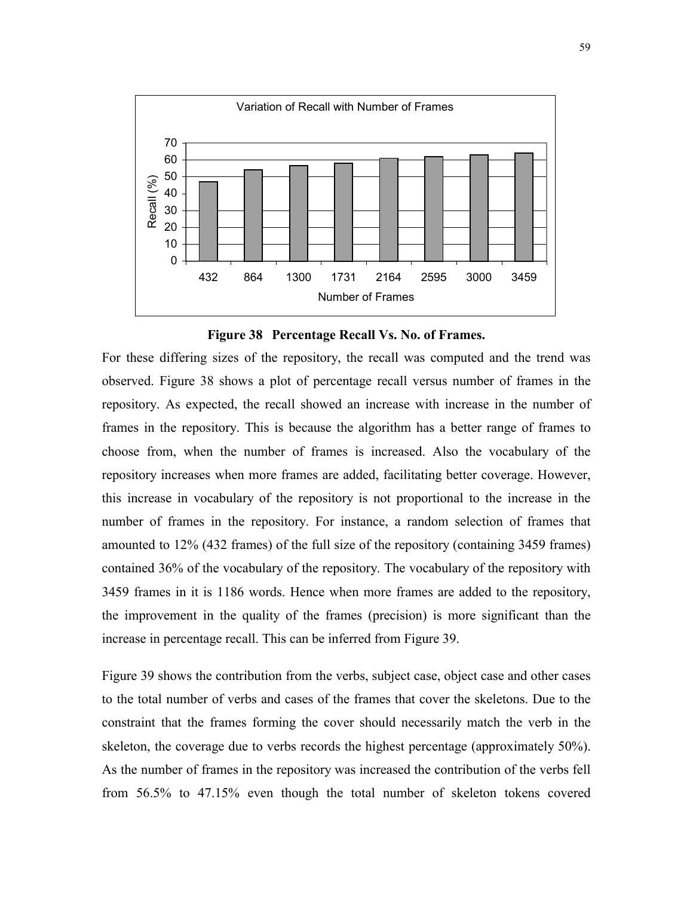Variation of Recall with Number of Frames

| Number of Frames | 432 | 864 | 1300 | 1731 | 2164 | 2595 | 3000 | 3459 |
|---|---|---|---|---|---|---|---|---|

**Figure 38 Percentage Recall Vs. No. of Frames.**

For these differing sizes of the repository, the recall was computed and the trend was observed. Figure 38 shows a plot of percentage recall versus number of frames in the repository. As expected, the recall showed an increase with increase in the number of frames in the repository. This is because the algorithm has a better range of frames to choose from, when the number of frames is increased. Also the vocabulary of the repository increases when more frames are added, facilitating better coverage. However, this increase in vocabulary of the repository is not proportional to the increase in the number of frames in the repository. For instance, a random selection of frames that amounted to 12% (432 frames) of the full size of the repository (containing 3459 frames) contained 36% of the vocabulary of the repository. The vocabulary of the repository with 3459 frames in it is 1186 words. Hence when more frames are added to the repository, the improvement in the quality of the frames (precision) is more significant than the increase in percentage recall. This can be inferred from Figure 39.

Figure 39 shows the contribution from the verbs, subject case, object case and other cases to the total number of verbs and cases of the frames that cover the skeletons. Due to the constraint that the frames forming the cover should necessarily match the verb in the skeleton, the coverage due to verbs records the highest percentage (approximately 50%). As the number of frames in the repository was increased the contribution of the verbs fell from 56.5% to 47.15% even though the total number of skeleton tokens covered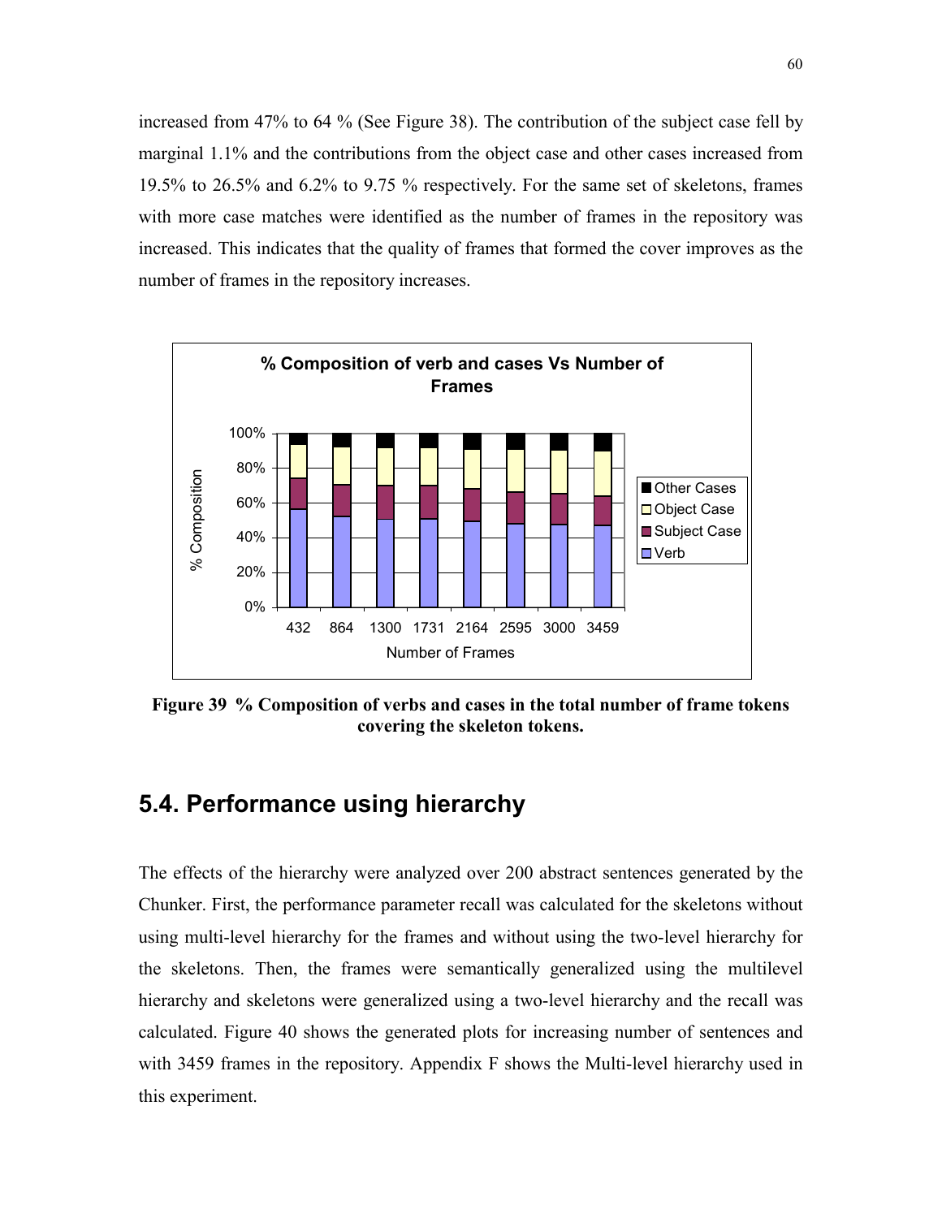increased from 47% to 64 % (See Figure 38). The contribution of the subject case fell by marginal 1.1% and the contributions from the object case and other cases increased from 19.5% to 26.5% and 6.2% to 9.75 % respectively. For the same set of skeletons, frames with more case matches were identified as the number of frames in the repository was increased. This indicates that the quality of frames that formed the cover improves as the number of frames in the repository increases.

**Figure 39 % Composition of verbs and cases in the total number of frame tokens covering the skeleton tokens.**

## 5.4. Performance using hierarchy

The effects of the hierarchy were analyzed over 200 abstract sentences generated by the Chunker. First, the performance parameter recall was calculated for the skeletons without using multi-level hierarchy for the frames and without using the two-level hierarchy for the skeletons. Then, the frames were semantically generalized using the multilevel hierarchy and skeletons were generalized using a two-level hierarchy and the recall was calculated. Figure 40 shows the generated plots for increasing number of sentences and with 3459 frames in the repository. Appendix F shows the Multi-level hierarchy used in this experiment.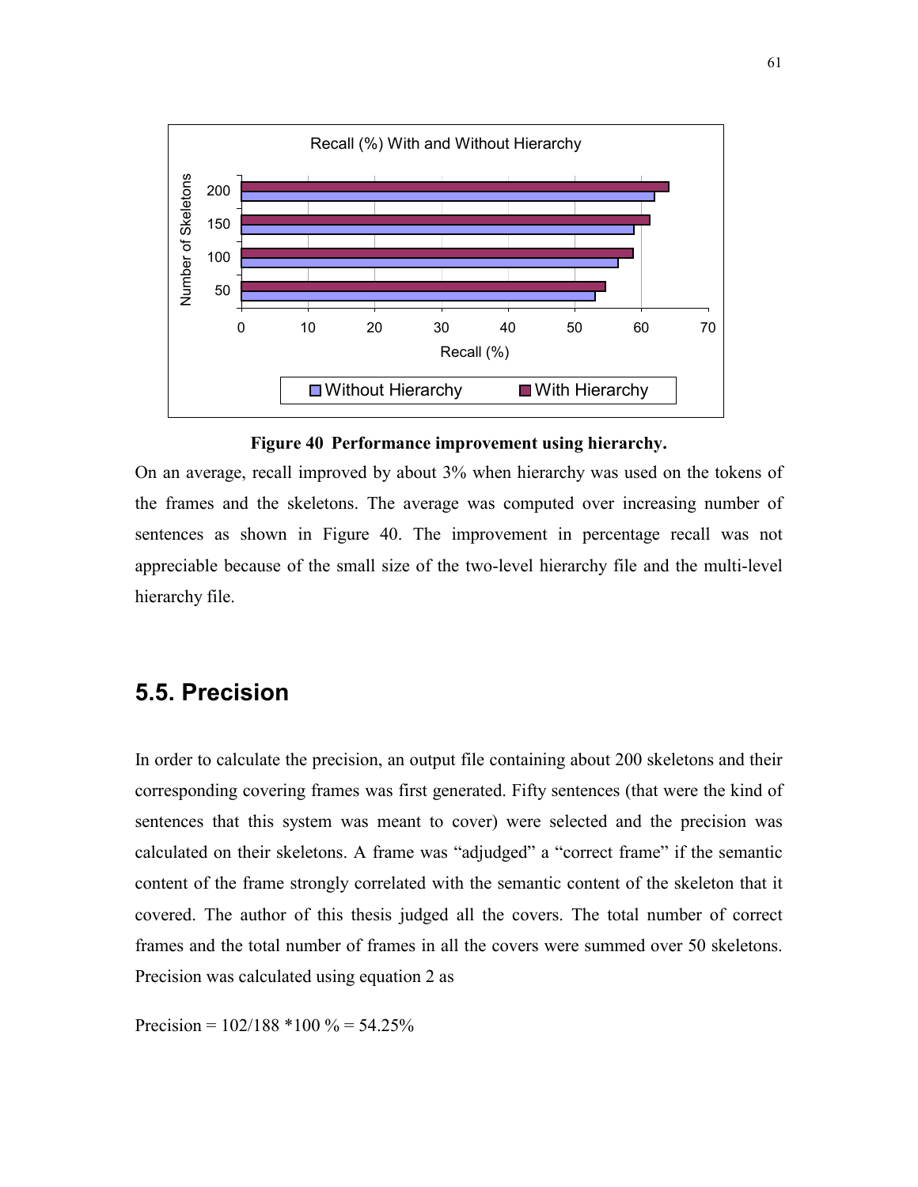Figure 40  Performance improvement using hierarchy.

On an average, recall improved by about 3% when hierarchy was used on the tokens of the frames and the skeletons. The average was computed over increasing number of sentences as shown in Figure 40. The improvement in percentage recall was not appreciable because of the small size of the two-level hierarchy file and the multi-level hierarchy file.

## 5.5. Precision

In order to calculate the precision, an output file containing about 200 skeletons and their corresponding covering frames was first generated. Fifty sentences (that were the kind of sentences that this system was meant to cover) were selected and the precision was calculated on their skeletons. A frame was "adjudged" a "correct frame" if the semantic content of the frame strongly correlated with the semantic content of the skeleton that it covered. The author of this thesis judged all the covers. The total number of correct frames and the total number of frames in all the covers were summed over 50 skeletons. Precision was calculated using equation 2 as

Precision = 102/188 *100 % = 54.25%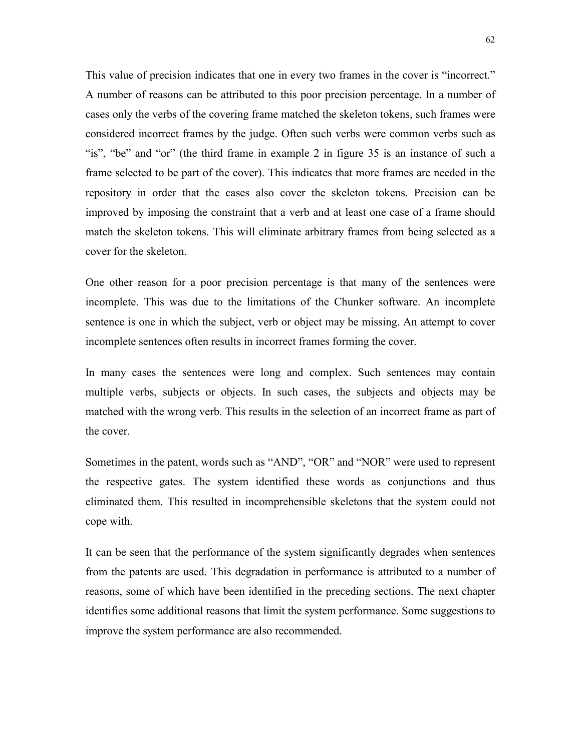This value of precision indicates that one in every two frames in the cover is "incorrect." A number of reasons can be attributed to this poor precision percentage. In a number of cases only the verbs of the covering frame matched the skeleton tokens, such frames were considered incorrect frames by the judge. Often such verbs were common verbs such as "is", "be" and "or" (the third frame in example 2 in figure 35 is an instance of such a frame selected to be part of the cover). This indicates that more frames are needed in the repository in order that the cases also cover the skeleton tokens. Precision can be improved by imposing the constraint that a verb and at least one case of a frame should match the skeleton tokens. This will eliminate arbitrary frames from being selected as a cover for the skeleton.

One other reason for a poor precision percentage is that many of the sentences were incomplete. This was due to the limitations of the Chunker software. An incomplete sentence is one in which the subject, verb or object may be missing. An attempt to cover incomplete sentences often results in incorrect frames forming the cover.

In many cases the sentences were long and complex. Such sentences may contain multiple verbs, subjects or objects. In such cases, the subjects and objects may be matched with the wrong verb. This results in the selection of an incorrect frame as part of the cover.

Sometimes in the patent, words such as "AND", "OR" and "NOR" were used to represent the respective gates. The system identified these words as conjunctions and thus eliminated them. This resulted in incomprehensible skeletons that the system could not cope with.

It can be seen that the performance of the system significantly degrades when sentences from the patents are used. This degradation in performance is attributed to a number of reasons, some of which have been identified in the preceding sections. The next chapter identifies some additional reasons that limit the system performance. Some suggestions to improve the system performance are also recommended.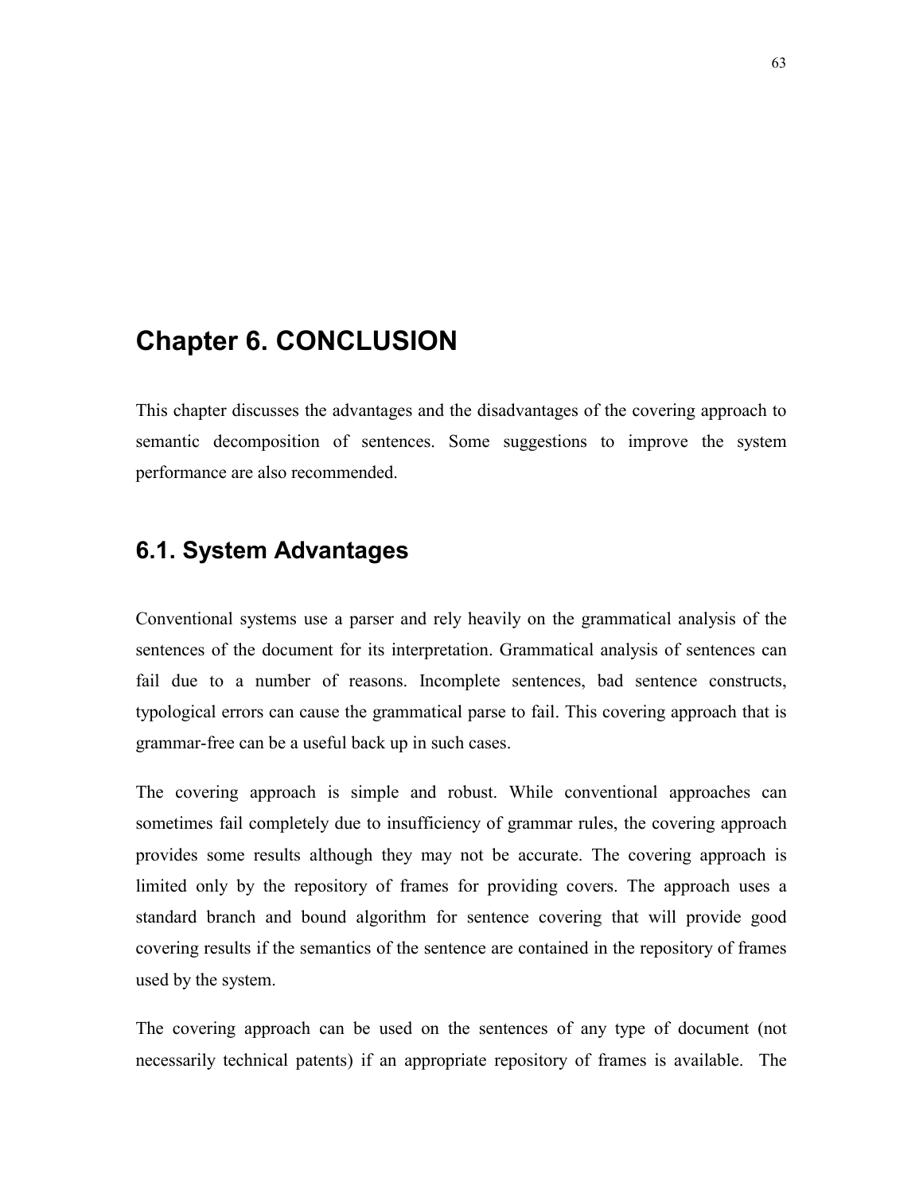# Chapter 6. CONCLUSION

This chapter discusses the advantages and the disadvantages of the covering approach to semantic decomposition of sentences. Some suggestions to improve the system performance are also recommended.

## 6.1. System Advantages

Conventional systems use a parser and rely heavily on the grammatical analysis of the sentences of the document for its interpretation. Grammatical analysis of sentences can fail due to a number of reasons. Incomplete sentences, bad sentence constructs, typological errors can cause the grammatical parse to fail. This covering approach that is grammar-free can be a useful back up in such cases.

The covering approach is simple and robust. While conventional approaches can sometimes fail completely due to insufficiency of grammar rules, the covering approach provides some results although they may not be accurate. The covering approach is limited only by the repository of frames for providing covers. The approach uses a standard branch and bound algorithm for sentence covering that will provide good covering results if the semantics of the sentence are contained in the repository of frames used by the system.

The covering approach can be used on the sentences of any type of document (not necessarily technical patents) if an appropriate repository of frames is available. The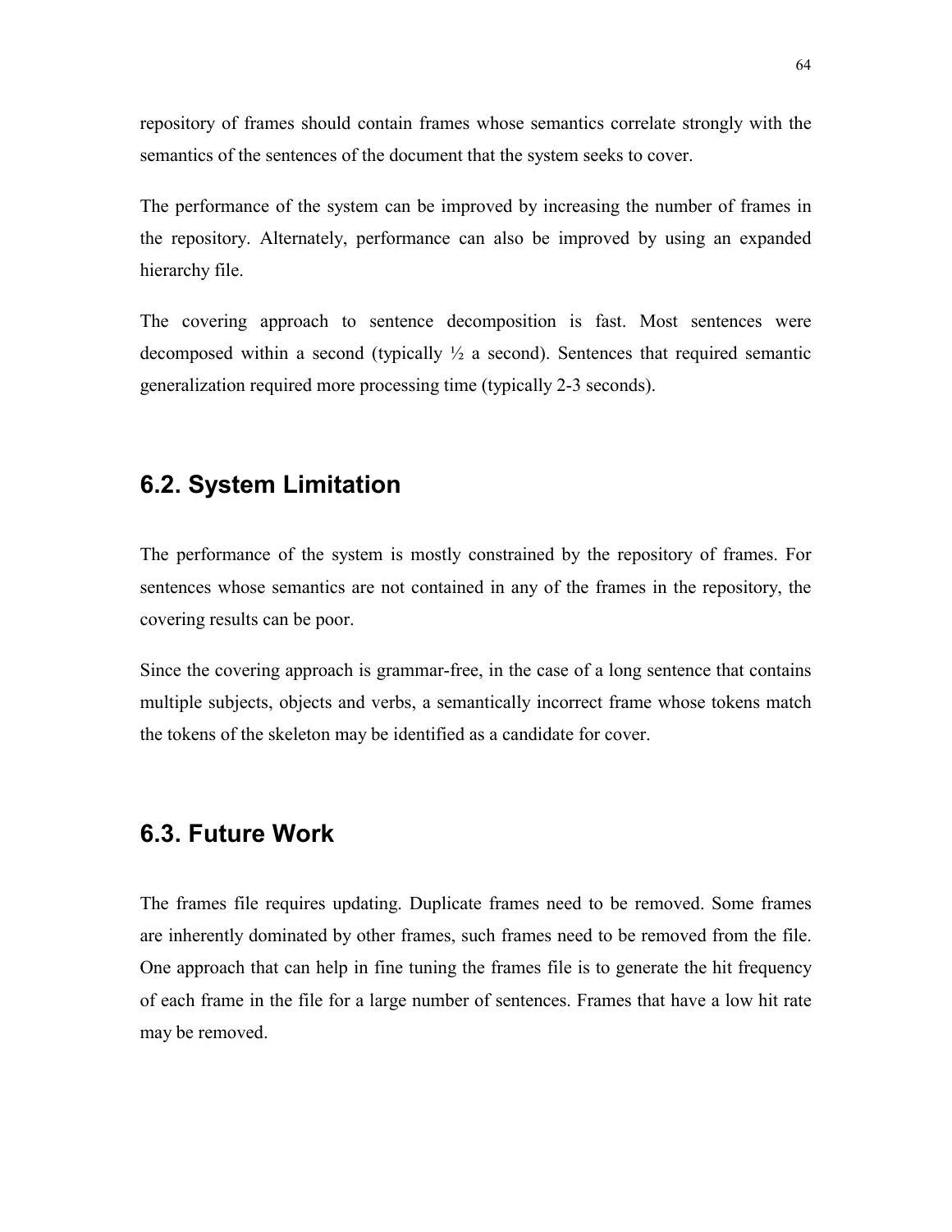repository of frames should contain frames whose semantics correlate strongly with the semantics of the sentences of the document that the system seeks to cover.

The performance of the system can be improved by increasing the number of frames in the repository. Alternately, performance can also be improved by using an expanded hierarchy file.

The covering approach to sentence decomposition is fast. Most sentences were decomposed within a second (typically ½ a second). Sentences that required semantic generalization required more processing time (typically 2-3 seconds).

## 6.2. System Limitation

The performance of the system is mostly constrained by the repository of frames. For sentences whose semantics are not contained in any of the frames in the repository, the covering results can be poor.

Since the covering approach is grammar-free, in the case of a long sentence that contains multiple subjects, objects and verbs, a semantically incorrect frame whose tokens match the tokens of the skeleton may be identified as a candidate for cover.

## 6.3. Future Work

The frames file requires updating. Duplicate frames need to be removed. Some frames are inherently dominated by other frames, such frames need to be removed from the file. One approach that can help in fine tuning the frames file is to generate the hit frequency of each frame in the file for a large number of sentences. Frames that have a low hit rate may be removed.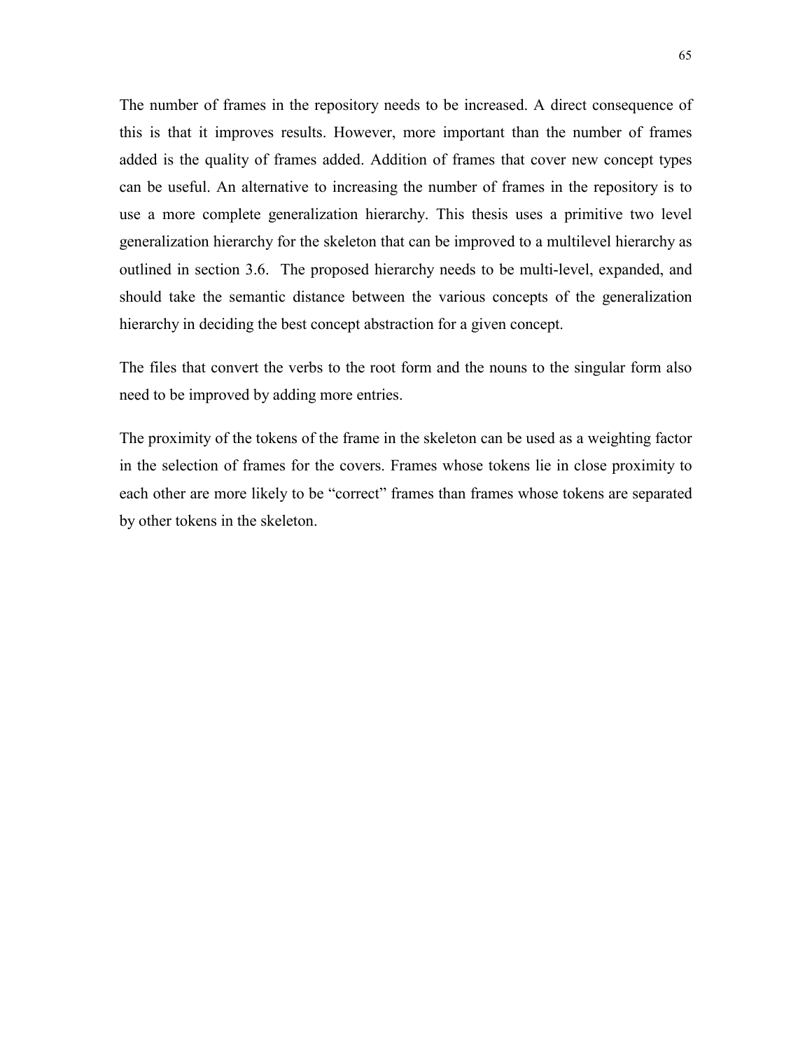The number of frames in the repository needs to be increased. A direct consequence of this is that it improves results. However, more important than the number of frames added is the quality of frames added. Addition of frames that cover new concept types can be useful. An alternative to increasing the number of frames in the repository is to use a more complete generalization hierarchy. This thesis uses a primitive two level generalization hierarchy for the skeleton that can be improved to a multilevel hierarchy as outlined in section 3.6. The proposed hierarchy needs to be multi-level, expanded, and should take the semantic distance between the various concepts of the generalization hierarchy in deciding the best concept abstraction for a given concept.

The files that convert the verbs to the root form and the nouns to the singular form also need to be improved by adding more entries.

The proximity of the tokens of the frame in the skeleton can be used as a weighting factor in the selection of frames for the covers. Frames whose tokens lie in close proximity to each other are more likely to be "correct" frames than frames whose tokens are separated by other tokens in the skeleton.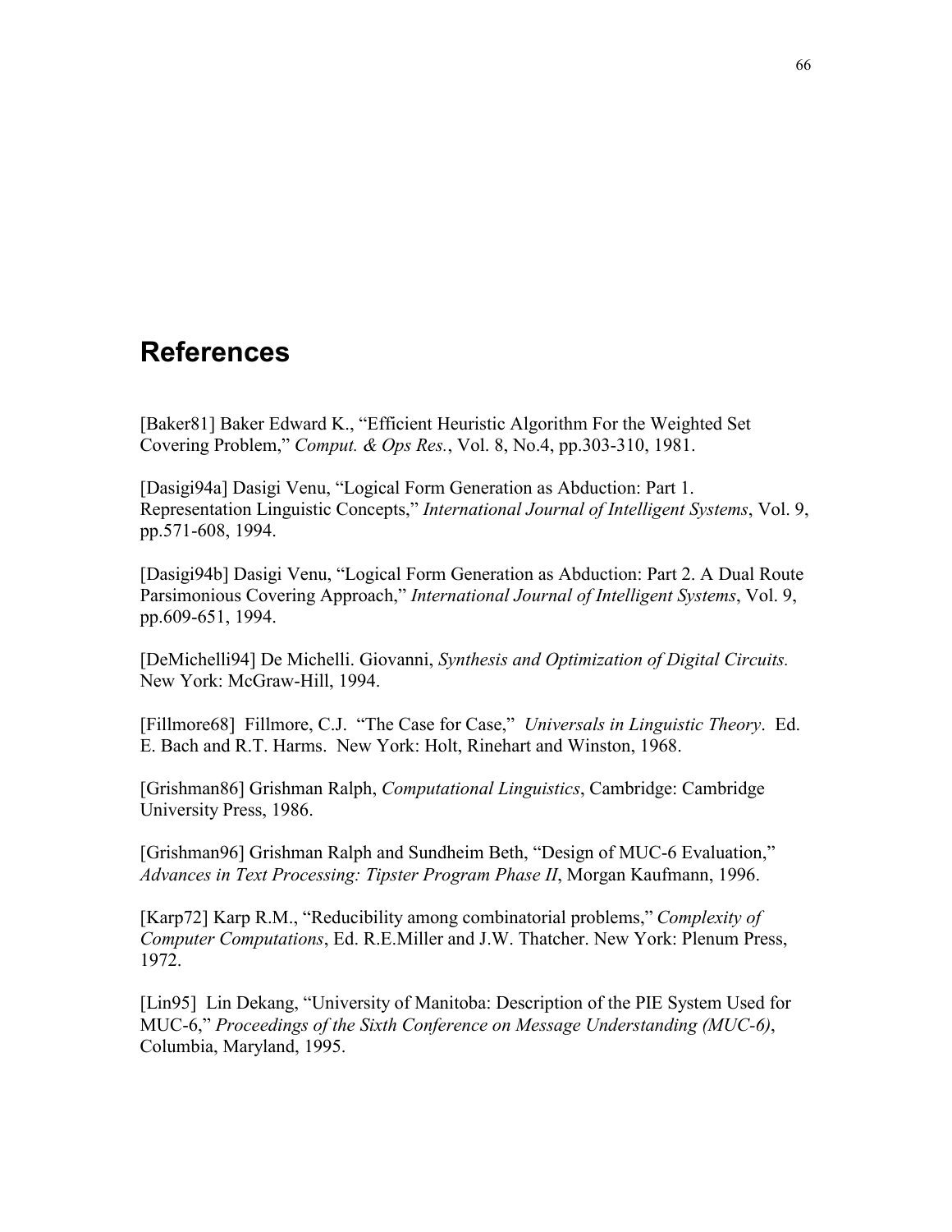# References

[Baker81] Baker Edward K., "Efficient Heuristic Algorithm For the Weighted Set Covering Problem," *Comput. & Ops Res.*, Vol. 8, No.4, pp.303-310, 1981.

[Dasigi94a] Dasigi Venu, "Logical Form Generation as Abduction: Part 1. Representation Linguistic Concepts," *International Journal of Intelligent Systems*, Vol. 9, pp.571-608, 1994.

[Dasigi94b] Dasigi Venu, "Logical Form Generation as Abduction: Part 2. A Dual Route Parsimonious Covering Approach," *International Journal of Intelligent Systems*, Vol. 9, pp.609-651, 1994.

[DeMichelli94] De Michelli. Giovanni, *Synthesis and Optimization of Digital Circuits.* New York: McGraw-Hill, 1994.

[Fillmore68] Fillmore, C.J. "The Case for Case," *Universals in Linguistic Theory*. Ed. E. Bach and R.T. Harms. New York: Holt, Rinehart and Winston, 1968.

[Grishman86] Grishman Ralph, *Computational Linguistics*, Cambridge: Cambridge University Press, 1986.

[Grishman96] Grishman Ralph and Sundheim Beth, "Design of MUC-6 Evaluation," *Advances in Text Processing: Tipster Program Phase II*, Morgan Kaufmann, 1996.

[Karp72] Karp R.M., "Reducibility among combinatorial problems," *Complexity of Computer Computations*, Ed. R.E.Miller and J.W. Thatcher. New York: Plenum Press, 1972.

[Lin95] Lin Dekang, "University of Manitoba: Description of the PIE System Used for MUC-6," *Proceedings of the Sixth Conference on Message Understanding (MUC-6)*, Columbia, Maryland, 1995.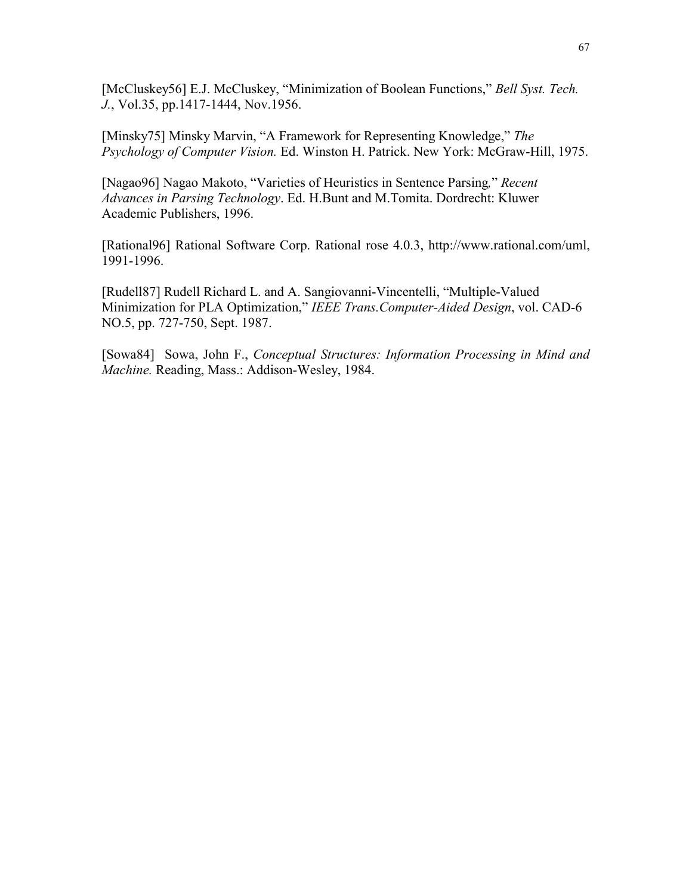[McCluskey56] E.J. McCluskey, "Minimization of Boolean Functions," *Bell Syst. Tech. J.*, Vol.35, pp.1417-1444, Nov.1956.

[Minsky75] Minsky Marvin, "A Framework for Representing Knowledge," *The Psychology of Computer Vision.* Ed. Winston H. Patrick. New York: McGraw-Hill, 1975.

[Nagao96] Nagao Makoto, "Varieties of Heuristics in Sentence Parsing," *Recent Advances in Parsing Technology*. Ed. H.Bunt and M.Tomita. Dordrecht: Kluwer Academic Publishers, 1996.

[Rational96] Rational Software Corp. Rational rose 4.0.3, http://www.rational.com/uml, 1991-1996.

[Rudell87] Rudell Richard L. and A. Sangiovanni-Vincentelli, "Multiple-Valued Minimization for PLA Optimization," *IEEE Trans.Computer-Aided Design*, vol. CAD-6 NO.5, pp. 727-750, Sept. 1987.

[Sowa84] Sowa, John F., *Conceptual Structures: Information Processing in Mind and Machine.* Reading, Mass.: Addison-Wesley, 1984.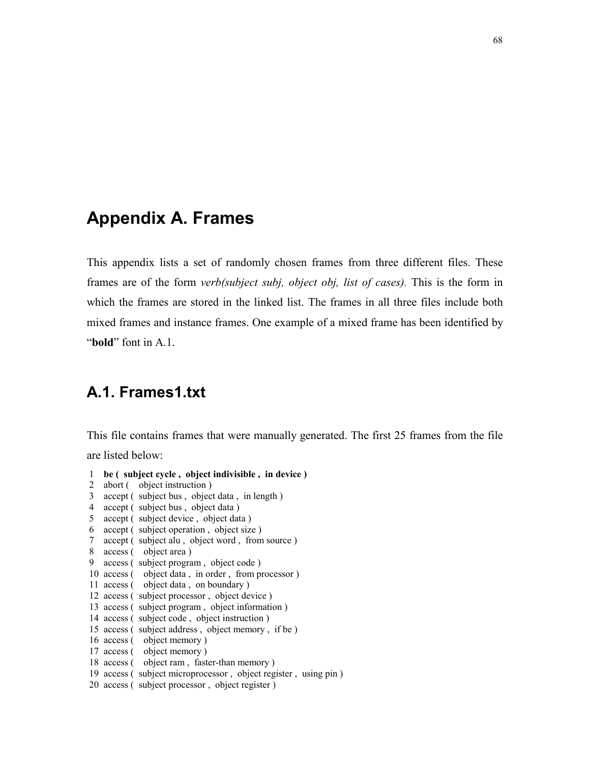# Appendix A. Frames

This appendix lists a set of randomly chosen frames from three different files. These frames are of the form *verb(subject subj, object obj, list of cases).* This is the form in which the frames are stored in the linked list. The frames in all three files include both mixed frames and instance frames. One example of a mixed frame has been identified by "**bold**" font in A.1.

## A.1. Frames1.txt

This file contains frames that were manually generated. The first 25 frames from the file are listed below:

```
1  be (  subject cycle ,  object indivisible ,  in device )
2  abort (    object instruction )
3  accept (  subject bus ,  object data ,  in length )
4  accept (  subject bus ,  object data )
5  accept (  subject device ,  object data )
6  accept (  subject operation ,  object size )
7  accept (  subject alu ,  object word ,  from source )
8  access (    object area )
9  access (  subject program ,  object code )
10 access (    object data ,  in order ,  from processor )
11 access (    object data ,  on boundary )
12 access (  subject processor ,  object device )
13 access (  subject program ,  object information )
14 access (  subject code ,  object instruction )
15 access (  subject address ,  object memory ,  if be )
16 access (    object memory )
17 access (    object memory )
18 access (    object ram ,  faster-than memory )
19 access (  subject microprocessor ,  object register ,  using pin )
20 access (  subject processor ,  object register )
```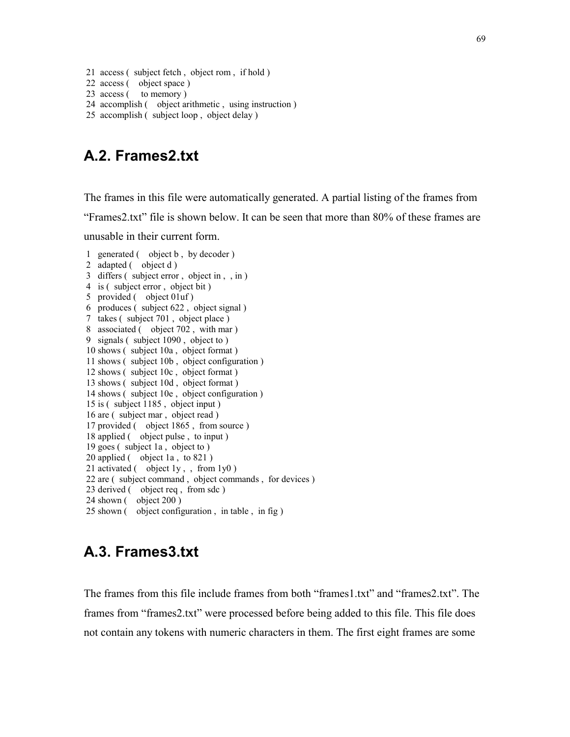```
21  access (  subject fetch ,  object rom ,  if hold )
22  access (    object space )
23  access (     to memory )
24  accomplish (    object arithmetic ,  using instruction )
25  accomplish (  subject loop ,  object delay )
```

## A.2. Frames2.txt

The frames in this file were automatically generated. A partial listing of the frames from "Frames2.txt" file is shown below. It can be seen that more than 80% of these frames are unusable in their current form.

```
1   generated (    object b ,  by decoder )
2   adapted (    object d )
3   differs (  subject error ,  object in ,  , in )
4   is (  subject error ,  object bit )
5   provided (    object 01uf )
6   produces (  subject 622 ,  object signal )
7   takes (  subject 701 ,  object place )
8   associated (    object 702 ,  with mar )
9   signals (  subject 1090 ,  object to )
10 shows (  subject 10a ,  object format )
11 shows (  subject 10b ,  object configuration )
12 shows (  subject 10c ,  object format )
13 shows (  subject 10d ,  object format )
14 shows (  subject 10e ,  object configuration )
15 is (  subject 1185 ,  object input )
16 are (  subject mar ,  object read )
17 provided (    object 1865 ,  from source )
18 applied (    object pulse ,  to input )
19 goes (  subject 1a ,  object to )
20 applied (    object 1a ,  to 821 )
21 activated (    object 1y ,  ,  from 1y0 )
22 are (  subject command ,  object commands ,  for devices )
23 derived (    object req ,  from sdc )
24 shown (    object 200 )
25 shown (    object configuration ,  in table ,  in fig )
```

## A.3. Frames3.txt

The frames from this file include frames from both "frames1.txt" and "frames2.txt". The frames from "frames2.txt" were processed before being added to this file. This file does not contain any tokens with numeric characters in them. The first eight frames are some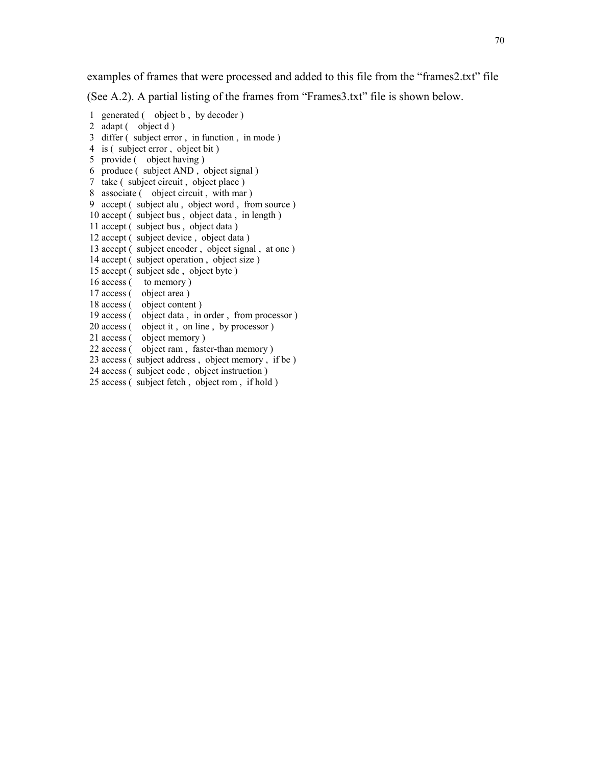examples of frames that were processed and added to this file from the "frames2.txt" file (See A.2). A partial listing of the frames from "Frames3.txt" file is shown below.

```
1  generated (    object b ,  by decoder )
2  adapt (    object d )
3  differ (  subject error ,  in function ,  in mode )
4  is (  subject error ,  object bit )
5  provide (    object having )
6  produce (  subject AND ,  object signal )
7  take (  subject circuit ,  object place )
8  associate (    object circuit ,  with mar )
9  accept (  subject alu ,  object word ,  from source )
10 accept (  subject bus ,  object data ,  in length )
11 accept (  subject bus ,  object data )
12 accept (  subject device ,  object data )
13 accept (  subject encoder ,  object signal ,  at one )
14 accept (  subject operation ,  object size )
15 accept (  subject sdc ,  object byte )
16 access (     to memory )
17 access (    object area )
18 access (    object content )
19 access (    object data ,  in order ,  from processor )
20 access (    object it ,  on line ,  by processor )
21 access (    object memory )
22 access (    object ram ,  faster-than memory )
23 access (  subject address ,  object memory ,  if be )
24 access (  subject code ,  object instruction )
25 access (  subject fetch ,  object rom ,  if hold )
```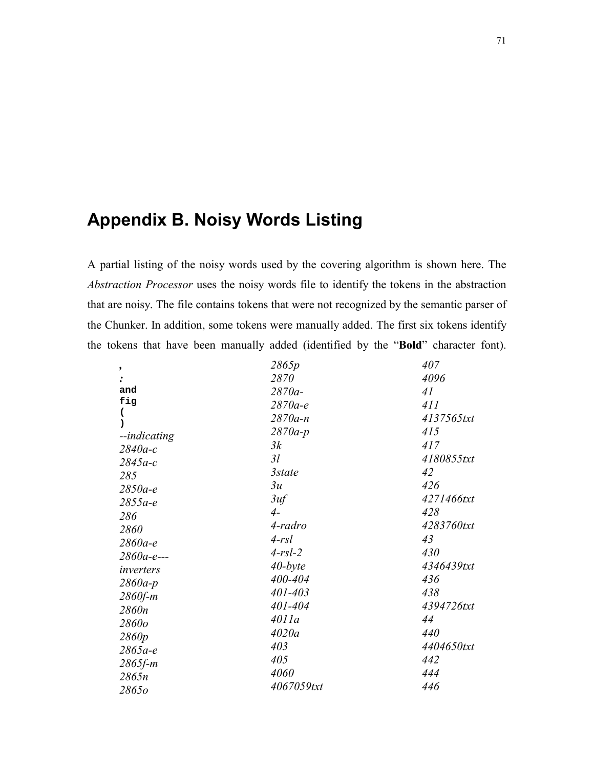# Appendix B. Noisy Words Listing

A partial listing of the noisy words used by the covering algorithm is shown here. The *Abstraction Processor* uses the noisy words file to identify the tokens in the abstraction that are noisy. The file contains tokens that were not recognized by the semantic parser of the Chunker. In addition, some tokens were manually added. The first six tokens identify the tokens that have been manually added (identified by the "**Bold**" character font).

**,**
**:**
**and**
**fig**
**(**
**)**
*--indicating*
*2840a-c*
*2845a-c*
*285*
*2850a-e*
*2855a-e*
*286*
*2860*
*2860a-e*
*2860a-e---*
*inverters*
*2860a-p*
*2860f-m*
*2860n*
*2860o*
*2860p*
*2865a-e*
*2865f-m*
*2865n*
*2865o*
*2865p*
*2870*
*2870a-*
*2870a-e*
*2870a-n*
*2870a-p*
*3k*
*3l*
*3state*
*3u*
*3uf*
*4-*
*4-radro*
*4-rsl*
*4-rsl-2*
*40-byte*
*400-404*
*401-403*
*401-404*
*4011a*
*4020a*
*403*
*405*
*4060*
*4067059txt*
*407*
*4096*
*41*
*411*
*4137565txt*
*415*
*417*
*4180855txt*
*42*
*426*
*4271466txt*
*428*
*4283760txt*
*43*
*430*
*4346439txt*
*436*
*438*
*4394726txt*
*44*
*440*
*4404650txt*
*442*
*444*
*446*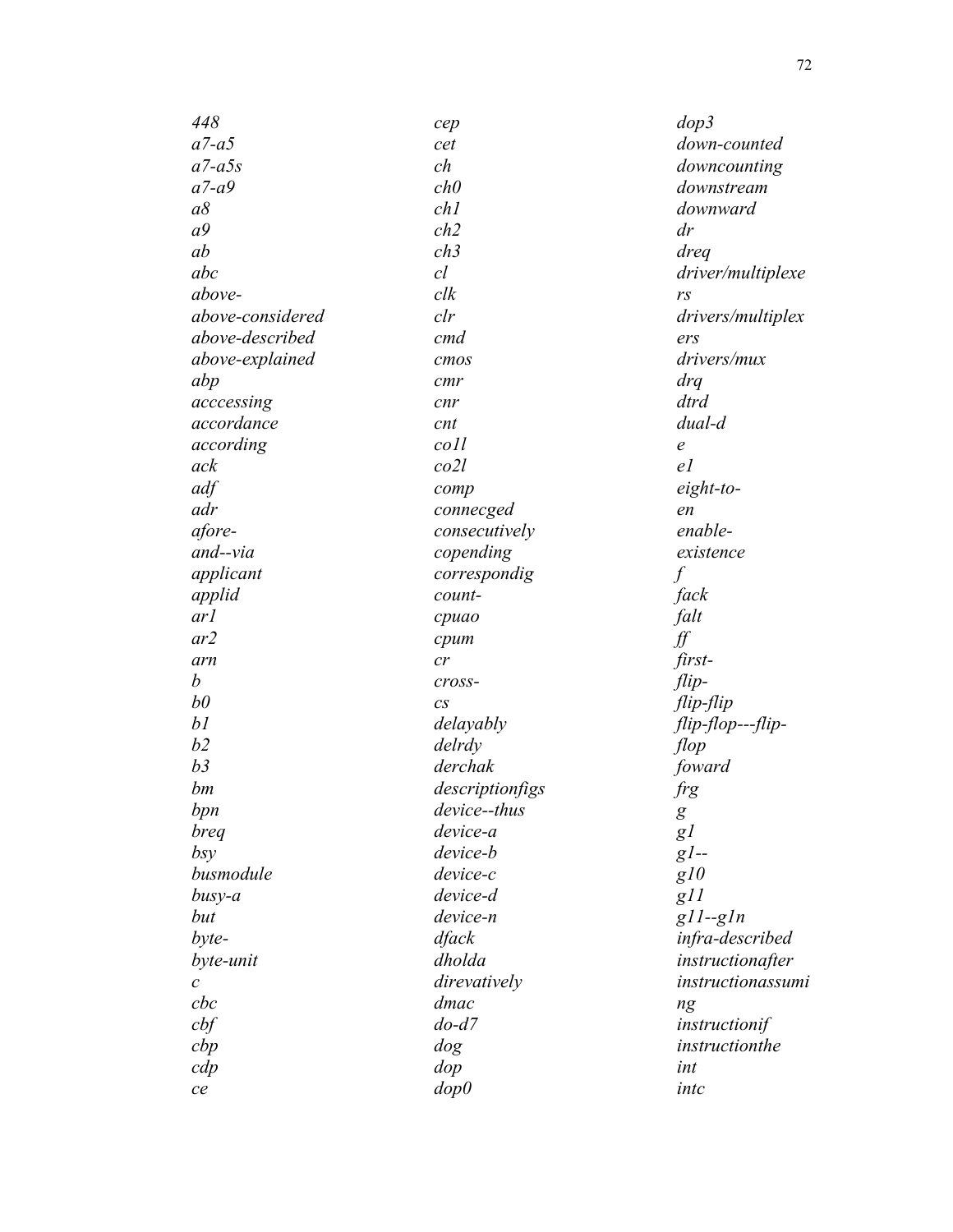*448*
*a7-a5*
*a7-a5s*
*a7-a9*
*a8*
*a9*
*ab*
*abc*
*above-*
*above-considered*
*above-described*
*above-explained*
*abp*
*acccessing*
*accordance*
*according*
*ack*
*adf*
*adr*
*afore-*
*and--via*
*applicant*
*applid*
*ar1*
*ar2*
*arn*
*b*
*b0*
*b1*
*b2*
*b3*
*bm*
*bpn*
*breq*
*bsy*
*busmodule*
*busy-a*
*but*
*byte-*
*byte-unit*
*c*
*cbc*
*cbf*
*cbp*
*cdp*
*ce*
*cep*
*cet*
*ch*
*ch0*
*ch1*
*ch2*
*ch3*
*cl*
*clk*
*clr*
*cmd*
*cmos*
*cmr*
*cnr*
*cnt*
*co1l*
*co2l*
*comp*
*connecged*
*consecutively*
*copending*
*correspondig*
*count-*
*cpuao*
*cpum*
*cr*
*cross-*
*cs*
*delayably*
*delrdy*
*derchak*
*descriptionfigs*
*device--thus*
*device-a*
*device-b*
*device-c*
*device-d*
*device-n*
*dfack*
*dholda*
*direvatively*
*dmac*
*do-d7*
*dog*
*dop*
*dop0*
*dop3*
*down-counted*
*downcounting*
*downstream*
*downward*
*dr*
*dreq*
*driver/multiplexers*
*drivers/multiplexers*
*drivers/mux*
*drq*
*dtrd*
*dual-d*
*e*
*e1*
*eight-to-*
*en*
*enable-*
*existence*
*f*
*fack*
*falt*
*ff*
*first-*
*flip-*
*flip-flip*
*flip-flop---flip-flop*
*foward*
*frg*
*g*
*g1*
*g1--*
*g10*
*g11*
*g11--g1n*
*infra-described*
*instructionafter*
*instructionassuming*
*instructionif*
*instructionthe*
*int*
*intc*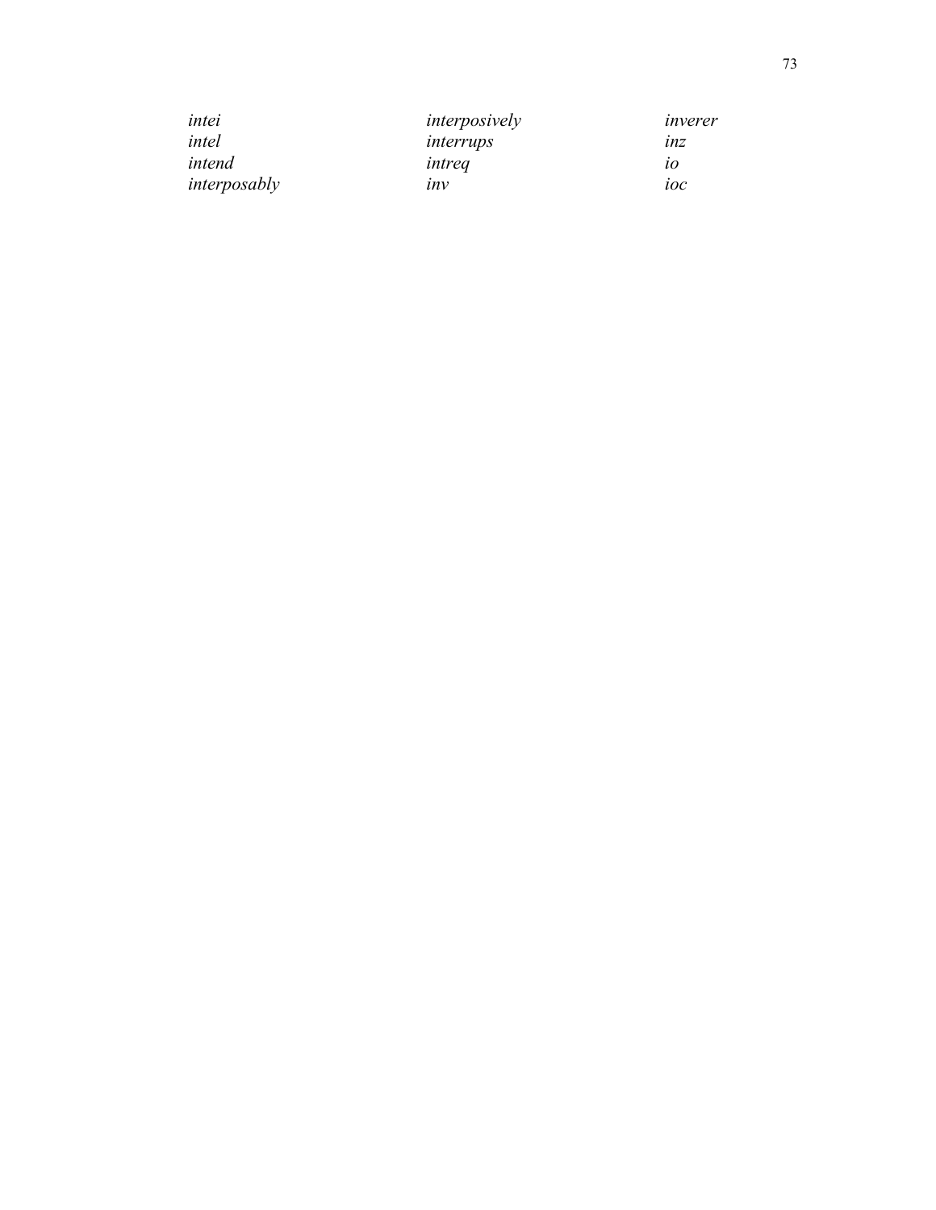*intei*
*intel*
*intend*
*interposably*
*interposively*
*interrups*
*intreq*
*inv*
*inverer*
*inz*
*io*
*ioc*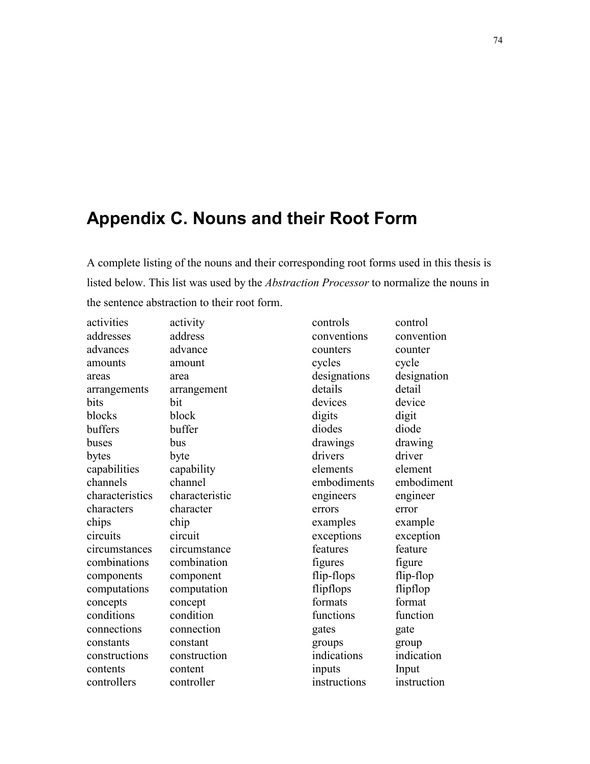# Appendix C. Nouns and their Root Form

A complete listing of the nouns and their corresponding root forms used in this thesis is listed below. This list was used by the *Abstraction Processor* to normalize the nouns in the sentence abstraction to their root form.

| Noun | Root Form |
|---|---|
| activities | activity |
| addresses | address |
| advances | advance |
| amounts | amount |
| areas | area |
| arrangements | arrangement |
| bits | bit |
| blocks | block |
| buffers | buffer |
| buses | bus |
| bytes | byte |
| capabilities | capability |
| channels | channel |
| characteristics | characteristic |
| characters | character |
| chips | chip |
| circuits | circuit |
| circumstances | circumstance |
| combinations | combination |
| components | component |
| computations | computation |
| concepts | concept |
| conditions | condition |
| connections | connection |
| constants | constant |
| constructions | construction |
| contents | content |
| controllers | controller |
| controls | control |
| conventions | convention |
| counters | counter |
| cycles | cycle |
| designations | designation |
| details | detail |
| devices | device |
| digits | digit |
| diodes | diode |
| drawings | drawing |
| drivers | driver |
| elements | element |
| embodiments | embodiment |
| engineers | engineer |
| errors | error |
| examples | example |
| exceptions | exception |
| features | feature |
| figures | figure |
| flip-flops | flip-flop |
| flipflops | flipflop |
| formats | format |
| functions | function |
| gates | gate |
| groups | group |
| indications | indication |
| inputs | Input |
| instructions | instruction |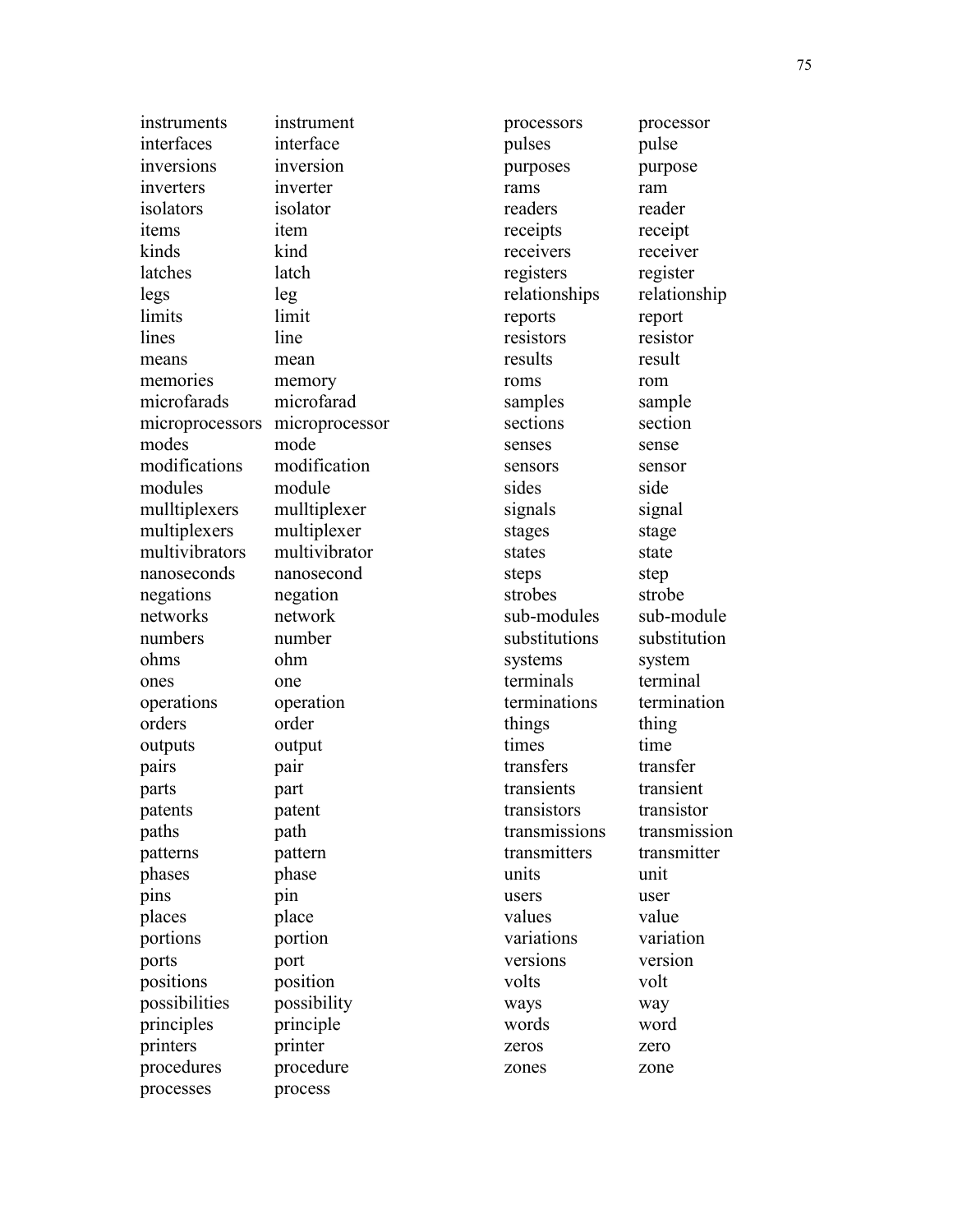| | | | |
|---|---|---|---|
| instruments | instrument | processors | processor |
| interfaces | interface | pulses | pulse |
| inversions | inversion | purposes | purpose |
| inverters | inverter | rams | ram |
| isolators | isolator | readers | reader |
| items | item | receipts | receipt |
| kinds | kind | receivers | receiver |
| latches | latch | registers | register |
| legs | leg | relationships | relationship |
| limits | limit | reports | report |
| lines | line | resistors | resistor |
| means | mean | results | result |
| memories | memory | roms | rom |
| microfarads | microfarad | samples | sample |
| microprocessors | microprocessor | sections | section |
| modes | mode | senses | sense |
| modifications | modification | sensors | sensor |
| modules | module | sides | side |
| mulltiplexers | mulltiplexer | signals | signal |
| multiplexers | multiplexer | stages | stage |
| multivibrators | multivibrator | states | state |
| nanoseconds | nanosecond | steps | step |
| negations | negation | strobes | strobe |
| networks | network | sub-modules | sub-module |
| numbers | number | substitutions | substitution |
| ohms | ohm | systems | system |
| ones | one | terminals | terminal |
| operations | operation | terminations | termination |
| orders | order | things | thing |
| outputs | output | times | time |
| pairs | pair | transfers | transfer |
| parts | part | transients | transient |
| patents | patent | transistors | transistor |
| paths | path | transmissions | transmission |
| patterns | pattern | transmitters | transmitter |
| phases | phase | units | unit |
| pins | pin | users | user |
| places | place | values | value |
| portions | portion | variations | variation |
| ports | port | versions | version |
| positions | position | volts | volt |
| possibilities | possibility | ways | way |
| principles | principle | words | word |
| printers | printer | zeros | zero |
| procedures | procedure | zones | zone |
| processes | process | | |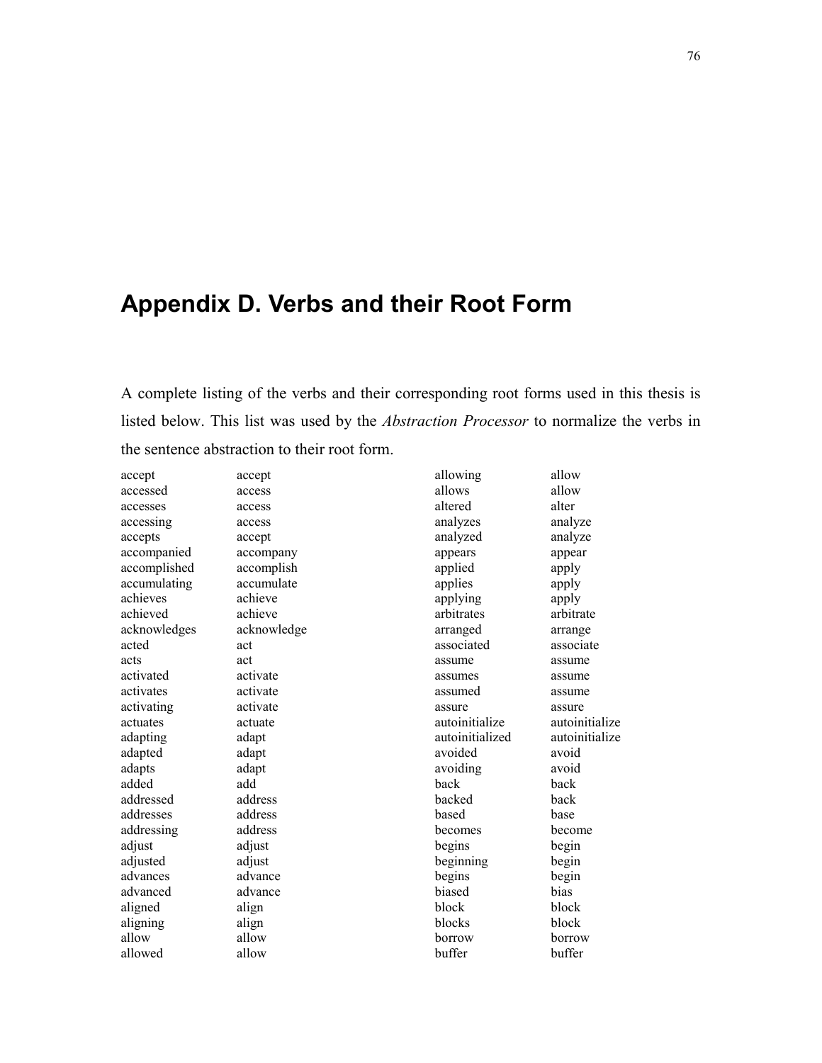# Appendix D. Verbs and their Root Form

A complete listing of the verbs and their corresponding root forms used in this thesis is listed below. This list was used by the *Abstraction Processor* to normalize the verbs in the sentence abstraction to their root form.

| | |
|---|---|
| accept | accept |
| accessed | access |
| accesses | access |
| accessing | access |
| accepts | accept |
| accompanied | accompany |
| accomplished | accomplish |
| accumulating | accumulate |
| achieves | achieve |
| achieved | achieve |
| acknowledges | acknowledge |
| acted | act |
| acts | act |
| activated | activate |
| activates | activate |
| activating | activate |
| actuates | actuate |
| adapting | adapt |
| adapted | adapt |
| adapts | adapt |
| added | add |
| addressed | address |
| addresses | address |
| addressing | address |
| adjust | adjust |
| adjusted | adjust |
| advances | advance |
| advanced | advance |
| aligned | align |
| aligning | align |
| allow | allow |
| allowed | allow |
| allowing | allow |
| allows | allow |
| altered | alter |
| analyzes | analyze |
| analyzed | analyze |
| appears | appear |
| applied | apply |
| applies | apply |
| applying | apply |
| arbitrates | arbitrate |
| arranged | arrange |
| associated | associate |
| assume | assume |
| assumes | assume |
| assumed | assume |
| assure | assure |
| autoinitialize | autoinitialize |
| autoinitialized | autoinitialize |
| avoided | avoid |
| avoiding | avoid |
| back | back |
| backed | back |
| based | base |
| becomes | become |
| begins | begin |
| beginning | begin |
| begins | begin |
| biased | bias |
| block | block |
| blocks | block |
| borrow | borrow |
| buffer | buffer |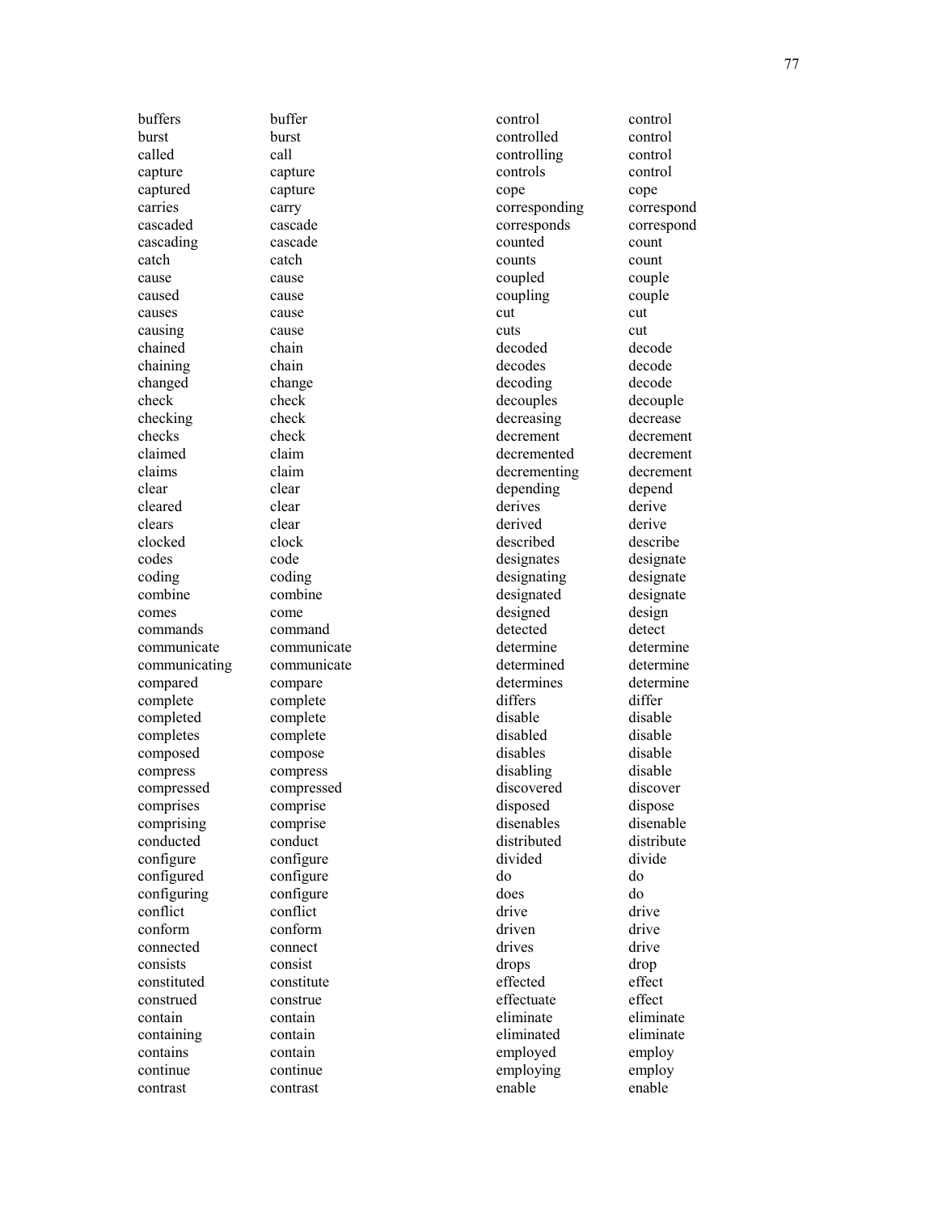| | | | |
|---|---|---|---|
| buffers | buffer | control | control |
| burst | burst | controlled | control |
| called | call | controlling | control |
| capture | capture | controls | control |
| captured | capture | cope | cope |
| carries | carry | corresponding | correspond |
| cascaded | cascade | corresponds | correspond |
| cascading | cascade | counted | count |
| catch | catch | counts | count |
| cause | cause | coupled | couple |
| caused | cause | coupling | couple |
| causes | cause | cut | cut |
| causing | cause | cuts | cut |
| chained | chain | decoded | decode |
| chaining | chain | decodes | decode |
| changed | change | decoding | decode |
| check | check | decouples | decouple |
| checking | check | decreasing | decrease |
| checks | check | decrement | decrement |
| claimed | claim | decremented | decrement |
| claims | claim | decrementing | decrement |
| clear | clear | depending | depend |
| cleared | clear | derives | derive |
| clears | clear | derived | derive |
| clocked | clock | described | describe |
| codes | code | designates | designate |
| coding | coding | designating | designate |
| combine | combine | designated | designate |
| comes | come | designed | design |
| commands | command | detected | detect |
| communicate | communicate | determine | determine |
| communicating | communicate | determined | determine |
| compared | compare | determines | determine |
| complete | complete | differs | differ |
| completed | complete | disable | disable |
| completes | complete | disabled | disable |
| composed | compose | disables | disable |
| compress | compress | disabling | disable |
| compressed | compressed | discovered | discover |
| comprises | comprise | disposed | dispose |
| comprising | comprise | disenables | disenable |
| conducted | conduct | distributed | distribute |
| configure | configure | divided | divide |
| configured | configure | do | do |
| configuring | configure | does | do |
| conflict | conflict | drive | drive |
| conform | conform | driven | drive |
| connected | connect | drives | drive |
| consists | consist | drops | drop |
| constituted | constitute | effected | effect |
| construed | construe | effectuate | effect |
| contain | contain | eliminate | eliminate |
| containing | contain | eliminated | eliminate |
| contains | contain | employed | employ |
| continue | continue | employing | employ |
| contrast | contrast | enable | enable |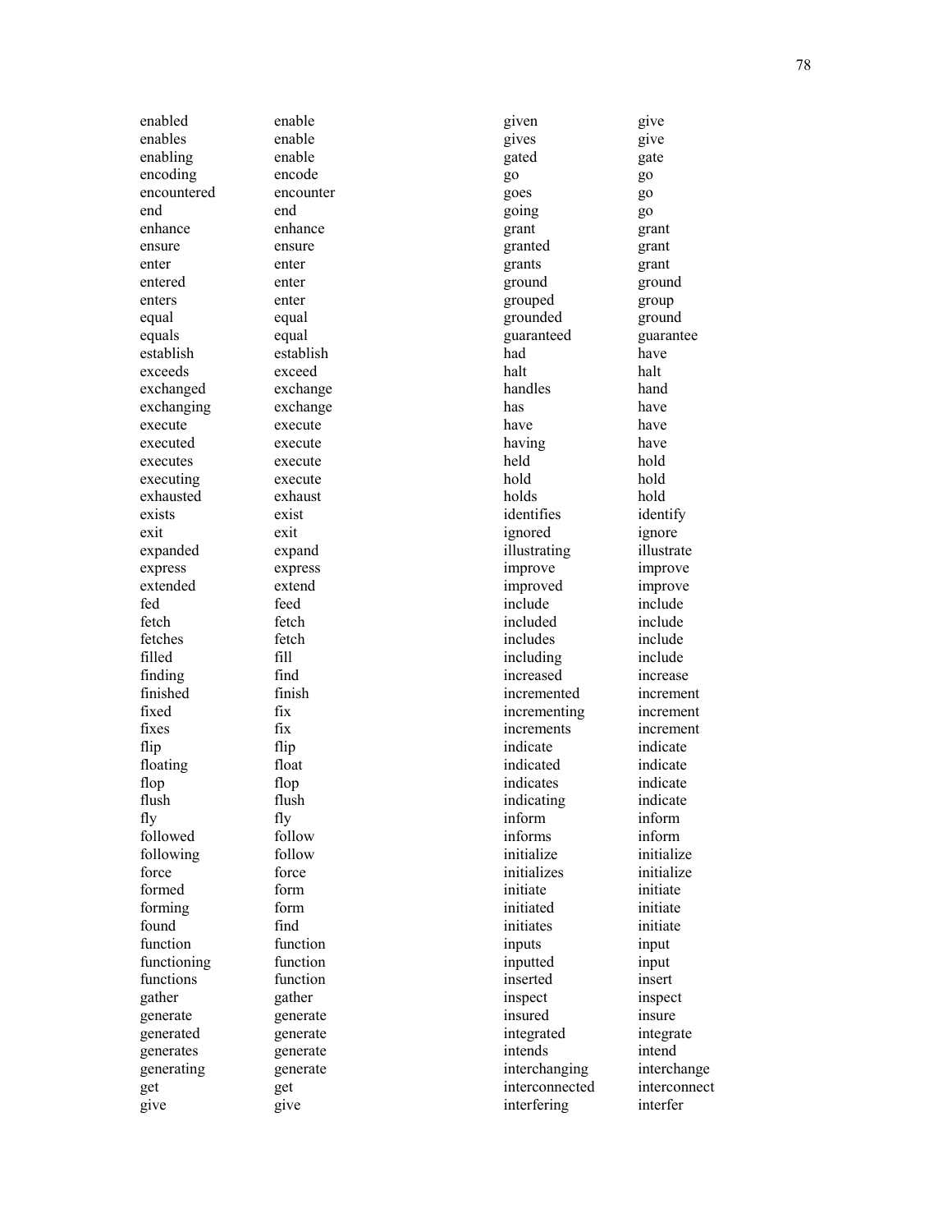| | |
|---|---|
| enabled | enable |
| enables | enable |
| enabling | enable |
| encoding | encode |
| encountered | encounter |
| end | end |
| enhance | enhance |
| ensure | ensure |
| enter | enter |
| entered | enter |
| enters | enter |
| equal | equal |
| equals | equal |
| establish | establish |
| exceeds | exceed |
| exchanged | exchange |
| exchanging | exchange |
| execute | execute |
| executed | execute |
| executes | execute |
| executing | execute |
| exhausted | exhaust |
| exists | exist |
| exit | exit |
| expanded | expand |
| express | express |
| extended | extend |
| fed | feed |
| fetch | fetch |
| fetches | fetch |
| filled | fill |
| finding | find |
| finished | finish |
| fixed | fix |
| fixes | fix |
| flip | flip |
| floating | float |
| flop | flop |
| flush | flush |
| fly | fly |
| followed | follow |
| following | follow |
| force | force |
| formed | form |
| forming | form |
| found | find |
| function | function |
| functioning | function |
| functions | function |
| gather | gather |
| generate | generate |
| generated | generate |
| generates | generate |
| generating | generate |
| get | get |
| give | give |
| given | give |
| gives | give |
| gated | gate |
| go | go |
| goes | go |
| going | go |
| grant | grant |
| granted | grant |
| grants | grant |
| ground | ground |
| grouped | group |
| grounded | ground |
| guaranteed | guarantee |
| had | have |
| halt | halt |
| handles | hand |
| has | have |
| have | have |
| having | have |
| held | hold |
| hold | hold |
| holds | hold |
| identifies | identify |
| ignored | ignore |
| illustrating | illustrate |
| improve | improve |
| improved | improve |
| include | include |
| included | include |
| includes | include |
| including | include |
| increased | increase |
| incremented | increment |
| incrementing | increment |
| increments | increment |
| indicate | indicate |
| indicated | indicate |
| indicates | indicate |
| indicating | indicate |
| inform | inform |
| informs | inform |
| initialize | initialize |
| initializes | initialize |
| initiate | initiate |
| initiated | initiate |
| initiates | initiate |
| inputs | input |
| inputted | input |
| inserted | insert |
| inspect | inspect |
| insured | insure |
| integrated | integrate |
| intends | intend |
| interchanging | interchange |
| interconnected | interconnect |
| interfering | interfer |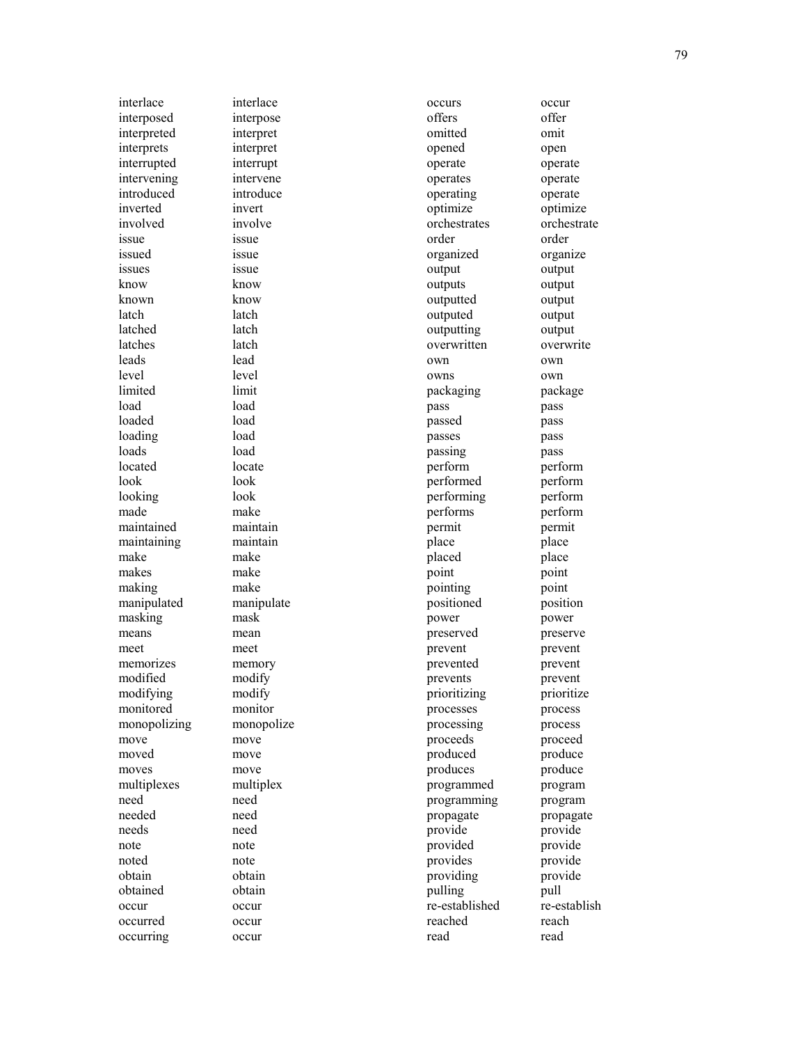| | | | |
|---|---|---|---|
| interlace | interlace | occurs | occur |
| interposed | interpose | offers | offer |
| interpreted | interpret | omitted | omit |
| interprets | interpret | opened | open |
| interrupted | interrupt | operate | operate |
| intervening | intervene | operates | operate |
| introduced | introduce | operating | operate |
| inverted | invert | optimize | optimize |
| involved | involve | orchestrates | orchestrate |
| issue | issue | order | order |
| issued | issue | organized | organize |
| issues | issue | output | output |
| know | know | outputs | output |
| known | know | outputted | output |
| latch | latch | outputed | output |
| latched | latch | outputting | output |
| latches | latch | overwritten | overwrite |
| leads | lead | own | own |
| level | level | owns | own |
| limited | limit | packaging | package |
| load | load | pass | pass |
| loaded | load | passed | pass |
| loading | load | passes | pass |
| loads | load | passing | pass |
| located | locate | perform | perform |
| look | look | performed | perform |
| looking | look | performing | perform |
| made | make | performs | perform |
| maintained | maintain | permit | permit |
| maintaining | maintain | place | place |
| make | make | placed | place |
| makes | make | point | point |
| making | make | pointing | point |
| manipulated | manipulate | positioned | position |
| masking | mask | power | power |
| means | mean | preserved | preserve |
| meet | meet | prevent | prevent |
| memorizes | memory | prevented | prevent |
| modified | modify | prevents | prevent |
| modifying | modify | prioritizing | prioritize |
| monitored | monitor | processes | process |
| monopolizing | monopolize | processing | process |
| move | move | proceeds | proceed |
| moved | move | produced | produce |
| moves | move | produces | produce |
| multiplexes | multiplex | programmed | program |
| need | need | programming | program |
| needed | need | propagate | propagate |
| needs | need | provide | provide |
| note | note | provided | provide |
| noted | note | provides | provide |
| obtain | obtain | providing | provide |
| obtained | obtain | pulling | pull |
| occur | occur | re-established | re-establish |
| occurred | occur | reached | reach |
| occurring | occur | read | read |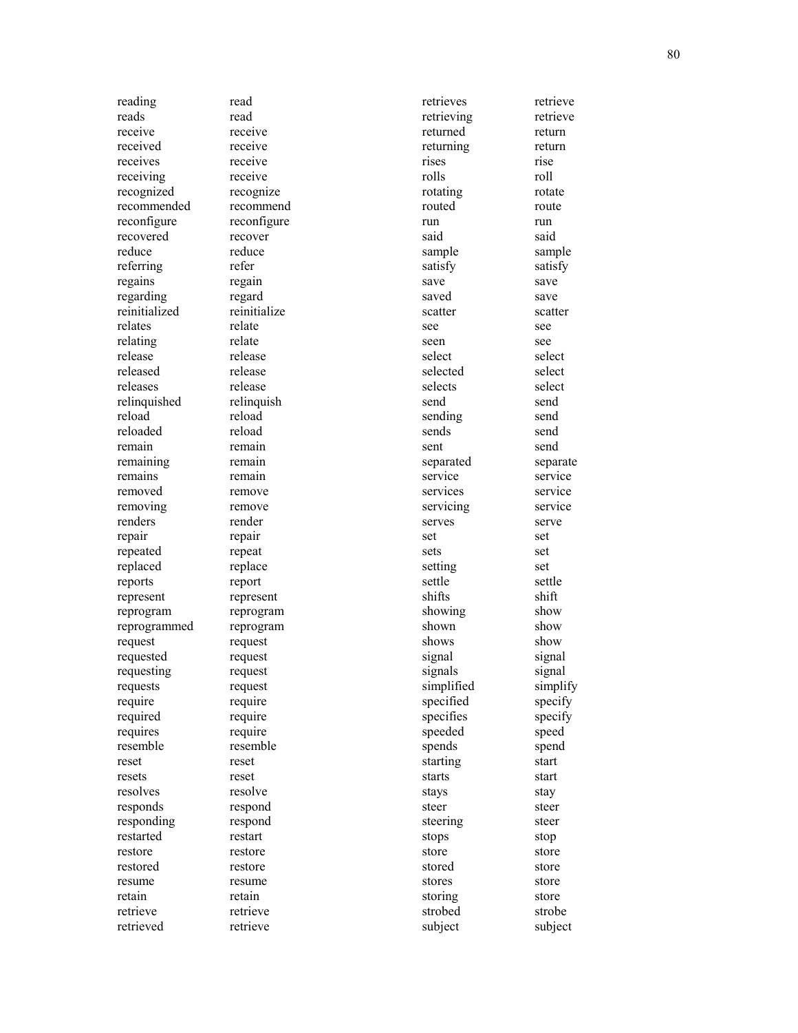| | |
|---|---|
| reading | read |
| reads | read |
| receive | receive |
| received | receive |
| receives | receive |
| receiving | receive |
| recognized | recognize |
| recommended | recommend |
| reconfigure | reconfigure |
| recovered | recover |
| reduce | reduce |
| referring | refer |
| regains | regain |
| regarding | regard |
| reinitialized | reinitialize |
| relates | relate |
| relating | relate |
| release | release |
| released | release |
| releases | release |
| relinquished | relinquish |
| reload | reload |
| reloaded | reload |
| remain | remain |
| remaining | remain |
| remains | remain |
| removed | remove |
| removing | remove |
| renders | render |
| repair | repair |
| repeated | repeat |
| replaced | replace |
| reports | report |
| represent | represent |
| reprogram | reprogram |
| reprogrammed | reprogram |
| request | request |
| requested | request |
| requesting | request |
| requests | request |
| require | require |
| required | require |
| requires | require |
| resemble | resemble |
| reset | reset |
| resets | reset |
| resolves | resolve |
| responds | respond |
| responding | respond |
| restarted | restart |
| restore | restore |
| restored | restore |
| resume | resume |
| retain | retain |
| retrieve | retrieve |
| retrieved | retrieve |
| retrieves | retrieve |
| retrieving | retrieve |
| returned | return |
| returning | return |
| rises | rise |
| rolls | roll |
| rotating | rotate |
| routed | route |
| run | run |
| said | said |
| sample | sample |
| satisfy | satisfy |
| save | save |
| saved | save |
| scatter | scatter |
| see | see |
| seen | see |
| select | select |
| selected | select |
| selects | select |
| send | send |
| sending | send |
| sends | send |
| sent | send |
| separated | separate |
| service | service |
| services | service |
| servicing | service |
| serves | serve |
| set | set |
| sets | set |
| setting | set |
| settle | settle |
| shifts | shift |
| showing | show |
| shown | show |
| shows | show |
| signal | signal |
| signals | signal |
| simplified | simplify |
| specified | specify |
| specifies | specify |
| speeded | speed |
| spends | spend |
| starting | start |
| starts | start |
| stays | stay |
| steer | steer |
| steering | steer |
| stops | stop |
| store | store |
| stored | store |
| stores | store |
| storing | store |
| strobed | strobe |
| subject | subject |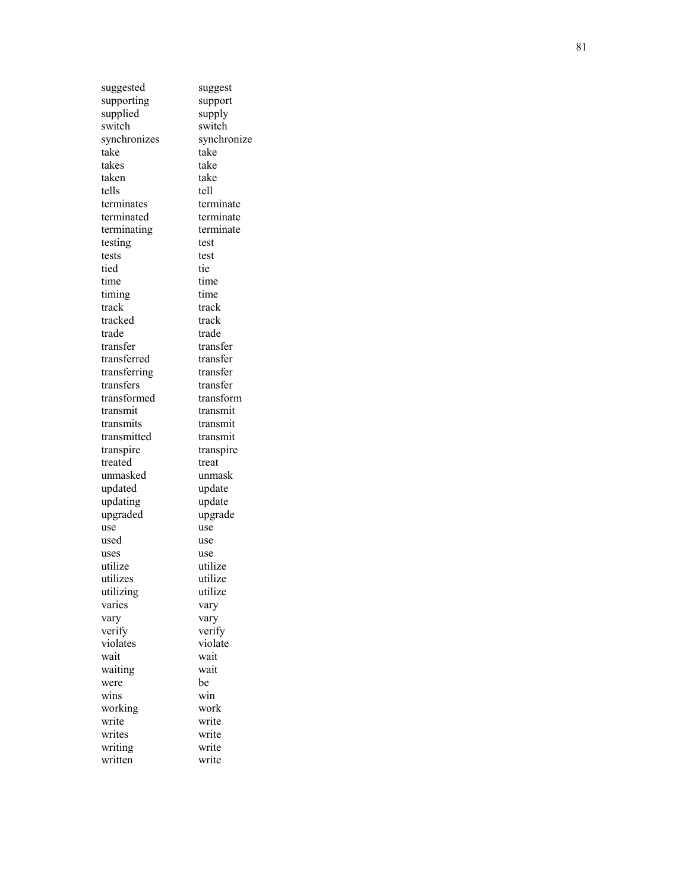| | |
|---|---|
| suggested | suggest |
| supporting | support |
| supplied | supply |
| switch | switch |
| synchronizes | synchronize |
| take | take |
| takes | take |
| taken | take |
| tells | tell |
| terminates | terminate |
| terminated | terminate |
| terminating | terminate |
| testing | test |
| tests | test |
| tied | tie |
| time | time |
| timing | time |
| track | track |
| tracked | track |
| trade | trade |
| transfer | transfer |
| transferred | transfer |
| transferring | transfer |
| transfers | transfer |
| transformed | transform |
| transmit | transmit |
| transmits | transmit |
| transmitted | transmit |
| transpire | transpire |
| treated | treat |
| unmasked | unmask |
| updated | update |
| updating | update |
| upgraded | upgrade |
| use | use |
| used | use |
| uses | use |
| utilize | utilize |
| utilizes | utilize |
| utilizing | utilize |
| varies | vary |
| vary | vary |
| verify | verify |
| violates | violate |
| wait | wait |
| waiting | wait |
| were | be |
| wins | win |
| working | work |
| write | write |
| writes | write |
| writing | write |
| written | write |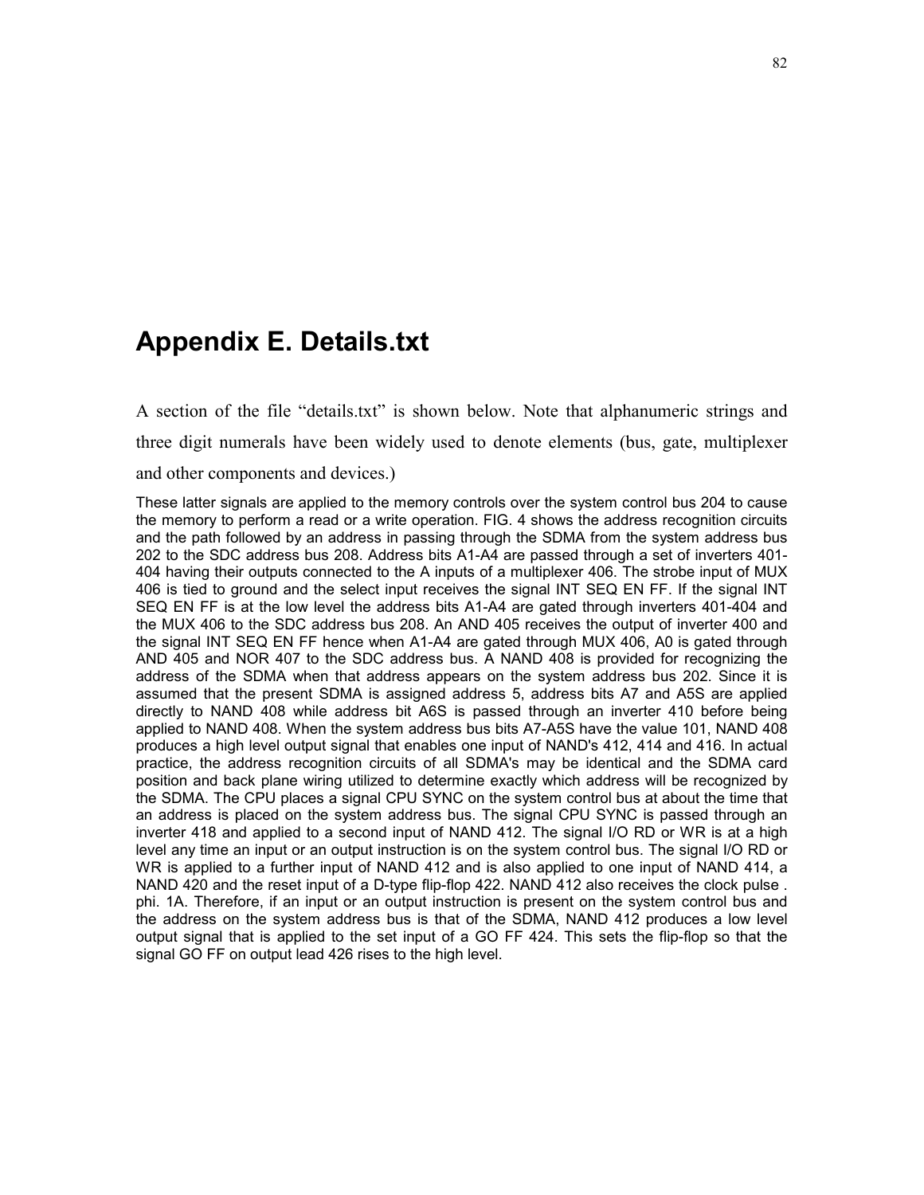# Appendix E. Details.txt

A section of the file "details.txt" is shown below. Note that alphanumeric strings and three digit numerals have been widely used to denote elements (bus, gate, multiplexer and other components and devices.)

These latter signals are applied to the memory controls over the system control bus 204 to cause the memory to perform a read or a write operation. FIG. 4 shows the address recognition circuits and the path followed by an address in passing through the SDMA from the system address bus 202 to the SDC address bus 208. Address bits A1-A4 are passed through a set of inverters 401-404 having their outputs connected to the A inputs of a multiplexer 406. The strobe input of MUX 406 is tied to ground and the select input receives the signal INT SEQ EN FF. If the signal INT SEQ EN FF is at the low level the address bits A1-A4 are gated through inverters 401-404 and the MUX 406 to the SDC address bus 208. An AND 405 receives the output of inverter 400 and the signal INT SEQ EN FF hence when A1-A4 are gated through MUX 406, A0 is gated through AND 405 and NOR 407 to the SDC address bus. A NAND 408 is provided for recognizing the address of the SDMA when that address appears on the system address bus 202. Since it is assumed that the present SDMA is assigned address 5, address bits A7 and A5S are applied directly to NAND 408 while address bit A6S is passed through an inverter 410 before being applied to NAND 408. When the system address bus bits A7-A5S have the value 101, NAND 408 produces a high level output signal that enables one input of NAND's 412, 414 and 416. In actual practice, the address recognition circuits of all SDMA's may be identical and the SDMA card position and back plane wiring utilized to determine exactly which address will be recognized by the SDMA. The CPU places a signal CPU SYNC on the system control bus at about the time that an address is placed on the system address bus. The signal CPU SYNC is passed through an inverter 418 and applied to a second input of NAND 412. The signal I/O RD or WR is at a high level any time an input or an output instruction is on the system control bus. The signal I/O RD or WR is applied to a further input of NAND 412 and is also applied to one input of NAND 414, a NAND 420 and the reset input of a D-type flip-flop 422. NAND 412 also receives the clock pulse . phi. 1A. Therefore, if an input or an output instruction is present on the system control bus and the address on the system address bus is that of the SDMA, NAND 412 produces a low level output signal that is applied to the set input of a GO FF 424. This sets the flip-flop so that the signal GO FF on output lead 426 rises to the high level.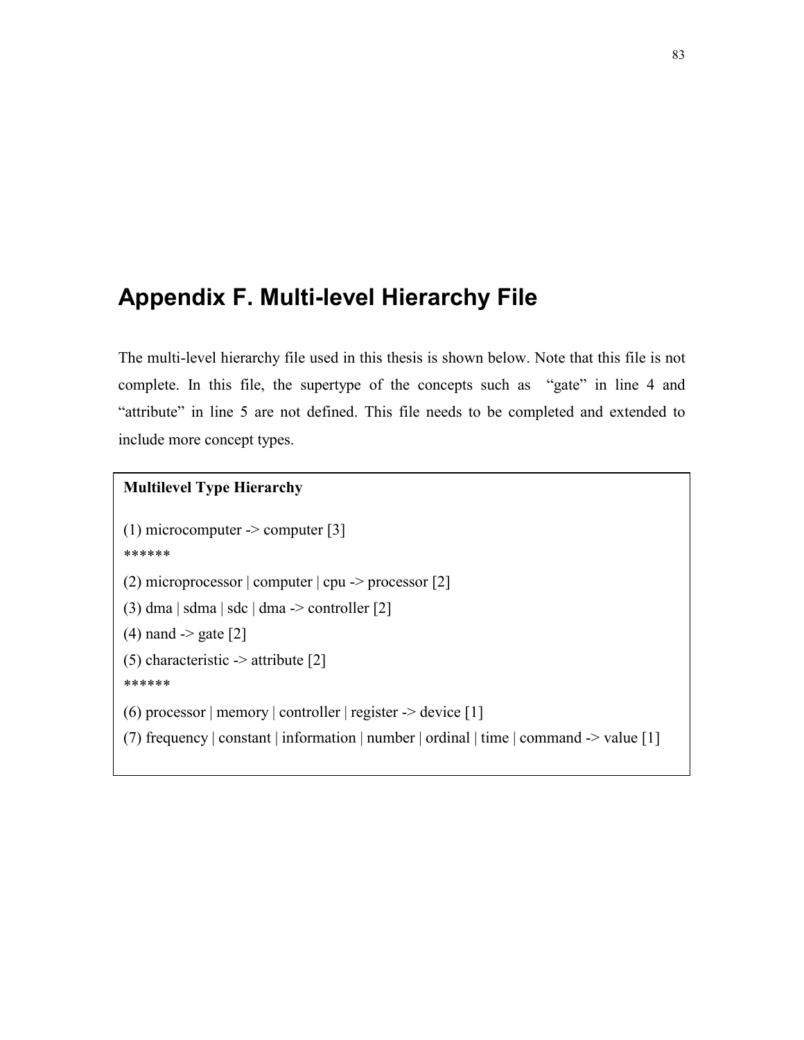# Appendix F. Multi-level Hierarchy File

The multi-level hierarchy file used in this thesis is shown below. Note that this file is not complete. In this file, the supertype of the concepts such as "gate" in line 4 and "attribute" in line 5 are not defined. This file needs to be completed and extended to include more concept types.

**Multilevel Type Hierarchy**

```
(1) microcomputer -> computer [3]
******
(2) microprocessor | computer | cpu -> processor [2]
(3) dma | sdma | sdc | dma -> controller [2]
(4) nand -> gate [2]
(5) characteristic -> attribute [2]
******
(6) processor | memory | controller | register -> device [1]
(7) frequency | constant | information | number | ordinal | time | command -> value [1]
```